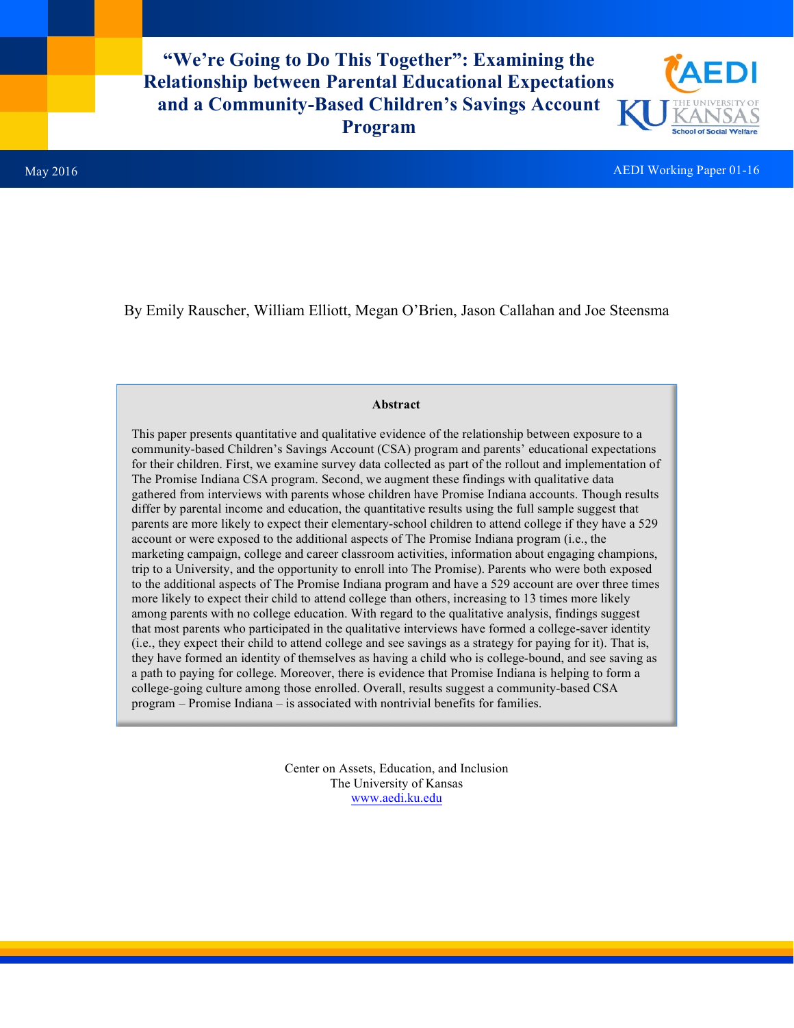# "We're Going to Do This Together": Examining the Relationship between Parental Educational Expectations and a Community-Based Children's Savings Account Program

May 2016

AEDI Working Paper 01-16

By Emily Rauscher, William Elliott, Megan O'Brien, Jason Callahan and Joe Steensma

**Abstract**

This paper presents quantitative and qualitative evidence of the relationship between exposure to a community-based Children's Savings Account (CSA) program and parents' educational expectations for their children. First, we examine survey data collected as part of the rollout and implementation of The Promise Indiana CSA program. Second, we augment these findings with qualitative data gathered from interviews with parents whose children have Promise Indiana accounts. Though results differ by parental income and education, the quantitative results using the full sample suggest that parents are more likely to expect their elementary-school children to attend college if they have a 529 account or were exposed to the additional aspects of The Promise Indiana program (i.e., the marketing campaign, college and career classroom activities, information about engaging champions, trip to a University, and the opportunity to enroll into The Promise). Parents who were both exposed to the additional aspects of The Promise Indiana program and have a 529 account are over three times more likely to expect their child to attend college than others, increasing to 13 times more likely among parents with no college education. With regard to the qualitative analysis, findings suggest that most parents who participated in the qualitative interviews have formed a college-saver identity (i.e., they expect their child to attend college and see savings as a strategy for paying for it). That is, they have formed an identity of themselves as having a child who is college-bound, and see saving as a path to paying for college. Moreover, there is evidence that Promise Indiana is helping to form a college-going culture among those enrolled. Overall, results suggest a community-based CSA program – Promise Indiana – is associated with nontrivial benefits for families.

Center on Assets, Education, and Inclusion
The University of Kansas
www.aedi.ku.edu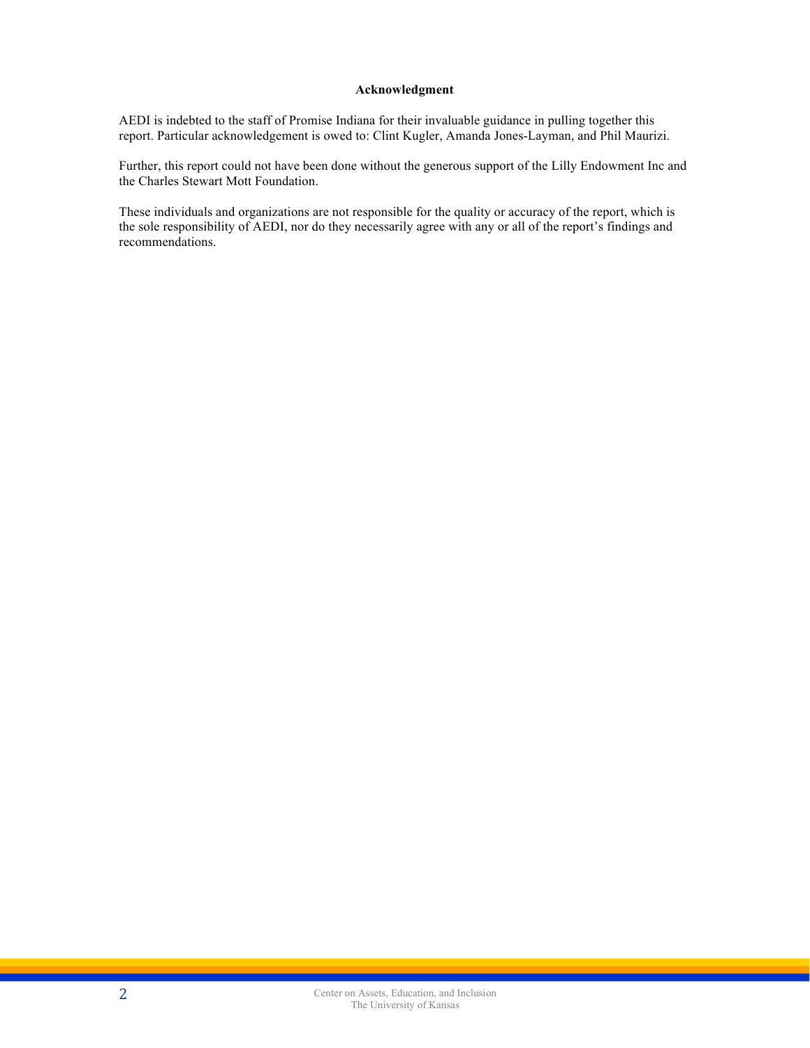## Acknowledgment

AEDI is indebted to the staff of Promise Indiana for their invaluable guidance in pulling together this report. Particular acknowledgement is owed to: Clint Kugler, Amanda Jones-Layman, and Phil Maurizi.

Further, this report could not have been done without the generous support of the Lilly Endowment Inc and the Charles Stewart Mott Foundation.

These individuals and organizations are not responsible for the quality or accuracy of the report, which is the sole responsibility of AEDI, nor do they necessarily agree with any or all of the report's findings and recommendations.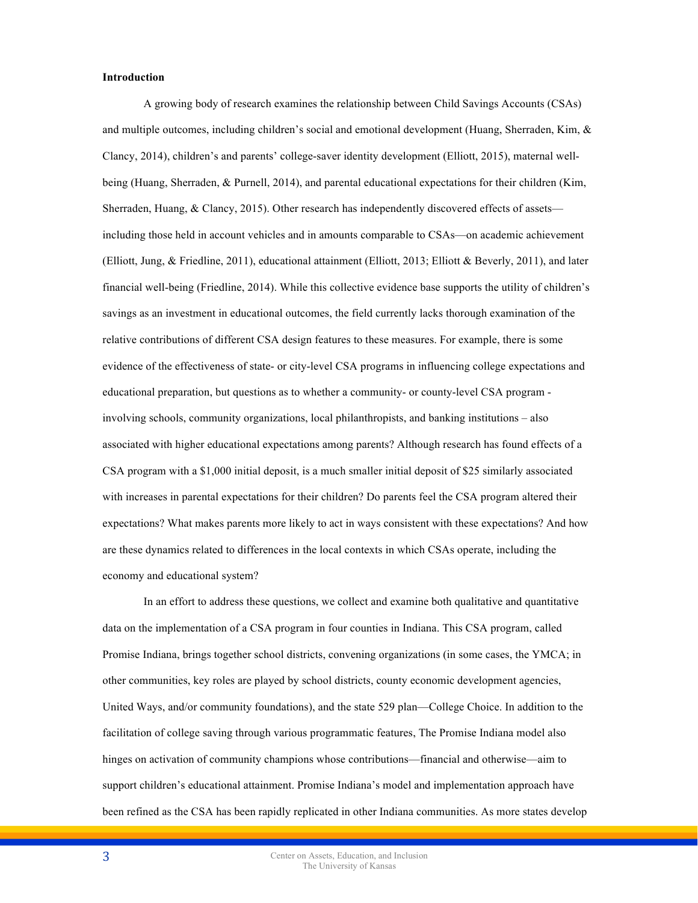**Introduction**

A growing body of research examines the relationship between Child Savings Accounts (CSAs) and multiple outcomes, including children's social and emotional development (Huang, Sherraden, Kim, & Clancy, 2014), children's and parents' college-saver identity development (Elliott, 2015), maternal well-being (Huang, Sherraden, & Purnell, 2014), and parental educational expectations for their children (Kim, Sherraden, Huang, & Clancy, 2015). Other research has independently discovered effects of assets—including those held in account vehicles and in amounts comparable to CSAs—on academic achievement (Elliott, Jung, & Friedline, 2011), educational attainment (Elliott, 2013; Elliott & Beverly, 2011), and later financial well-being (Friedline, 2014). While this collective evidence base supports the utility of children's savings as an investment in educational outcomes, the field currently lacks thorough examination of the relative contributions of different CSA design features to these measures. For example, there is some evidence of the effectiveness of state- or city-level CSA programs in influencing college expectations and educational preparation, but questions as to whether a community- or county-level CSA program - involving schools, community organizations, local philanthropists, and banking institutions – also associated with higher educational expectations among parents? Although research has found effects of a CSA program with a $1,000 initial deposit, is a much smaller initial deposit of $25 similarly associated with increases in parental expectations for their children? Do parents feel the CSA program altered their expectations? What makes parents more likely to act in ways consistent with these expectations? And how are these dynamics related to differences in the local contexts in which CSAs operate, including the economy and educational system?

In an effort to address these questions, we collect and examine both qualitative and quantitative data on the implementation of a CSA program in four counties in Indiana. This CSA program, called Promise Indiana, brings together school districts, convening organizations (in some cases, the YMCA; in other communities, key roles are played by school districts, county economic development agencies, United Ways, and/or community foundations), and the state 529 plan—College Choice. In addition to the facilitation of college saving through various programmatic features, The Promise Indiana model also hinges on activation of community champions whose contributions—financial and otherwise—aim to support children's educational attainment. Promise Indiana's model and implementation approach have been refined as the CSA has been rapidly replicated in other Indiana communities. As more states develop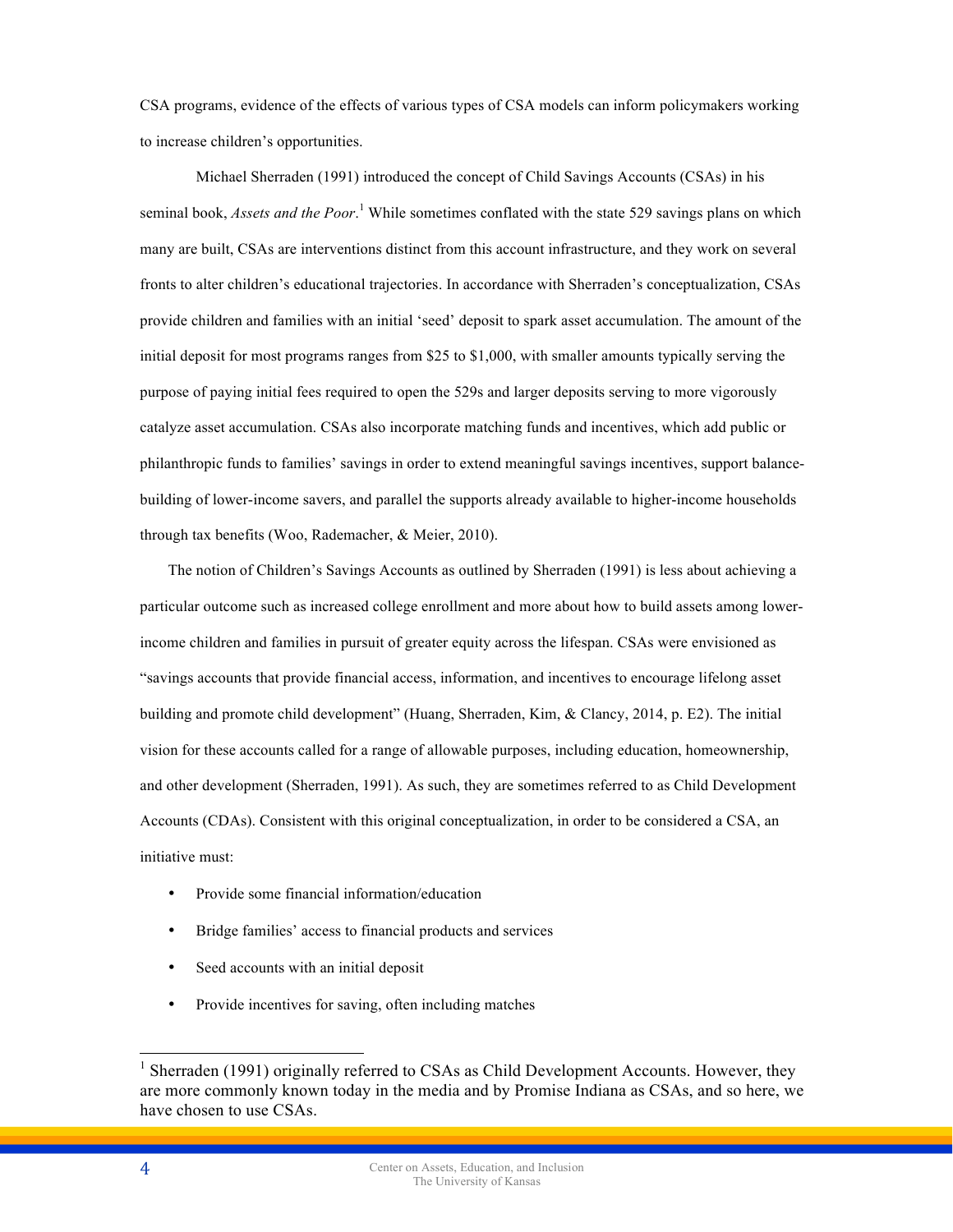CSA programs, evidence of the effects of various types of CSA models can inform policymakers working to increase children's opportunities.

Michael Sherraden (1991) introduced the concept of Child Savings Accounts (CSAs) in his seminal book, *Assets and the Poor*.[1] While sometimes conflated with the state 529 savings plans on which many are built, CSAs are interventions distinct from this account infrastructure, and they work on several fronts to alter children's educational trajectories. In accordance with Sherraden's conceptualization, CSAs provide children and families with an initial 'seed' deposit to spark asset accumulation. The amount of the initial deposit for most programs ranges from $25 to $1,000, with smaller amounts typically serving the purpose of paying initial fees required to open the 529s and larger deposits serving to more vigorously catalyze asset accumulation. CSAs also incorporate matching funds and incentives, which add public or philanthropic funds to families' savings in order to extend meaningful savings incentives, support balance-building of lower-income savers, and parallel the supports already available to higher-income households through tax benefits (Woo, Rademacher, & Meier, 2010).

The notion of Children's Savings Accounts as outlined by Sherraden (1991) is less about achieving a particular outcome such as increased college enrollment and more about how to build assets among lower-income children and families in pursuit of greater equity across the lifespan. CSAs were envisioned as "savings accounts that provide financial access, information, and incentives to encourage lifelong asset building and promote child development" (Huang, Sherraden, Kim, & Clancy, 2014, p. E2). The initial vision for these accounts called for a range of allowable purposes, including education, homeownership, and other development (Sherraden, 1991). As such, they are sometimes referred to as Child Development Accounts (CDAs). Consistent with this original conceptualization, in order to be considered a CSA, an initiative must:

- Provide some financial information/education
- Bridge families' access to financial products and services
- Seed accounts with an initial deposit
- Provide incentives for saving, often including matches

[1] Sherraden (1991) originally referred to CSAs as Child Development Accounts. However, they are more commonly known today in the media and by Promise Indiana as CSAs, and so here, we have chosen to use CSAs.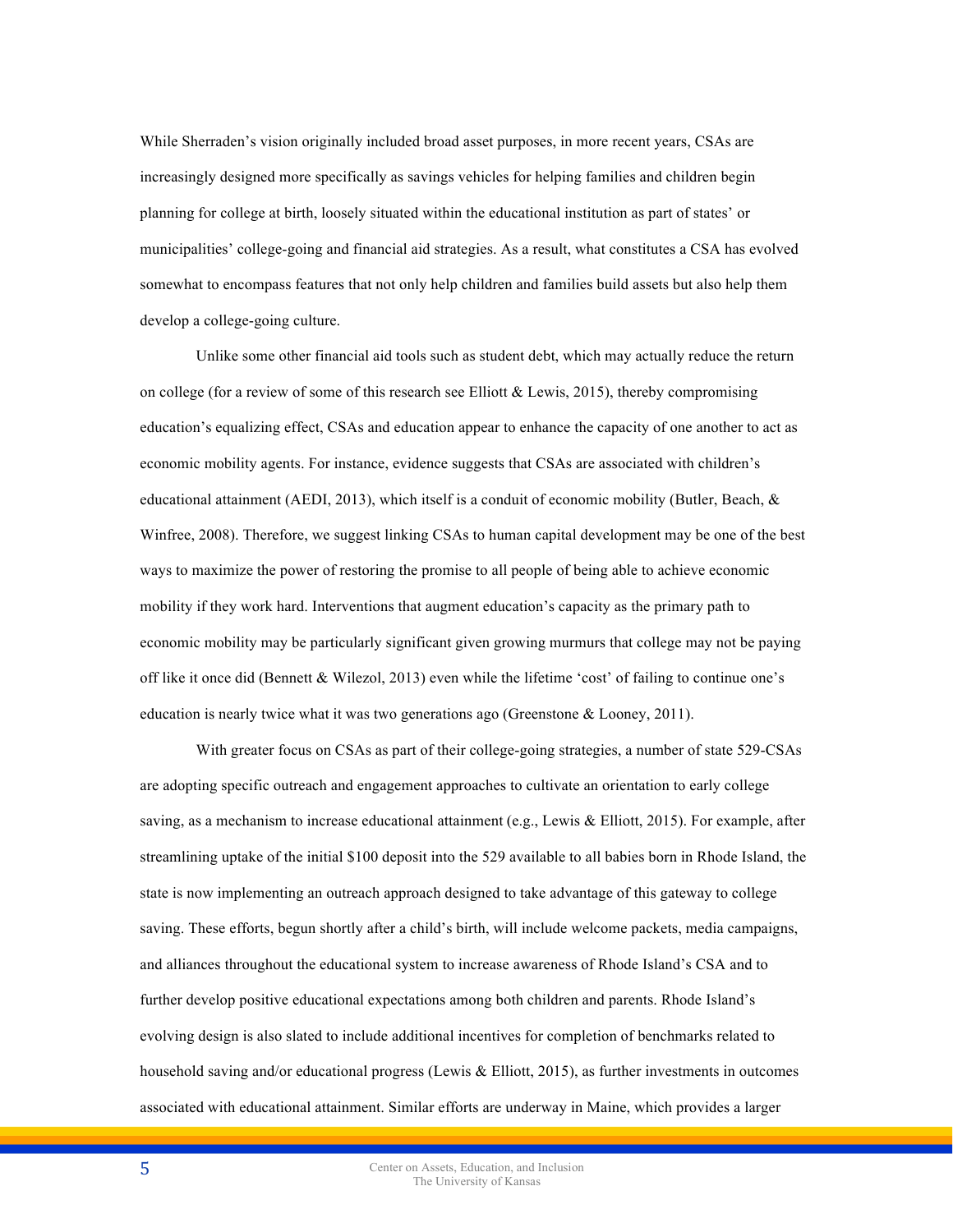While Sherraden's vision originally included broad asset purposes, in more recent years, CSAs are increasingly designed more specifically as savings vehicles for helping families and children begin planning for college at birth, loosely situated within the educational institution as part of states' or municipalities' college-going and financial aid strategies. As a result, what constitutes a CSA has evolved somewhat to encompass features that not only help children and families build assets but also help them develop a college-going culture.

Unlike some other financial aid tools such as student debt, which may actually reduce the return on college (for a review of some of this research see Elliott & Lewis, 2015), thereby compromising education's equalizing effect, CSAs and education appear to enhance the capacity of one another to act as economic mobility agents. For instance, evidence suggests that CSAs are associated with children's educational attainment (AEDI, 2013), which itself is a conduit of economic mobility (Butler, Beach, & Winfree, 2008). Therefore, we suggest linking CSAs to human capital development may be one of the best ways to maximize the power of restoring the promise to all people of being able to achieve economic mobility if they work hard. Interventions that augment education's capacity as the primary path to economic mobility may be particularly significant given growing murmurs that college may not be paying off like it once did (Bennett & Wilezol, 2013) even while the lifetime 'cost' of failing to continue one's education is nearly twice what it was two generations ago (Greenstone & Looney, 2011).

With greater focus on CSAs as part of their college-going strategies, a number of state 529-CSAs are adopting specific outreach and engagement approaches to cultivate an orientation to early college saving, as a mechanism to increase educational attainment (e.g., Lewis & Elliott, 2015). For example, after streamlining uptake of the initial $100 deposit into the 529 available to all babies born in Rhode Island, the state is now implementing an outreach approach designed to take advantage of this gateway to college saving. These efforts, begun shortly after a child's birth, will include welcome packets, media campaigns, and alliances throughout the educational system to increase awareness of Rhode Island's CSA and to further develop positive educational expectations among both children and parents. Rhode Island's evolving design is also slated to include additional incentives for completion of benchmarks related to household saving and/or educational progress (Lewis & Elliott, 2015), as further investments in outcomes associated with educational attainment. Similar efforts are underway in Maine, which provides a larger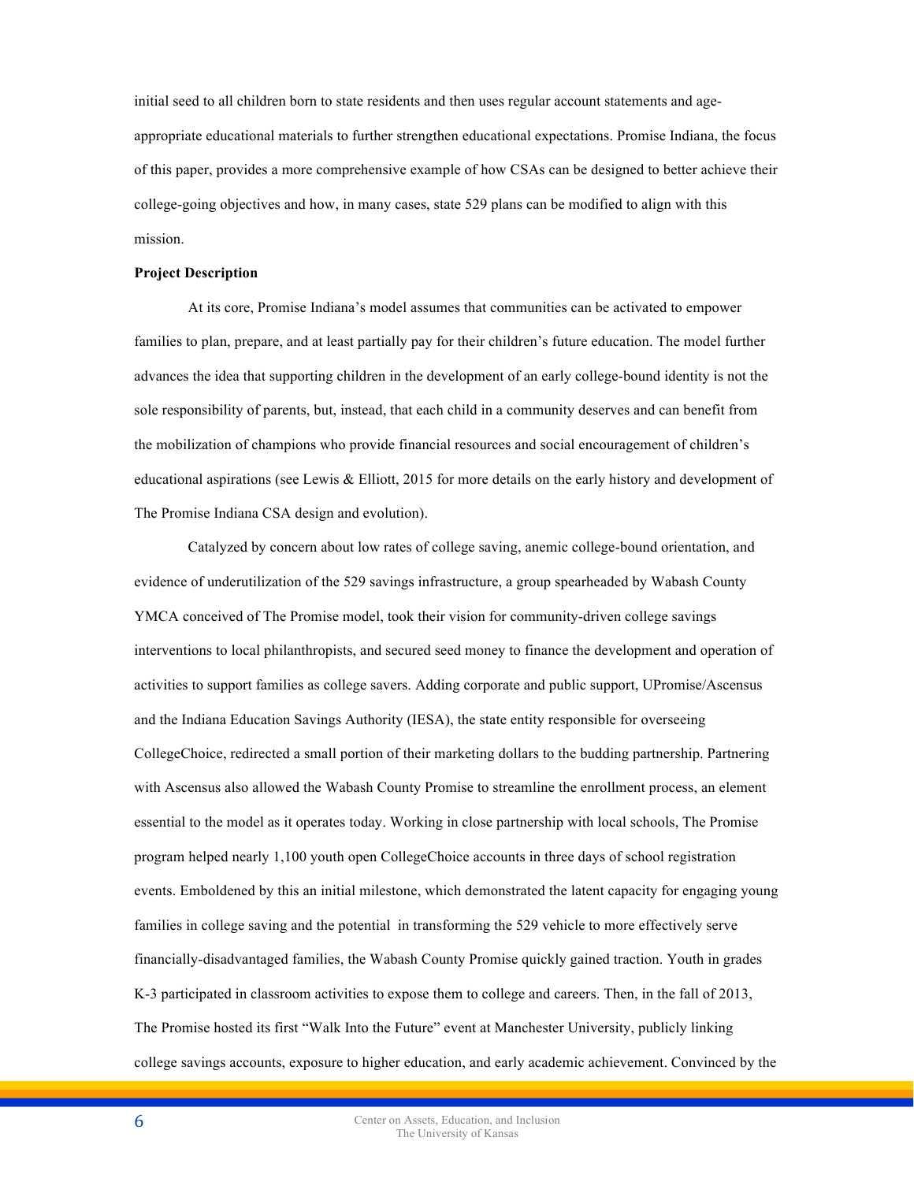initial seed to all children born to state residents and then uses regular account statements and age-appropriate educational materials to further strengthen educational expectations. Promise Indiana, the focus of this paper, provides a more comprehensive example of how CSAs can be designed to better achieve their college-going objectives and how, in many cases, state 529 plans can be modified to align with this mission.

**Project Description**

At its core, Promise Indiana's model assumes that communities can be activated to empower families to plan, prepare, and at least partially pay for their children's future education. The model further advances the idea that supporting children in the development of an early college-bound identity is not the sole responsibility of parents, but, instead, that each child in a community deserves and can benefit from the mobilization of champions who provide financial resources and social encouragement of children's educational aspirations (see Lewis & Elliott, 2015 for more details on the early history and development of The Promise Indiana CSA design and evolution).

Catalyzed by concern about low rates of college saving, anemic college-bound orientation, and evidence of underutilization of the 529 savings infrastructure, a group spearheaded by Wabash County YMCA conceived of The Promise model, took their vision for community-driven college savings interventions to local philanthropists, and secured seed money to finance the development and operation of activities to support families as college savers. Adding corporate and public support, UPromise/Ascensus and the Indiana Education Savings Authority (IESA), the state entity responsible for overseeing CollegeChoice, redirected a small portion of their marketing dollars to the budding partnership. Partnering with Ascensus also allowed the Wabash County Promise to streamline the enrollment process, an element essential to the model as it operates today. Working in close partnership with local schools, The Promise program helped nearly 1,100 youth open CollegeChoice accounts in three days of school registration events. Emboldened by this an initial milestone, which demonstrated the latent capacity for engaging young families in college saving and the potential in transforming the 529 vehicle to more effectively serve financially-disadvantaged families, the Wabash County Promise quickly gained traction. Youth in grades K-3 participated in classroom activities to expose them to college and careers. Then, in the fall of 2013, The Promise hosted its first "Walk Into the Future" event at Manchester University, publicly linking college savings accounts, exposure to higher education, and early academic achievement. Convinced by the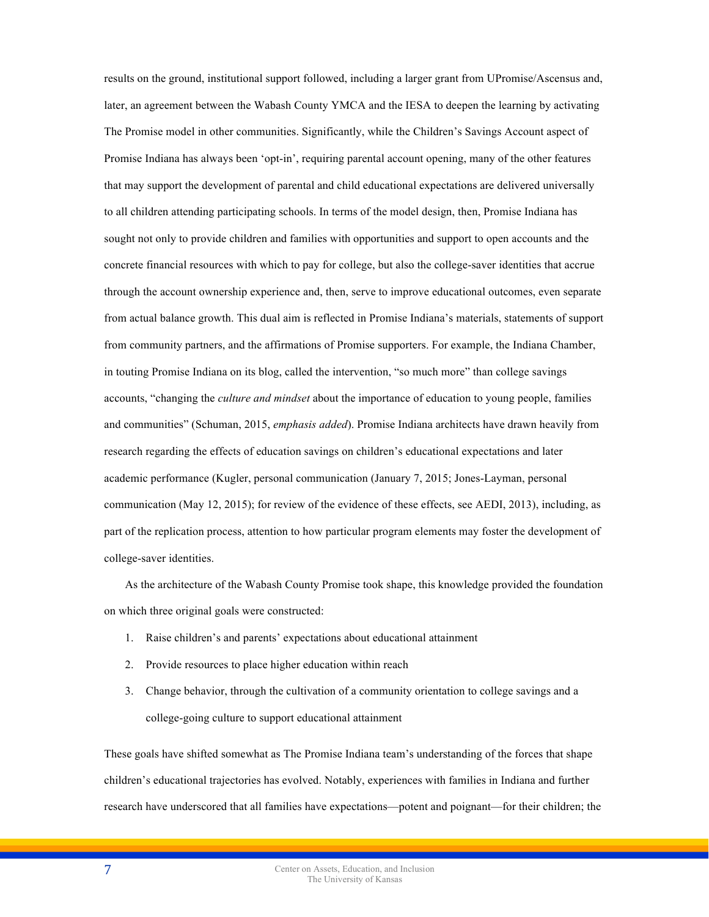results on the ground, institutional support followed, including a larger grant from UPromise/Ascensus and, later, an agreement between the Wabash County YMCA and the IESA to deepen the learning by activating The Promise model in other communities. Significantly, while the Children's Savings Account aspect of Promise Indiana has always been 'opt-in', requiring parental account opening, many of the other features that may support the development of parental and child educational expectations are delivered universally to all children attending participating schools. In terms of the model design, then, Promise Indiana has sought not only to provide children and families with opportunities and support to open accounts and the concrete financial resources with which to pay for college, but also the college-saver identities that accrue through the account ownership experience and, then, serve to improve educational outcomes, even separate from actual balance growth. This dual aim is reflected in Promise Indiana's materials, statements of support from community partners, and the affirmations of Promise supporters. For example, the Indiana Chamber, in touting Promise Indiana on its blog, called the intervention, "so much more" than college savings accounts, "changing the *culture and mindset* about the importance of education to young people, families and communities" (Schuman, 2015, *emphasis added*). Promise Indiana architects have drawn heavily from research regarding the effects of education savings on children's educational expectations and later academic performance (Kugler, personal communication (January 7, 2015; Jones-Layman, personal communication (May 12, 2015); for review of the evidence of these effects, see AEDI, 2013), including, as part of the replication process, attention to how particular program elements may foster the development of college-saver identities.

As the architecture of the Wabash County Promise took shape, this knowledge provided the foundation on which three original goals were constructed:

1. Raise children's and parents' expectations about educational attainment
2. Provide resources to place higher education within reach
3. Change behavior, through the cultivation of a community orientation to college savings and a college-going culture to support educational attainment

These goals have shifted somewhat as The Promise Indiana team's understanding of the forces that shape children's educational trajectories has evolved. Notably, experiences with families in Indiana and further research have underscored that all families have expectations—potent and poignant—for their children; the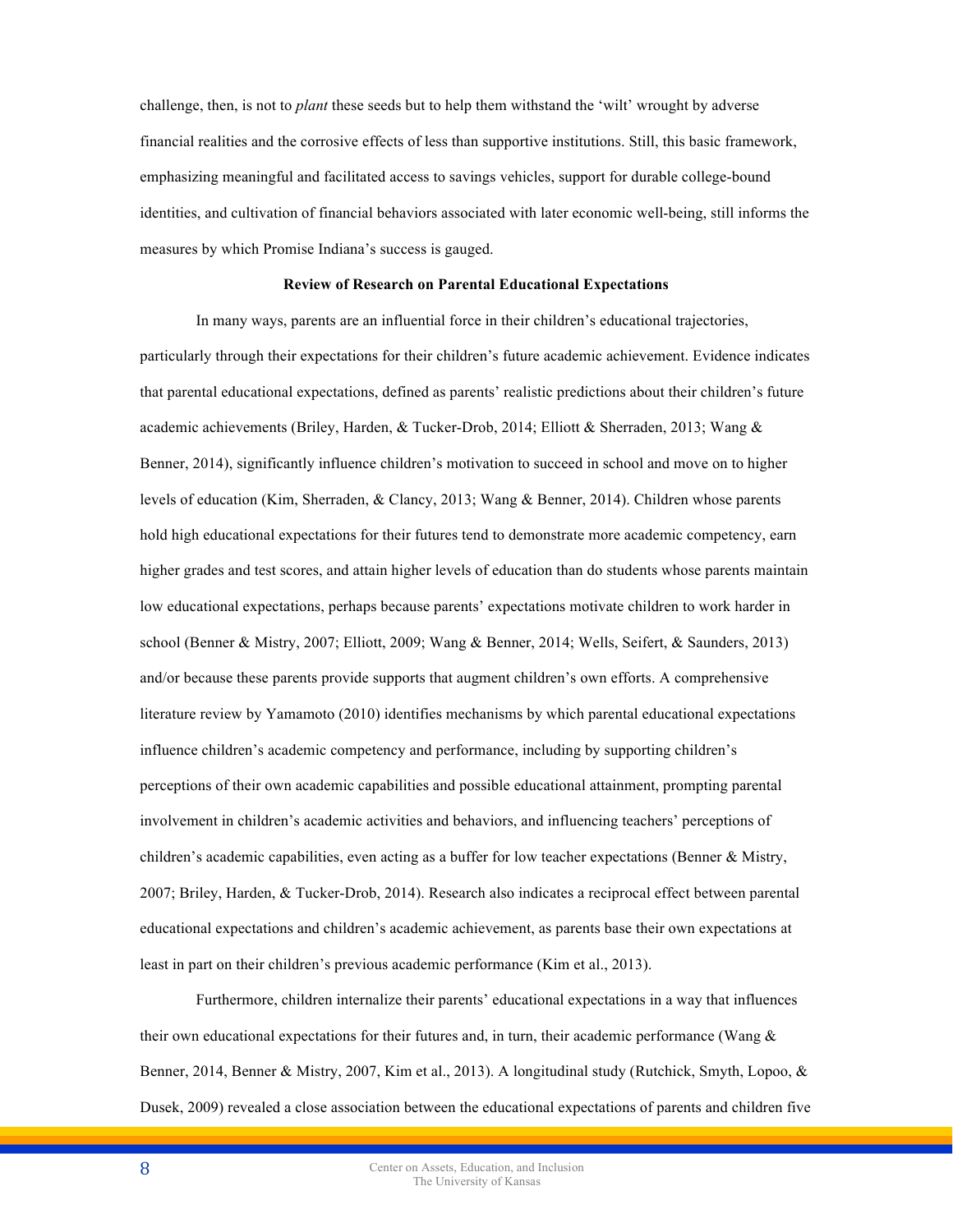challenge, then, is not to *plant* these seeds but to help them withstand the 'wilt' wrought by adverse financial realities and the corrosive effects of less than supportive institutions. Still, this basic framework, emphasizing meaningful and facilitated access to savings vehicles, support for durable college-bound identities, and cultivation of financial behaviors associated with later economic well-being, still informs the measures by which Promise Indiana's success is gauged.

## Review of Research on Parental Educational Expectations

In many ways, parents are an influential force in their children's educational trajectories, particularly through their expectations for their children's future academic achievement. Evidence indicates that parental educational expectations, defined as parents' realistic predictions about their children's future academic achievements (Briley, Harden, & Tucker-Drob, 2014; Elliott & Sherraden, 2013; Wang & Benner, 2014), significantly influence children's motivation to succeed in school and move on to higher levels of education (Kim, Sherraden, & Clancy, 2013; Wang & Benner, 2014). Children whose parents hold high educational expectations for their futures tend to demonstrate more academic competency, earn higher grades and test scores, and attain higher levels of education than do students whose parents maintain low educational expectations, perhaps because parents' expectations motivate children to work harder in school (Benner & Mistry, 2007; Elliott, 2009; Wang & Benner, 2014; Wells, Seifert, & Saunders, 2013) and/or because these parents provide supports that augment children's own efforts. A comprehensive literature review by Yamamoto (2010) identifies mechanisms by which parental educational expectations influence children's academic competency and performance, including by supporting children's perceptions of their own academic capabilities and possible educational attainment, prompting parental involvement in children's academic activities and behaviors, and influencing teachers' perceptions of children's academic capabilities, even acting as a buffer for low teacher expectations (Benner & Mistry, 2007; Briley, Harden, & Tucker-Drob, 2014). Research also indicates a reciprocal effect between parental educational expectations and children's academic achievement, as parents base their own expectations at least in part on their children's previous academic performance (Kim et al., 2013).

Furthermore, children internalize their parents' educational expectations in a way that influences their own educational expectations for their futures and, in turn, their academic performance (Wang & Benner, 2014, Benner & Mistry, 2007, Kim et al., 2013). A longitudinal study (Rutchick, Smyth, Lopoo, & Dusek, 2009) revealed a close association between the educational expectations of parents and children five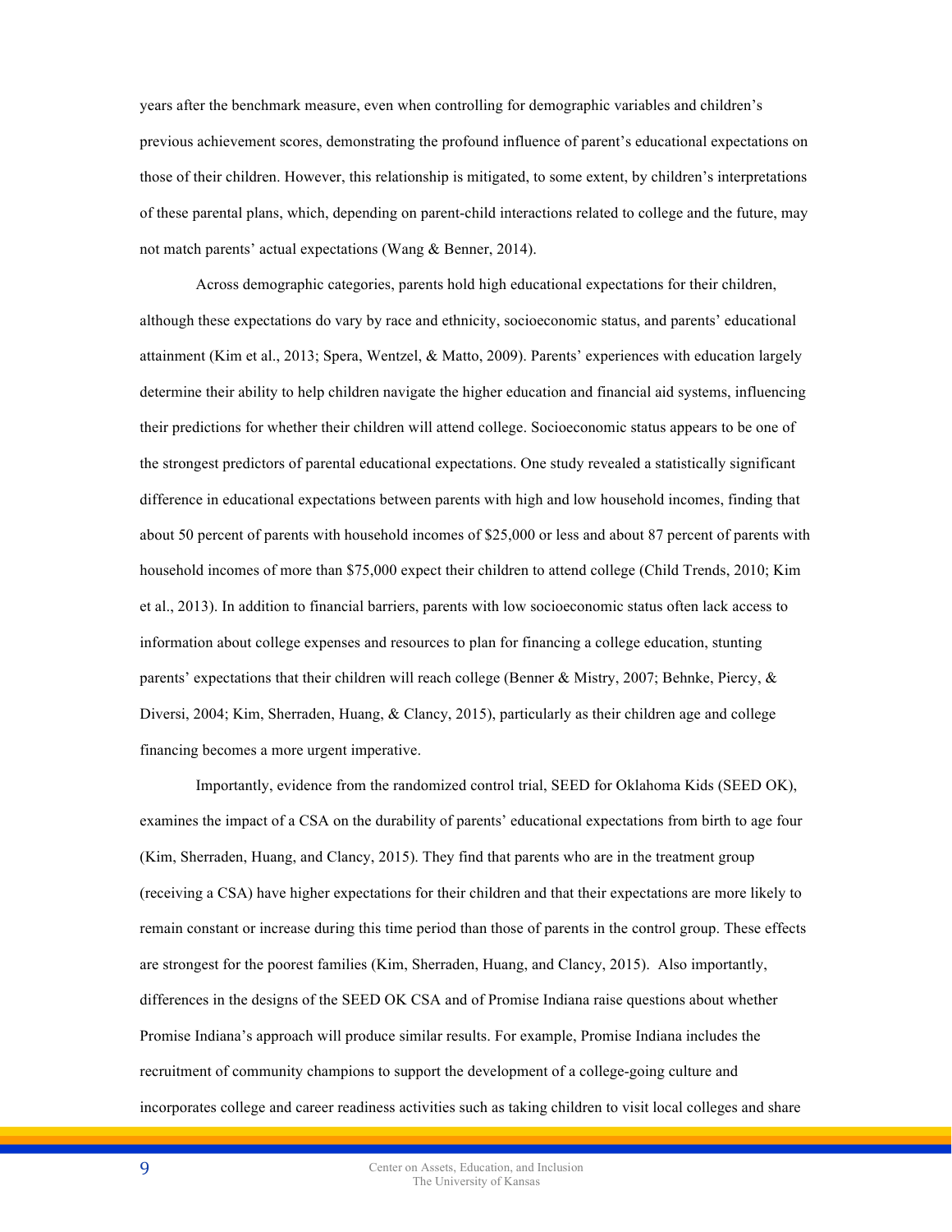years after the benchmark measure, even when controlling for demographic variables and children's previous achievement scores, demonstrating the profound influence of parent's educational expectations on those of their children. However, this relationship is mitigated, to some extent, by children's interpretations of these parental plans, which, depending on parent-child interactions related to college and the future, may not match parents' actual expectations (Wang & Benner, 2014).

Across demographic categories, parents hold high educational expectations for their children, although these expectations do vary by race and ethnicity, socioeconomic status, and parents' educational attainment (Kim et al., 2013; Spera, Wentzel, & Matto, 2009). Parents' experiences with education largely determine their ability to help children navigate the higher education and financial aid systems, influencing their predictions for whether their children will attend college. Socioeconomic status appears to be one of the strongest predictors of parental educational expectations. One study revealed a statistically significant difference in educational expectations between parents with high and low household incomes, finding that about 50 percent of parents with household incomes of $25,000 or less and about 87 percent of parents with household incomes of more than $75,000 expect their children to attend college (Child Trends, 2010; Kim et al., 2013). In addition to financial barriers, parents with low socioeconomic status often lack access to information about college expenses and resources to plan for financing a college education, stunting parents' expectations that their children will reach college (Benner & Mistry, 2007; Behnke, Piercy, & Diversi, 2004; Kim, Sherraden, Huang, & Clancy, 2015), particularly as their children age and college financing becomes a more urgent imperative.

Importantly, evidence from the randomized control trial, SEED for Oklahoma Kids (SEED OK), examines the impact of a CSA on the durability of parents' educational expectations from birth to age four (Kim, Sherraden, Huang, and Clancy, 2015). They find that parents who are in the treatment group (receiving a CSA) have higher expectations for their children and that their expectations are more likely to remain constant or increase during this time period than those of parents in the control group. These effects are strongest for the poorest families (Kim, Sherraden, Huang, and Clancy, 2015). Also importantly, differences in the designs of the SEED OK CSA and of Promise Indiana raise questions about whether Promise Indiana's approach will produce similar results. For example, Promise Indiana includes the recruitment of community champions to support the development of a college-going culture and incorporates college and career readiness activities such as taking children to visit local colleges and share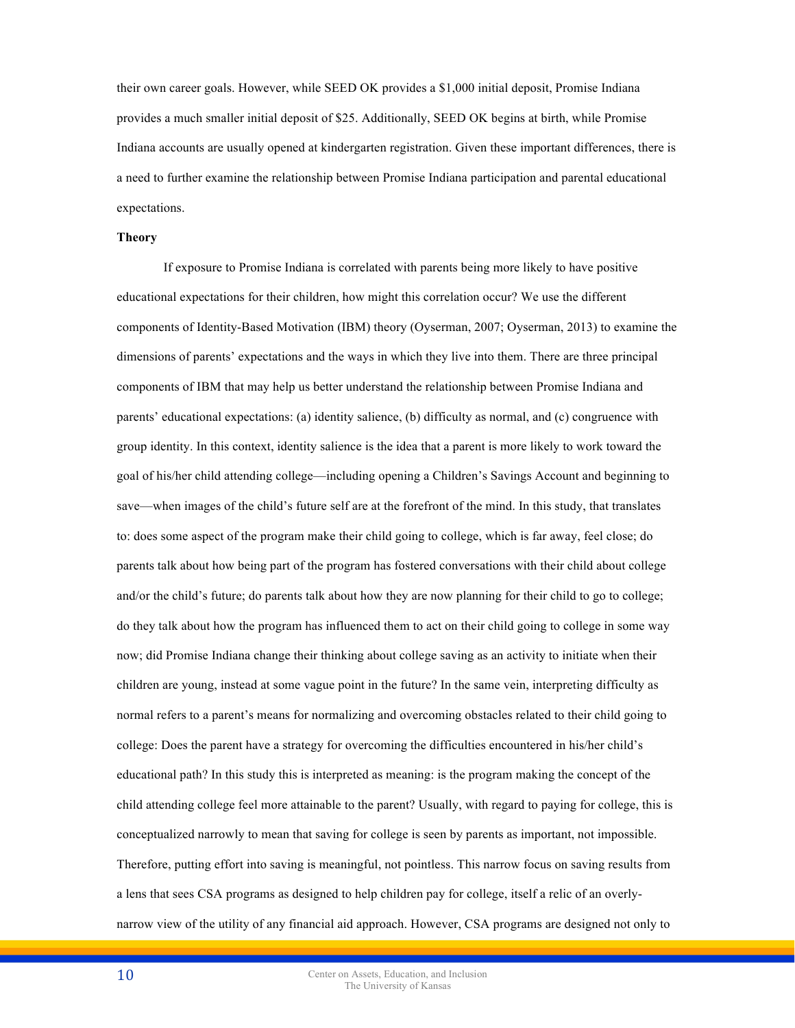their own career goals. However, while SEED OK provides a $1,000 initial deposit, Promise Indiana provides a much smaller initial deposit of $25. Additionally, SEED OK begins at birth, while Promise Indiana accounts are usually opened at kindergarten registration. Given these important differences, there is a need to further examine the relationship between Promise Indiana participation and parental educational expectations.

**Theory**

If exposure to Promise Indiana is correlated with parents being more likely to have positive educational expectations for their children, how might this correlation occur? We use the different components of Identity-Based Motivation (IBM) theory (Oyserman, 2007; Oyserman, 2013) to examine the dimensions of parents' expectations and the ways in which they live into them. There are three principal components of IBM that may help us better understand the relationship between Promise Indiana and parents' educational expectations: (a) identity salience, (b) difficulty as normal, and (c) congruence with group identity. In this context, identity salience is the idea that a parent is more likely to work toward the goal of his/her child attending college—including opening a Children's Savings Account and beginning to save—when images of the child's future self are at the forefront of the mind. In this study, that translates to: does some aspect of the program make their child going to college, which is far away, feel close; do parents talk about how being part of the program has fostered conversations with their child about college and/or the child's future; do parents talk about how they are now planning for their child to go to college; do they talk about how the program has influenced them to act on their child going to college in some way now; did Promise Indiana change their thinking about college saving as an activity to initiate when their children are young, instead at some vague point in the future? In the same vein, interpreting difficulty as normal refers to a parent's means for normalizing and overcoming obstacles related to their child going to college: Does the parent have a strategy for overcoming the difficulties encountered in his/her child's educational path? In this study this is interpreted as meaning: is the program making the concept of the child attending college feel more attainable to the parent? Usually, with regard to paying for college, this is conceptualized narrowly to mean that saving for college is seen by parents as important, not impossible. Therefore, putting effort into saving is meaningful, not pointless. This narrow focus on saving results from a lens that sees CSA programs as designed to help children pay for college, itself a relic of an overly-narrow view of the utility of any financial aid approach. However, CSA programs are designed not only to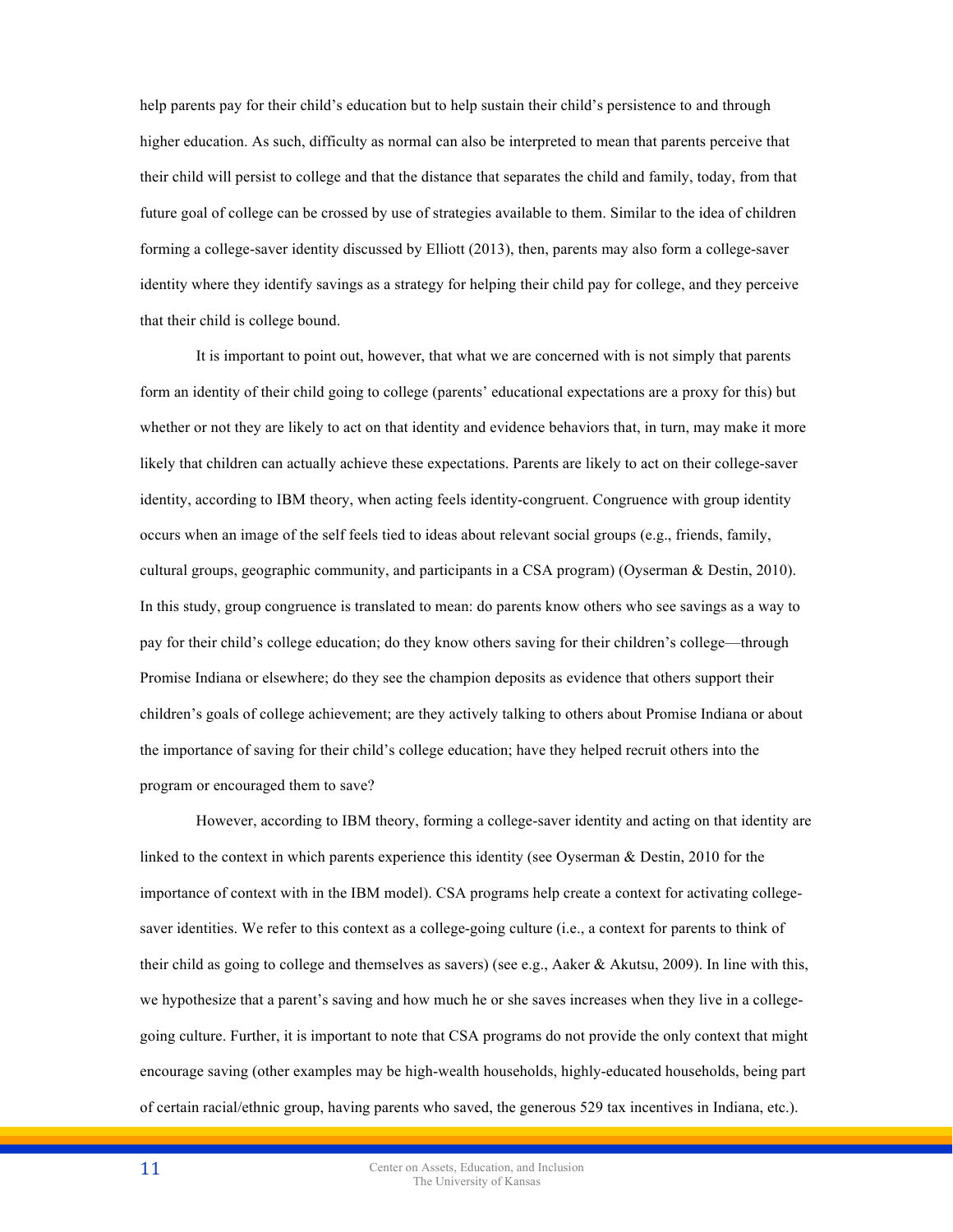help parents pay for their child's education but to help sustain their child's persistence to and through higher education. As such, difficulty as normal can also be interpreted to mean that parents perceive that their child will persist to college and that the distance that separates the child and family, today, from that future goal of college can be crossed by use of strategies available to them. Similar to the idea of children forming a college-saver identity discussed by Elliott (2013), then, parents may also form a college-saver identity where they identify savings as a strategy for helping their child pay for college, and they perceive that their child is college bound.

It is important to point out, however, that what we are concerned with is not simply that parents form an identity of their child going to college (parents' educational expectations are a proxy for this) but whether or not they are likely to act on that identity and evidence behaviors that, in turn, may make it more likely that children can actually achieve these expectations. Parents are likely to act on their college-saver identity, according to IBM theory, when acting feels identity-congruent. Congruence with group identity occurs when an image of the self feels tied to ideas about relevant social groups (e.g., friends, family, cultural groups, geographic community, and participants in a CSA program) (Oyserman & Destin, 2010). In this study, group congruence is translated to mean: do parents know others who see savings as a way to pay for their child's college education; do they know others saving for their children's college—through Promise Indiana or elsewhere; do they see the champion deposits as evidence that others support their children's goals of college achievement; are they actively talking to others about Promise Indiana or about the importance of saving for their child's college education; have they helped recruit others into the program or encouraged them to save?

However, according to IBM theory, forming a college-saver identity and acting on that identity are linked to the context in which parents experience this identity (see Oyserman & Destin, 2010 for the importance of context with in the IBM model). CSA programs help create a context for activating college-saver identities. We refer to this context as a college-going culture (i.e., a context for parents to think of their child as going to college and themselves as savers) (see e.g., Aaker & Akutsu, 2009). In line with this, we hypothesize that a parent's saving and how much he or she saves increases when they live in a college-going culture. Further, it is important to note that CSA programs do not provide the only context that might encourage saving (other examples may be high-wealth households, highly-educated households, being part of certain racial/ethnic group, having parents who saved, the generous 529 tax incentives in Indiana, etc.).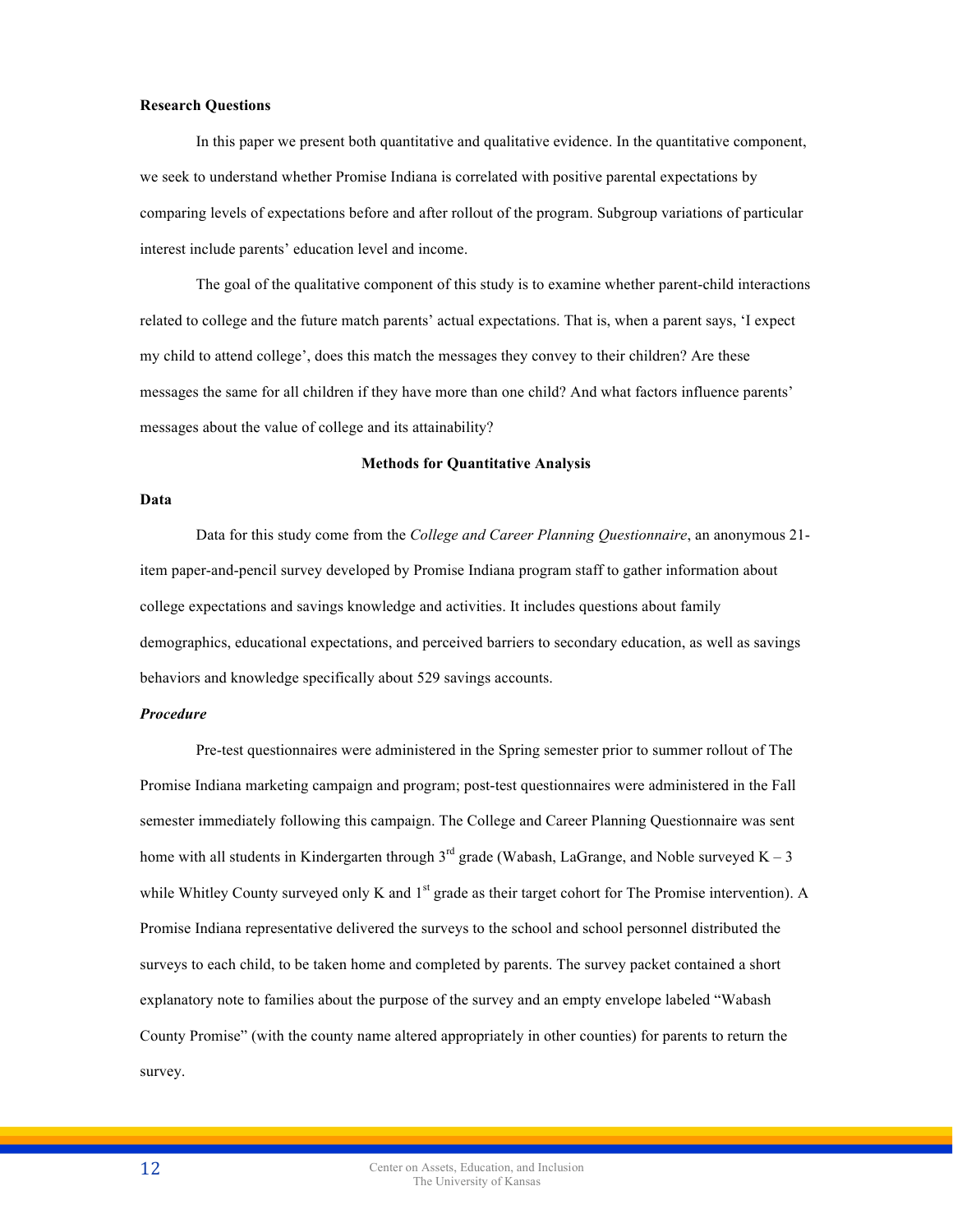**Research Questions**

In this paper we present both quantitative and qualitative evidence. In the quantitative component, we seek to understand whether Promise Indiana is correlated with positive parental expectations by comparing levels of expectations before and after rollout of the program. Subgroup variations of particular interest include parents' education level and income.

The goal of the qualitative component of this study is to examine whether parent-child interactions related to college and the future match parents' actual expectations. That is, when a parent says, 'I expect my child to attend college', does this match the messages they convey to their children? Are these messages the same for all children if they have more than one child? And what factors influence parents' messages about the value of college and its attainability?

## Methods for Quantitative Analysis

**Data**

Data for this study come from the *College and Career Planning Questionnaire*, an anonymous 21-item paper-and-pencil survey developed by Promise Indiana program staff to gather information about college expectations and savings knowledge and activities. It includes questions about family demographics, educational expectations, and perceived barriers to secondary education, as well as savings behaviors and knowledge specifically about 529 savings accounts.

***Procedure***

Pre-test questionnaires were administered in the Spring semester prior to summer rollout of The Promise Indiana marketing campaign and program; post-test questionnaires were administered in the Fall semester immediately following this campaign. The College and Career Planning Questionnaire was sent home with all students in Kindergarten through 3rd grade (Wabash, LaGrange, and Noble surveyed K – 3 while Whitley County surveyed only K and 1st grade as their target cohort for The Promise intervention). A Promise Indiana representative delivered the surveys to the school and school personnel distributed the surveys to each child, to be taken home and completed by parents. The survey packet contained a short explanatory note to families about the purpose of the survey and an empty envelope labeled "Wabash County Promise" (with the county name altered appropriately in other counties) for parents to return the survey.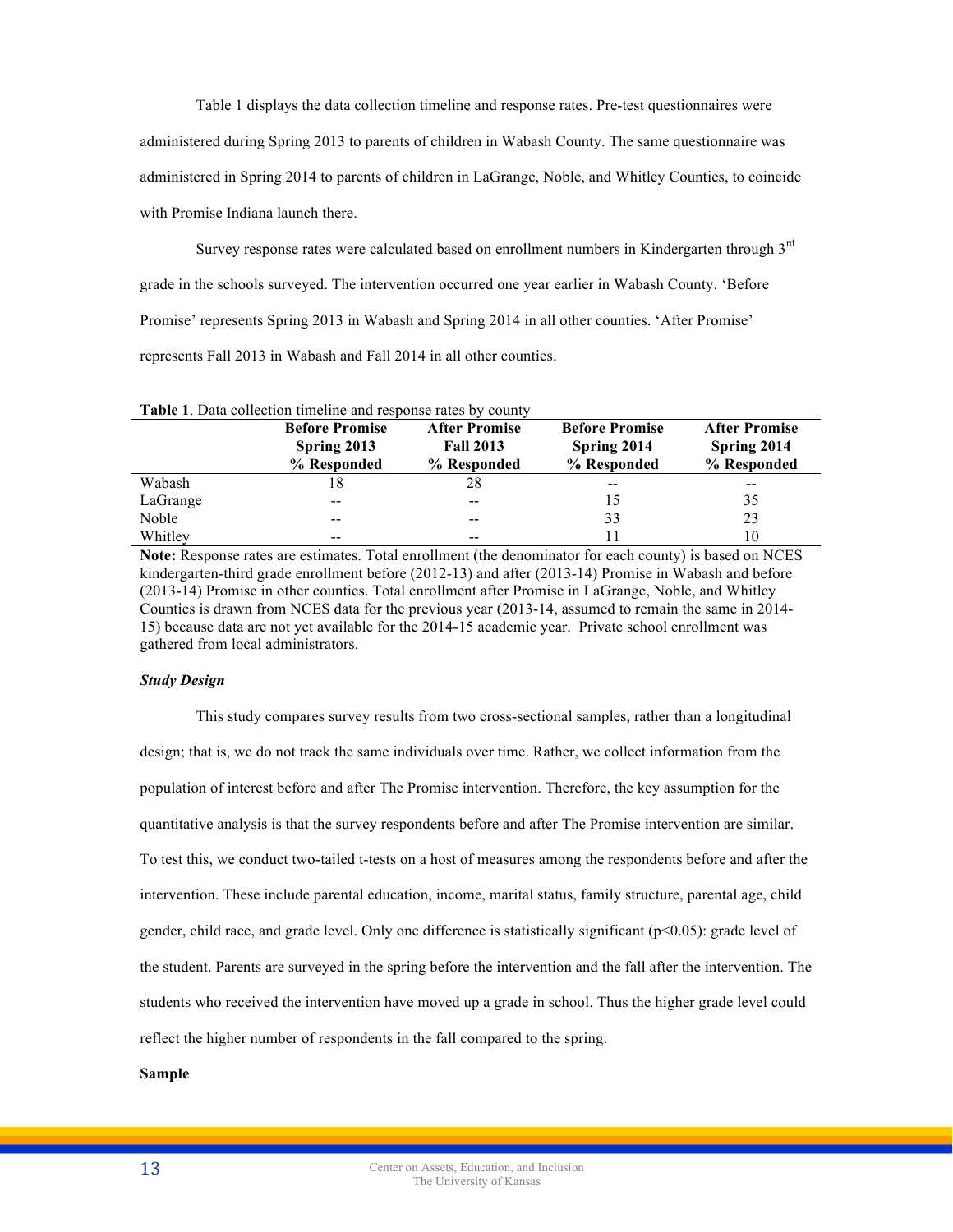Table 1 displays the data collection timeline and response rates. Pre-test questionnaires were administered during Spring 2013 to parents of children in Wabash County. The same questionnaire was administered in Spring 2014 to parents of children in LaGrange, Noble, and Whitley Counties, to coincide with Promise Indiana launch there.

Survey response rates were calculated based on enrollment numbers in Kindergarten through 3rd grade in the schools surveyed. The intervention occurred one year earlier in Wabash County. 'Before Promise' represents Spring 2013 in Wabash and Spring 2014 in all other counties. 'After Promise' represents Fall 2013 in Wabash and Fall 2014 in all other counties.

**Table 1**. Data collection timeline and response rates by county

| | **Before Promise Spring 2013 % Responded** | **After Promise Fall 2013 % Responded** | **Before Promise Spring 2014 % Responded** | **After Promise Spring 2014 % Responded** |
|---|---|---|---|---|
| Wabash | 18 | 28 | -- | -- |
| LaGrange | -- | -- | 15 | 35 |
| Noble | -- | -- | 33 | 23 |
| Whitley | -- | -- | 11 | 10 |

**Note:** Response rates are estimates. Total enrollment (the denominator for each county) is based on NCES kindergarten-third grade enrollment before (2012-13) and after (2013-14) Promise in Wabash and before (2013-14) Promise in other counties. Total enrollment after Promise in LaGrange, Noble, and Whitley Counties is drawn from NCES data for the previous year (2013-14, assumed to remain the same in 2014-15) because data are not yet available for the 2014-15 academic year. Private school enrollment was gathered from local administrators.

***Study Design***

This study compares survey results from two cross-sectional samples, rather than a longitudinal design; that is, we do not track the same individuals over time. Rather, we collect information from the population of interest before and after The Promise intervention. Therefore, the key assumption for the quantitative analysis is that the survey respondents before and after The Promise intervention are similar. To test this, we conduct two-tailed t-tests on a host of measures among the respondents before and after the intervention. These include parental education, income, marital status, family structure, parental age, child gender, child race, and grade level. Only one difference is statistically significant ($p<0.05$): grade level of the student. Parents are surveyed in the spring before the intervention and the fall after the intervention. The students who received the intervention have moved up a grade in school. Thus the higher grade level could reflect the higher number of respondents in the fall compared to the spring.

**Sample**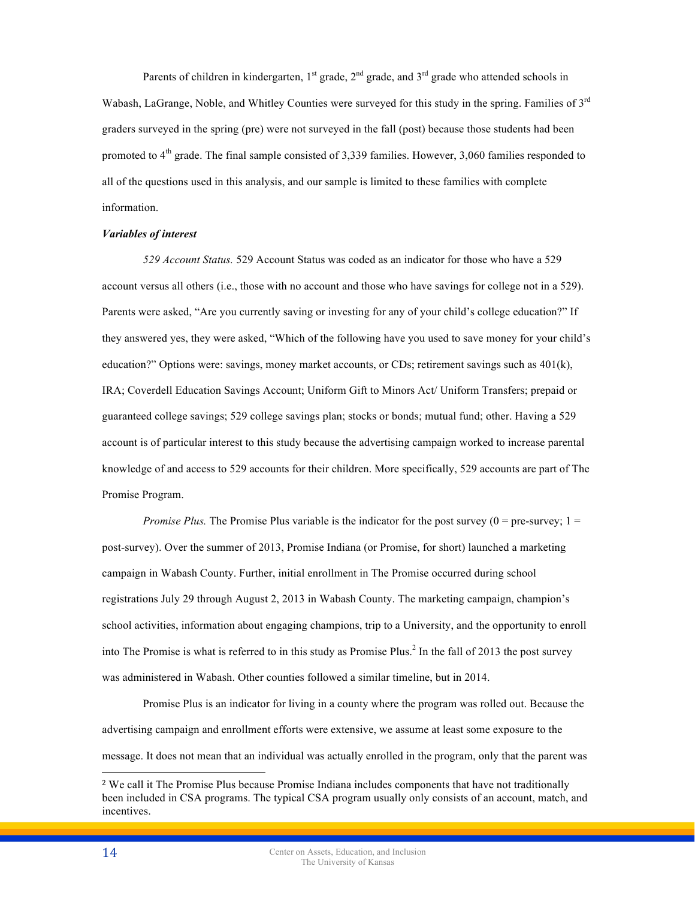Parents of children in kindergarten, 1st grade, 2nd grade, and 3rd grade who attended schools in Wabash, LaGrange, Noble, and Whitley Counties were surveyed for this study in the spring. Families of 3rd graders surveyed in the spring (pre) were not surveyed in the fall (post) because those students had been promoted to 4th grade. The final sample consisted of 3,339 families. However, 3,060 families responded to all of the questions used in this analysis, and our sample is limited to these families with complete information.

***Variables of interest***

*529 Account Status.* 529 Account Status was coded as an indicator for those who have a 529 account versus all others (i.e., those with no account and those who have savings for college not in a 529). Parents were asked, "Are you currently saving or investing for any of your child's college education?" If they answered yes, they were asked, "Which of the following have you used to save money for your child's education?" Options were: savings, money market accounts, or CDs; retirement savings such as 401(k), IRA; Coverdell Education Savings Account; Uniform Gift to Minors Act/ Uniform Transfers; prepaid or guaranteed college savings; 529 college savings plan; stocks or bonds; mutual fund; other. Having a 529 account is of particular interest to this study because the advertising campaign worked to increase parental knowledge of and access to 529 accounts for their children. More specifically, 529 accounts are part of The Promise Program.

*Promise Plus.* The Promise Plus variable is the indicator for the post survey (0 = pre-survey; 1 = post-survey). Over the summer of 2013, Promise Indiana (or Promise, for short) launched a marketing campaign in Wabash County. Further, initial enrollment in The Promise occurred during school registrations July 29 through August 2, 2013 in Wabash County. The marketing campaign, champion's school activities, information about engaging champions, trip to a University, and the opportunity to enroll into The Promise is what is referred to in this study as Promise Plus.[2] In the fall of 2013 the post survey was administered in Wabash. Other counties followed a similar timeline, but in 2014.

Promise Plus is an indicator for living in a county where the program was rolled out. Because the advertising campaign and enrollment efforts were extensive, we assume at least some exposure to the message. It does not mean that an individual was actually enrolled in the program, only that the parent was

[2] We call it The Promise Plus because Promise Indiana includes components that have not traditionally been included in CSA programs. The typical CSA program usually only consists of an account, match, and incentives.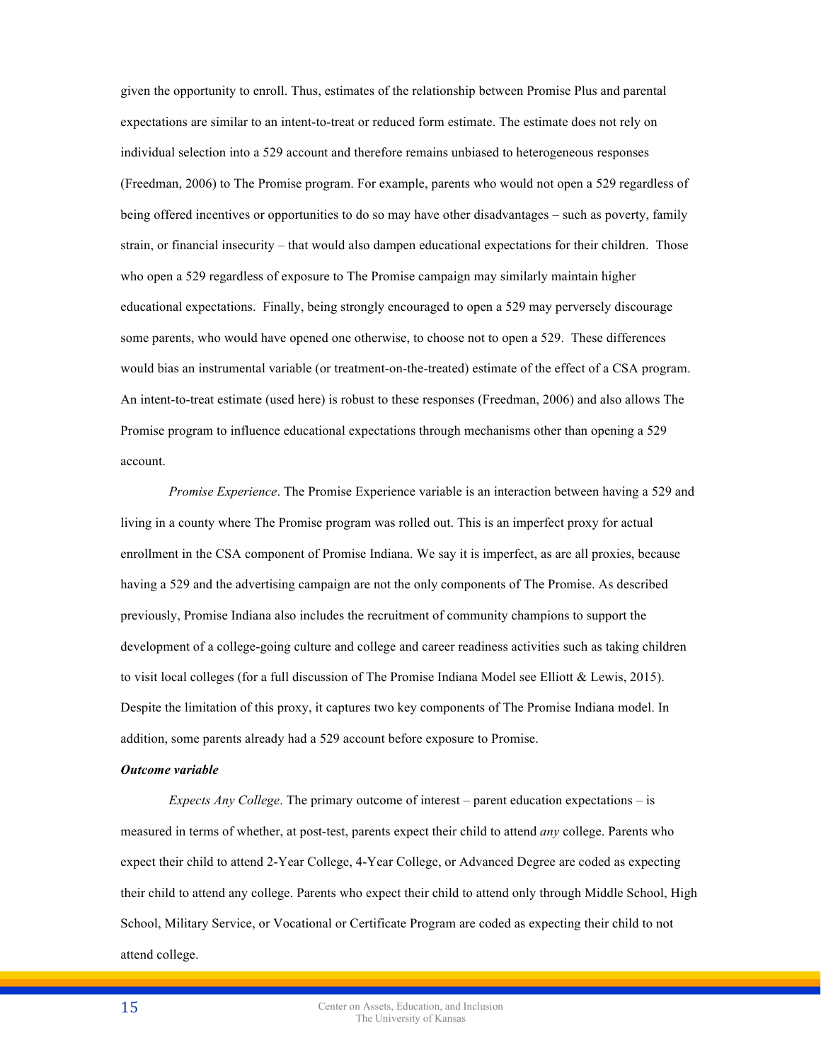given the opportunity to enroll. Thus, estimates of the relationship between Promise Plus and parental expectations are similar to an intent-to-treat or reduced form estimate. The estimate does not rely on individual selection into a 529 account and therefore remains unbiased to heterogeneous responses (Freedman, 2006) to The Promise program. For example, parents who would not open a 529 regardless of being offered incentives or opportunities to do so may have other disadvantages – such as poverty, family strain, or financial insecurity – that would also dampen educational expectations for their children. Those who open a 529 regardless of exposure to The Promise campaign may similarly maintain higher educational expectations. Finally, being strongly encouraged to open a 529 may perversely discourage some parents, who would have opened one otherwise, to choose not to open a 529. These differences would bias an instrumental variable (or treatment-on-the-treated) estimate of the effect of a CSA program. An intent-to-treat estimate (used here) is robust to these responses (Freedman, 2006) and also allows The Promise program to influence educational expectations through mechanisms other than opening a 529 account.

*Promise Experience*. The Promise Experience variable is an interaction between having a 529 and living in a county where The Promise program was rolled out. This is an imperfect proxy for actual enrollment in the CSA component of Promise Indiana. We say it is imperfect, as are all proxies, because having a 529 and the advertising campaign are not the only components of The Promise. As described previously, Promise Indiana also includes the recruitment of community champions to support the development of a college-going culture and college and career readiness activities such as taking children to visit local colleges (for a full discussion of The Promise Indiana Model see Elliott & Lewis, 2015). Despite the limitation of this proxy, it captures two key components of The Promise Indiana model. In addition, some parents already had a 529 account before exposure to Promise.

***Outcome variable***

*Expects Any College*. The primary outcome of interest – parent education expectations – is measured in terms of whether, at post-test, parents expect their child to attend *any* college. Parents who expect their child to attend 2-Year College, 4-Year College, or Advanced Degree are coded as expecting their child to attend any college. Parents who expect their child to attend only through Middle School, High School, Military Service, or Vocational or Certificate Program are coded as expecting their child to not attend college.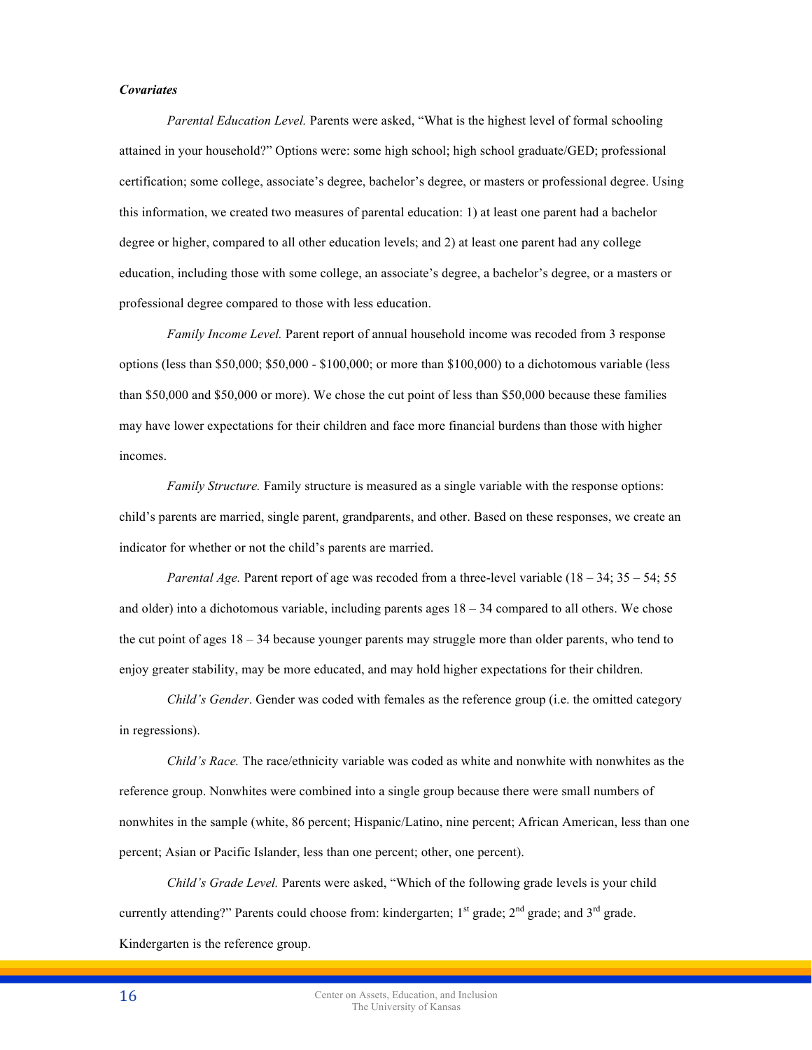### *Covariates*

*Parental Education Level.* Parents were asked, "What is the highest level of formal schooling attained in your household?" Options were: some high school; high school graduate/GED; professional certification; some college, associate's degree, bachelor's degree, or masters or professional degree. Using this information, we created two measures of parental education: 1) at least one parent had a bachelor degree or higher, compared to all other education levels; and 2) at least one parent had any college education, including those with some college, an associate's degree, a bachelor's degree, or a masters or professional degree compared to those with less education.

*Family Income Level.* Parent report of annual household income was recoded from 3 response options (less than $50,000; $50,000 - $100,000; or more than $100,000) to a dichotomous variable (less than $50,000 and $50,000 or more). We chose the cut point of less than $50,000 because these families may have lower expectations for their children and face more financial burdens than those with higher incomes.

*Family Structure.* Family structure is measured as a single variable with the response options: child's parents are married, single parent, grandparents, and other. Based on these responses, we create an indicator for whether or not the child's parents are married.

*Parental Age.* Parent report of age was recoded from a three-level variable (18 – 34; 35 – 54; 55 and older) into a dichotomous variable, including parents ages 18 – 34 compared to all others. We chose the cut point of ages 18 – 34 because younger parents may struggle more than older parents, who tend to enjoy greater stability, may be more educated, and may hold higher expectations for their children.

*Child's Gender*. Gender was coded with females as the reference group (i.e. the omitted category in regressions).

*Child's Race.* The race/ethnicity variable was coded as white and nonwhite with nonwhites as the reference group. Nonwhites were combined into a single group because there were small numbers of nonwhites in the sample (white, 86 percent; Hispanic/Latino, nine percent; African American, less than one percent; Asian or Pacific Islander, less than one percent; other, one percent).

*Child's Grade Level.* Parents were asked, "Which of the following grade levels is your child currently attending?" Parents could choose from: kindergarten; 1st grade; 2nd grade; and 3rd grade. Kindergarten is the reference group.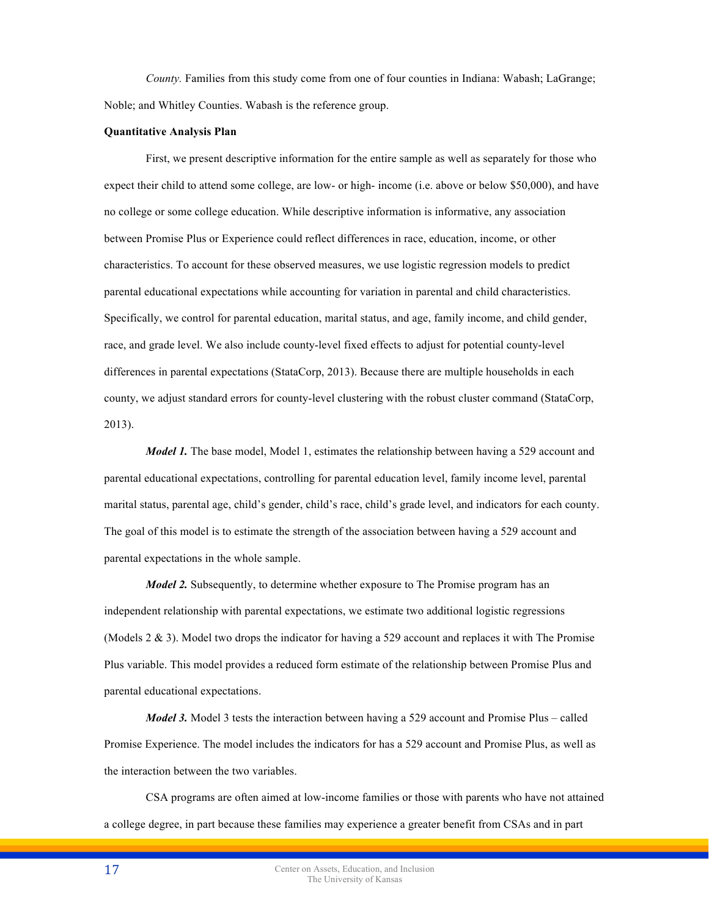*County.* Families from this study come from one of four counties in Indiana: Wabash; LaGrange; Noble; and Whitley Counties. Wabash is the reference group.

**Quantitative Analysis Plan**

First, we present descriptive information for the entire sample as well as separately for those who expect their child to attend some college, are low- or high- income (i.e. above or below $50,000), and have no college or some college education. While descriptive information is informative, any association between Promise Plus or Experience could reflect differences in race, education, income, or other characteristics. To account for these observed measures, we use logistic regression models to predict parental educational expectations while accounting for variation in parental and child characteristics. Specifically, we control for parental education, marital status, and age, family income, and child gender, race, and grade level. We also include county-level fixed effects to adjust for potential county-level differences in parental expectations (StataCorp, 2013). Because there are multiple households in each county, we adjust standard errors for county-level clustering with the robust cluster command (StataCorp, 2013).

***Model 1.*** The base model, Model 1, estimates the relationship between having a 529 account and parental educational expectations, controlling for parental education level, family income level, parental marital status, parental age, child's gender, child's race, child's grade level, and indicators for each county. The goal of this model is to estimate the strength of the association between having a 529 account and parental expectations in the whole sample.

***Model 2.*** Subsequently, to determine whether exposure to The Promise program has an independent relationship with parental expectations, we estimate two additional logistic regressions (Models 2 & 3). Model two drops the indicator for having a 529 account and replaces it with The Promise Plus variable. This model provides a reduced form estimate of the relationship between Promise Plus and parental educational expectations.

***Model 3.*** Model 3 tests the interaction between having a 529 account and Promise Plus – called Promise Experience. The model includes the indicators for has a 529 account and Promise Plus, as well as the interaction between the two variables.

CSA programs are often aimed at low-income families or those with parents who have not attained a college degree, in part because these families may experience a greater benefit from CSAs and in part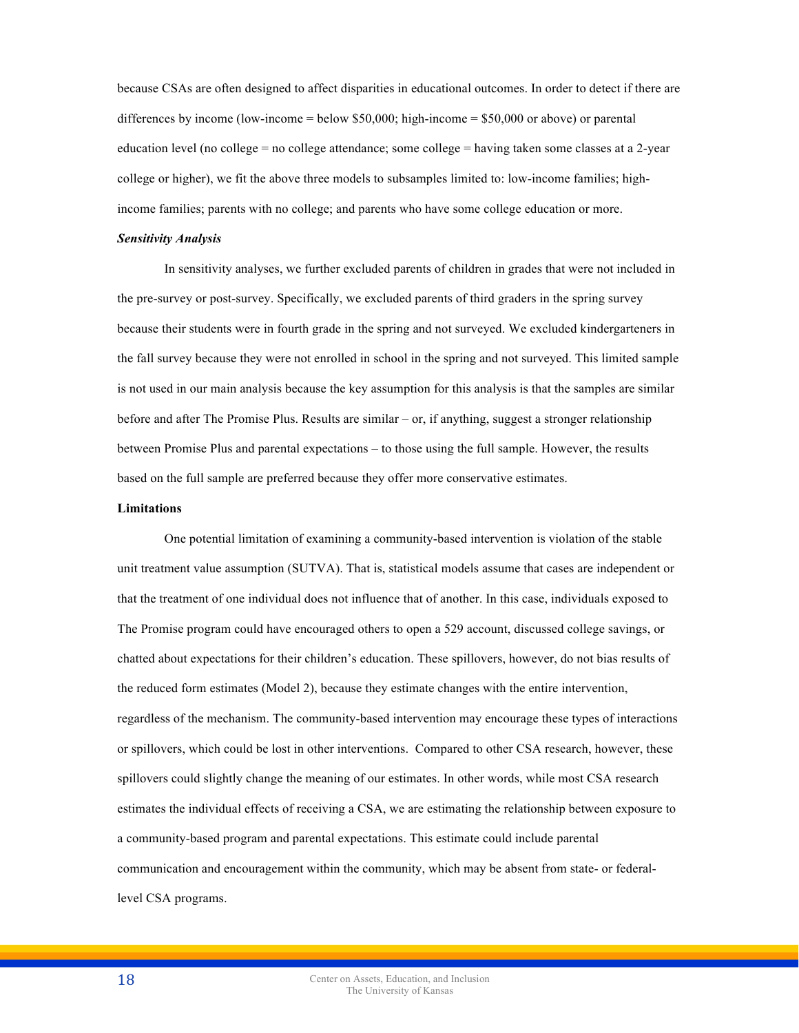because CSAs are often designed to affect disparities in educational outcomes. In order to detect if there are differences by income (low-income = below $50,000; high-income = $50,000 or above) or parental education level (no college = no college attendance; some college = having taken some classes at a 2-year college or higher), we fit the above three models to subsamples limited to: low-income families; high-income families; parents with no college; and parents who have some college education or more.

***Sensitivity Analysis***

In sensitivity analyses, we further excluded parents of children in grades that were not included in the pre-survey or post-survey. Specifically, we excluded parents of third graders in the spring survey because their students were in fourth grade in the spring and not surveyed. We excluded kindergarteners in the fall survey because they were not enrolled in school in the spring and not surveyed. This limited sample is not used in our main analysis because the key assumption for this analysis is that the samples are similar before and after The Promise Plus. Results are similar – or, if anything, suggest a stronger relationship between Promise Plus and parental expectations – to those using the full sample. However, the results based on the full sample are preferred because they offer more conservative estimates.

**Limitations**

One potential limitation of examining a community-based intervention is violation of the stable unit treatment value assumption (SUTVA). That is, statistical models assume that cases are independent or that the treatment of one individual does not influence that of another. In this case, individuals exposed to The Promise program could have encouraged others to open a 529 account, discussed college savings, or chatted about expectations for their children's education. These spillovers, however, do not bias results of the reduced form estimates (Model 2), because they estimate changes with the entire intervention, regardless of the mechanism. The community-based intervention may encourage these types of interactions or spillovers, which could be lost in other interventions. Compared to other CSA research, however, these spillovers could slightly change the meaning of our estimates. In other words, while most CSA research estimates the individual effects of receiving a CSA, we are estimating the relationship between exposure to a community-based program and parental expectations. This estimate could include parental communication and encouragement within the community, which may be absent from state- or federal-level CSA programs.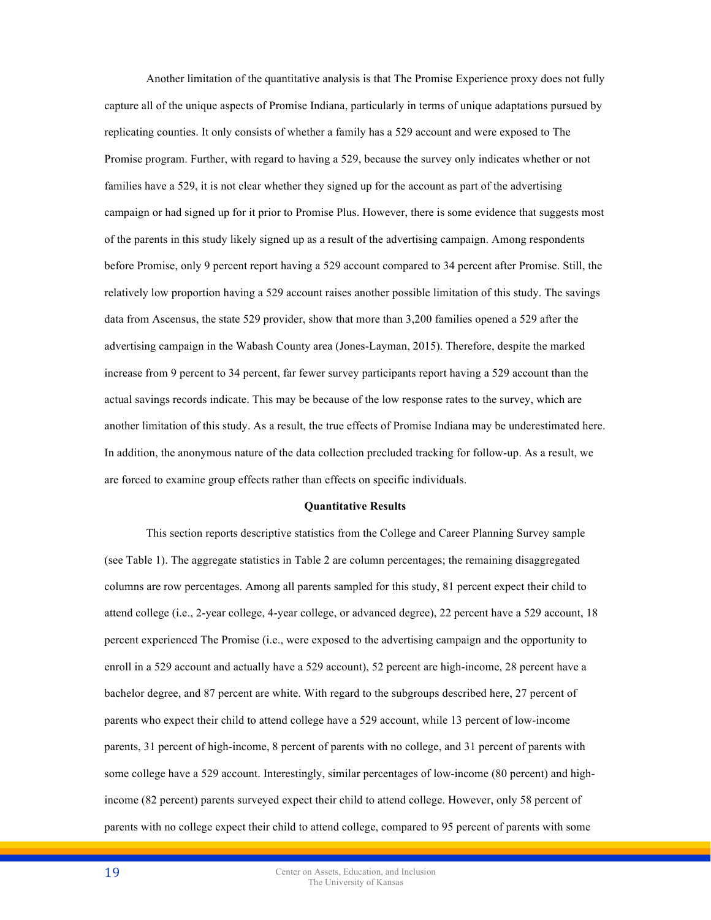Another limitation of the quantitative analysis is that The Promise Experience proxy does not fully capture all of the unique aspects of Promise Indiana, particularly in terms of unique adaptations pursued by replicating counties. It only consists of whether a family has a 529 account and were exposed to The Promise program. Further, with regard to having a 529, because the survey only indicates whether or not families have a 529, it is not clear whether they signed up for the account as part of the advertising campaign or had signed up for it prior to Promise Plus. However, there is some evidence that suggests most of the parents in this study likely signed up as a result of the advertising campaign. Among respondents before Promise, only 9 percent report having a 529 account compared to 34 percent after Promise. Still, the relatively low proportion having a 529 account raises another possible limitation of this study. The savings data from Ascensus, the state 529 provider, show that more than 3,200 families opened a 529 after the advertising campaign in the Wabash County area (Jones-Layman, 2015). Therefore, despite the marked increase from 9 percent to 34 percent, far fewer survey participants report having a 529 account than the actual savings records indicate. This may be because of the low response rates to the survey, which are another limitation of this study. As a result, the true effects of Promise Indiana may be underestimated here. In addition, the anonymous nature of the data collection precluded tracking for follow-up. As a result, we are forced to examine group effects rather than effects on specific individuals.

### Quantitative Results

This section reports descriptive statistics from the College and Career Planning Survey sample (see Table 1). The aggregate statistics in Table 2 are column percentages; the remaining disaggregated columns are row percentages. Among all parents sampled for this study, 81 percent expect their child to attend college (i.e., 2-year college, 4-year college, or advanced degree), 22 percent have a 529 account, 18 percent experienced The Promise (i.e., were exposed to the advertising campaign and the opportunity to enroll in a 529 account and actually have a 529 account), 52 percent are high-income, 28 percent have a bachelor degree, and 87 percent are white. With regard to the subgroups described here, 27 percent of parents who expect their child to attend college have a 529 account, while 13 percent of low-income parents, 31 percent of high-income, 8 percent of parents with no college, and 31 percent of parents with some college have a 529 account. Interestingly, similar percentages of low-income (80 percent) and high-income (82 percent) parents surveyed expect their child to attend college. However, only 58 percent of parents with no college expect their child to attend college, compared to 95 percent of parents with some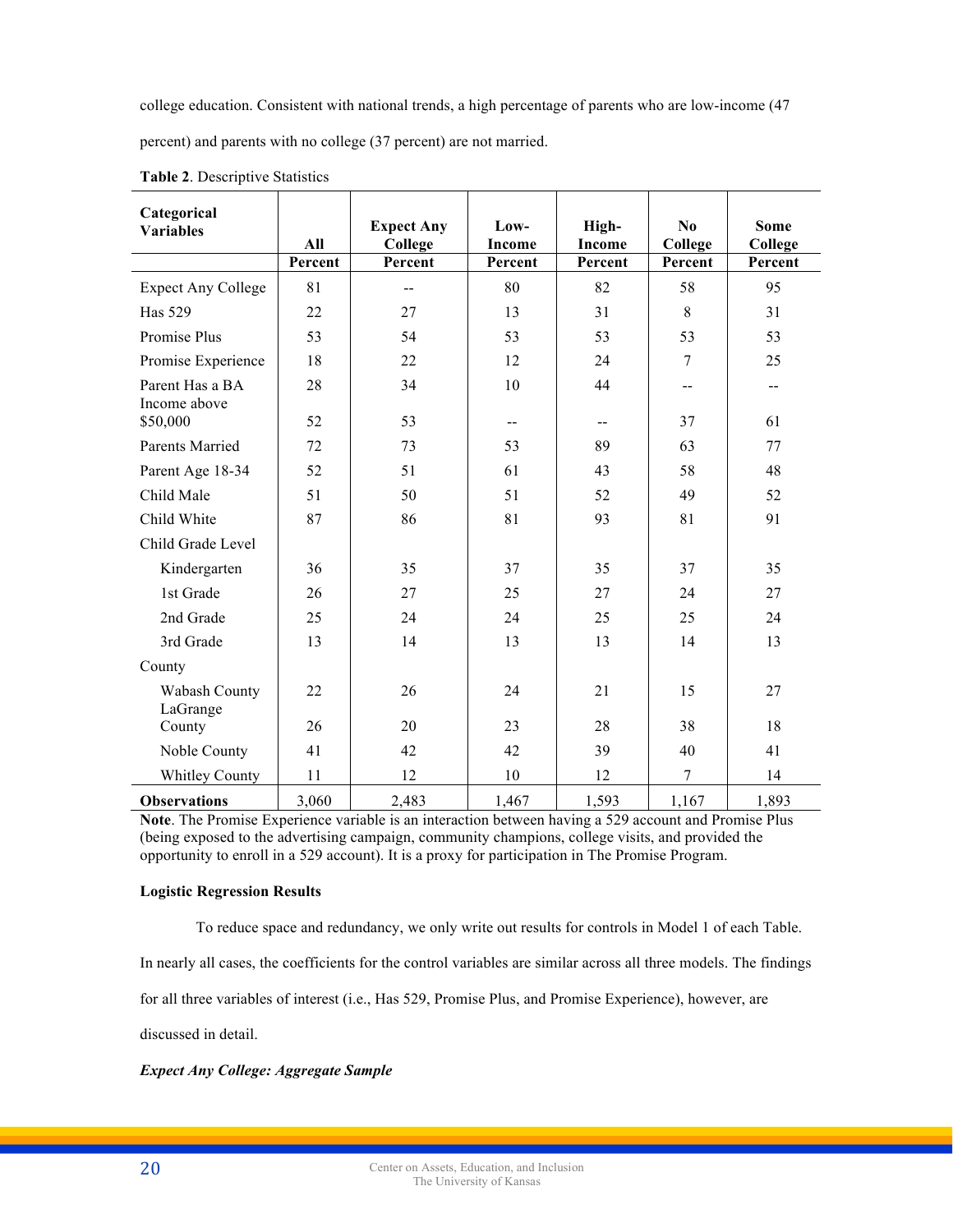college education. Consistent with national trends, a high percentage of parents who are low-income (47 percent) and parents with no college (37 percent) are not married.

**Table 2**. Descriptive Statistics

| Categorical Variables | All | Expect Any College | Low-Income | High-Income | No College | Some College |
|---|---|---|---|---|---|---|
| | Percent | Percent | Percent | Percent | Percent | Percent |
| Expect Any College | 81 | -- | 80 | 82 | 58 | 95 |
| Has 529 | 22 | 27 | 13 | 31 | 8 | 31 |
| Promise Plus | 53 | 54 | 53 | 53 | 53 | 53 |
| Promise Experience | 18 | 22 | 12 | 24 | 7 | 25 |
| Parent Has a BA | 28 | 34 | 10 | 44 | -- | -- |
| Income above $50,000 | 52 | 53 | -- | -- | 37 | 61 |
| Parents Married | 72 | 73 | 53 | 89 | 63 | 77 |
| Parent Age 18-34 | 52 | 51 | 61 | 43 | 58 | 48 |
| Child Male | 51 | 50 | 51 | 52 | 49 | 52 |
| Child White | 87 | 86 | 81 | 93 | 81 | 91 |
| Child Grade Level | | | | | | |
| Kindergarten | 36 | 35 | 37 | 35 | 37 | 35 |
| 1st Grade | 26 | 27 | 25 | 27 | 24 | 27 |
| 2nd Grade | 25 | 24 | 24 | 25 | 25 | 24 |
| 3rd Grade | 13 | 14 | 13 | 13 | 14 | 13 |
| County | | | | | | |
| Wabash County | 22 | 26 | 24 | 21 | 15 | 27 |
| LaGrange County | 26 | 20 | 23 | 28 | 38 | 18 |
| Noble County | 41 | 42 | 42 | 39 | 40 | 41 |
| Whitley County | 11 | 12 | 10 | 12 | 7 | 14 |
| **Observations** | 3,060 | 2,483 | 1,467 | 1,593 | 1,167 | 1,893 |

**Note**. The Promise Experience variable is an interaction between having a 529 account and Promise Plus (being exposed to the advertising campaign, community champions, college visits, and provided the opportunity to enroll in a 529 account). It is a proxy for participation in The Promise Program.

**Logistic Regression Results**

To reduce space and redundancy, we only write out results for controls in Model 1 of each Table. In nearly all cases, the coefficients for the control variables are similar across all three models. The findings for all three variables of interest (i.e., Has 529, Promise Plus, and Promise Experience), however, are discussed in detail.

***Expect Any College: Aggregate Sample***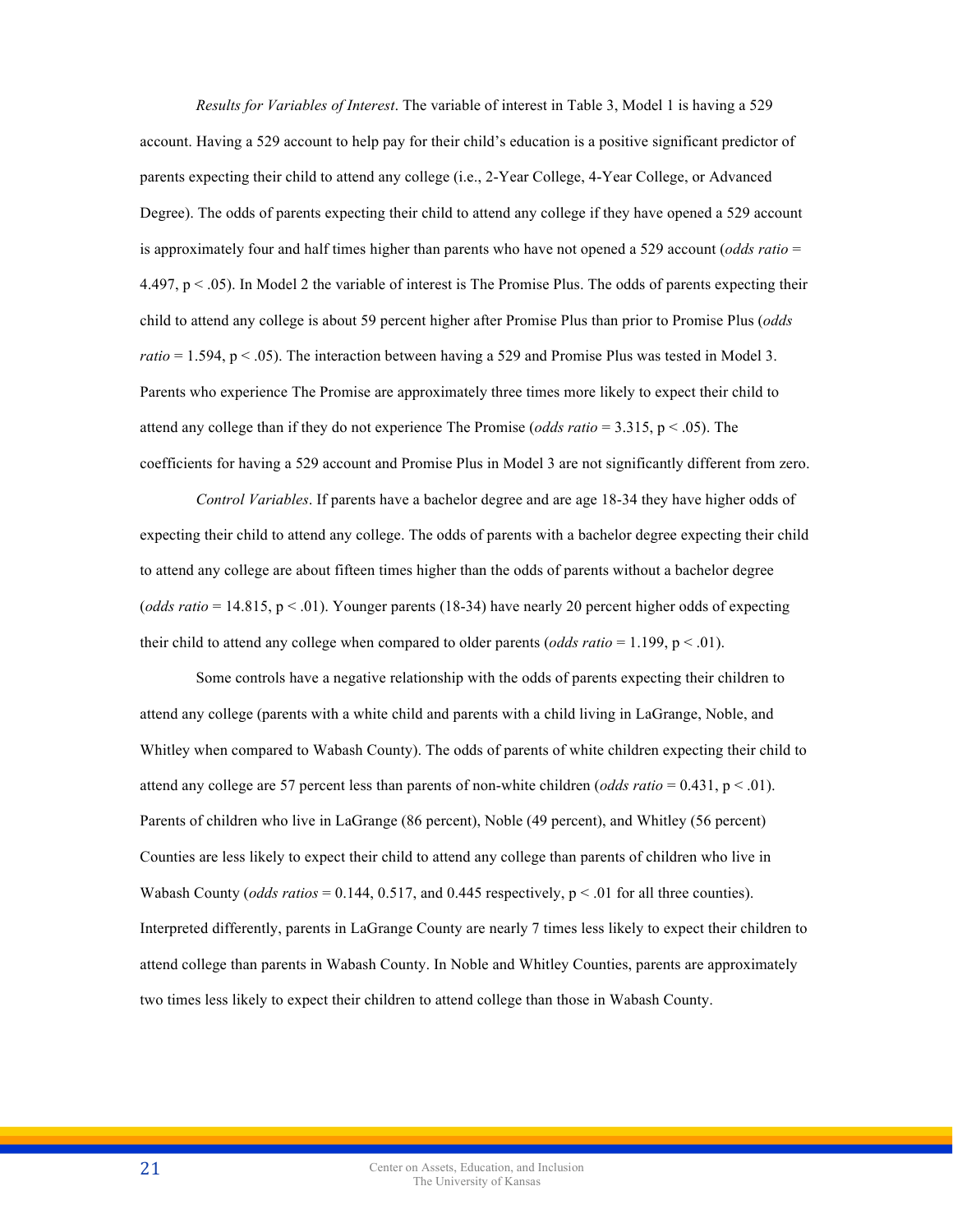*Results for Variables of Interest*. The variable of interest in Table 3, Model 1 is having a 529 account. Having a 529 account to help pay for their child's education is a positive significant predictor of parents expecting their child to attend any college (i.e., 2-Year College, 4-Year College, or Advanced Degree). The odds of parents expecting their child to attend any college if they have opened a 529 account is approximately four and half times higher than parents who have not opened a 529 account (*odds ratio* = 4.497, $p < .05$). In Model 2 the variable of interest is The Promise Plus. The odds of parents expecting their child to attend any college is about 59 percent higher after Promise Plus than prior to Promise Plus (*odds ratio* = 1.594, $p < .05$). The interaction between having a 529 and Promise Plus was tested in Model 3. Parents who experience The Promise are approximately three times more likely to expect their child to attend any college than if they do not experience The Promise (*odds ratio* = 3.315, $p < .05$). The coefficients for having a 529 account and Promise Plus in Model 3 are not significantly different from zero.

*Control Variables*. If parents have a bachelor degree and are age 18-34 they have higher odds of expecting their child to attend any college. The odds of parents with a bachelor degree expecting their child to attend any college are about fifteen times higher than the odds of parents without a bachelor degree (*odds ratio* = 14.815, $p < .01$). Younger parents (18-34) have nearly 20 percent higher odds of expecting their child to attend any college when compared to older parents (*odds ratio* = 1.199, $p < .01$).

Some controls have a negative relationship with the odds of parents expecting their children to attend any college (parents with a white child and parents with a child living in LaGrange, Noble, and Whitley when compared to Wabash County). The odds of parents of white children expecting their child to attend any college are 57 percent less than parents of non-white children (*odds ratio* = 0.431, $p < .01$). Parents of children who live in LaGrange (86 percent), Noble (49 percent), and Whitley (56 percent) Counties are less likely to expect their child to attend any college than parents of children who live in Wabash County (*odds ratios* = 0.144, 0.517, and 0.445 respectively, $p < .01$ for all three counties). Interpreted differently, parents in LaGrange County are nearly 7 times less likely to expect their children to attend college than parents in Wabash County. In Noble and Whitley Counties, parents are approximately two times less likely to expect their children to attend college than those in Wabash County.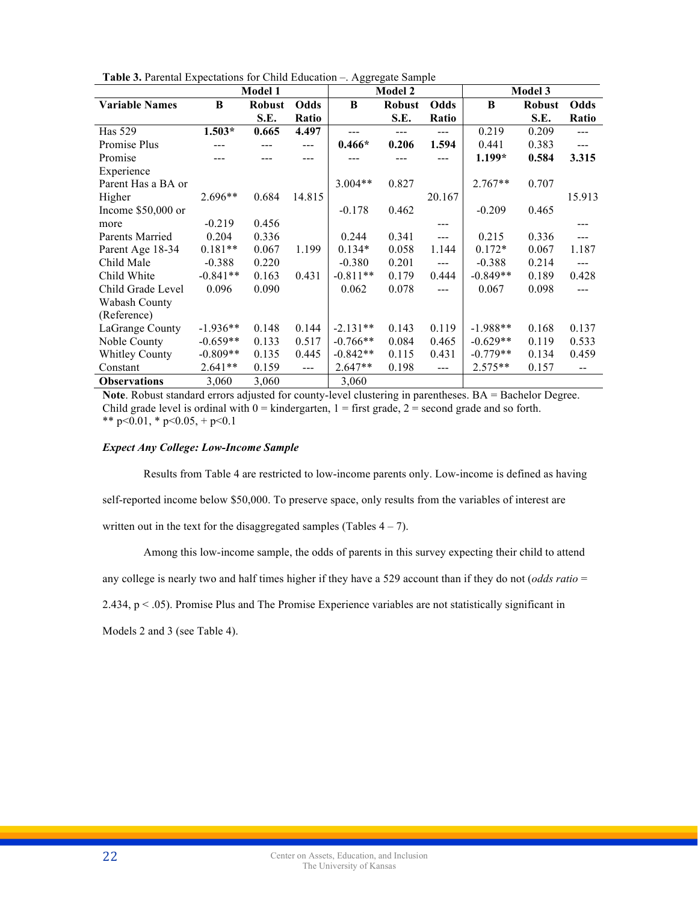**Table 3.** Parental Expectations for Child Education –. Aggregate Sample

| | Model 1 | | | Model 2 | | | Model 3 | | |
|---|---|---|---|---|---|---|---|---|---|
| **Variable Names** | **B** | **Robust S.E.** | **Odds Ratio** | **B** | **Robust S.E.** | **Odds Ratio** | **B** | **Robust S.E.** | **Odds Ratio** |
| Has 529 | **1.503*** | **0.665** | **4.497** | --- | --- | --- | 0.219 | 0.209 | --- |
| Promise Plus | --- | --- | --- | **0.466*** | **0.206** | **1.594** | 0.441 | 0.383 | --- |
| Promise Experience | --- | --- | --- | --- | --- | --- | **1.199*** | **0.584** | **3.315** |
| Parent Has a BA or Higher | 2.696** | 0.684 | 14.815 | 3.004** | 0.827 | 20.167 | 2.767** | 0.707 | 15.913 |
| Income $50,000 or more | -0.219 | 0.456 | | -0.178 | 0.462 | --- | -0.209 | 0.465 | --- |
| Parents Married | 0.204 | 0.336 | | 0.244 | 0.341 | --- | 0.215 | 0.336 | --- |
| Parent Age 18-34 | 0.181** | 0.067 | 1.199 | 0.134* | 0.058 | 1.144 | 0.172* | 0.067 | 1.187 |
| Child Male | -0.388 | 0.220 | | -0.380 | 0.201 | --- | -0.388 | 0.214 | --- |
| Child White | -0.841** | 0.163 | 0.431 | -0.811** | 0.179 | 0.444 | -0.849** | 0.189 | 0.428 |
| Child Grade Level | 0.096 | 0.090 | | 0.062 | 0.078 | --- | 0.067 | 0.098 | --- |
| Wabash County (Reference) | | | | | | | | | |
| LaGrange County | -1.936** | 0.148 | 0.144 | -2.131** | 0.143 | 0.119 | -1.988** | 0.168 | 0.137 |
| Noble County | -0.659** | 0.133 | 0.517 | -0.766** | 0.084 | 0.465 | -0.629** | 0.119 | 0.533 |
| Whitley County | -0.809** | 0.135 | 0.445 | -0.842** | 0.115 | 0.431 | -0.779** | 0.134 | 0.459 |
| Constant | 2.641** | 0.159 | --- | 2.647** | 0.198 | --- | 2.575** | 0.157 | -- |
| **Observations** | 3,060 | 3,060 | | 3,060 | | | | | |

**Note**. Robust standard errors adjusted for county-level clustering in parentheses. BA = Bachelor Degree. Child grade level is ordinal with 0 = kindergarten, 1 = first grade, 2 = second grade and so forth.
** p<0.01, * p<0.05, + p<0.1

***Expect Any College: Low-Income Sample***

Results from Table 4 are restricted to low-income parents only. Low-income is defined as having self-reported income below $50,000. To preserve space, only results from the variables of interest are written out in the text for the disaggregated samples (Tables 4 – 7).

Among this low-income sample, the odds of parents in this survey expecting their child to attend any college is nearly two and half times higher if they have a 529 account than if they do not (*odds ratio* = 2.434, $p < .05$). Promise Plus and The Promise Experience variables are not statistically significant in Models 2 and 3 (see Table 4).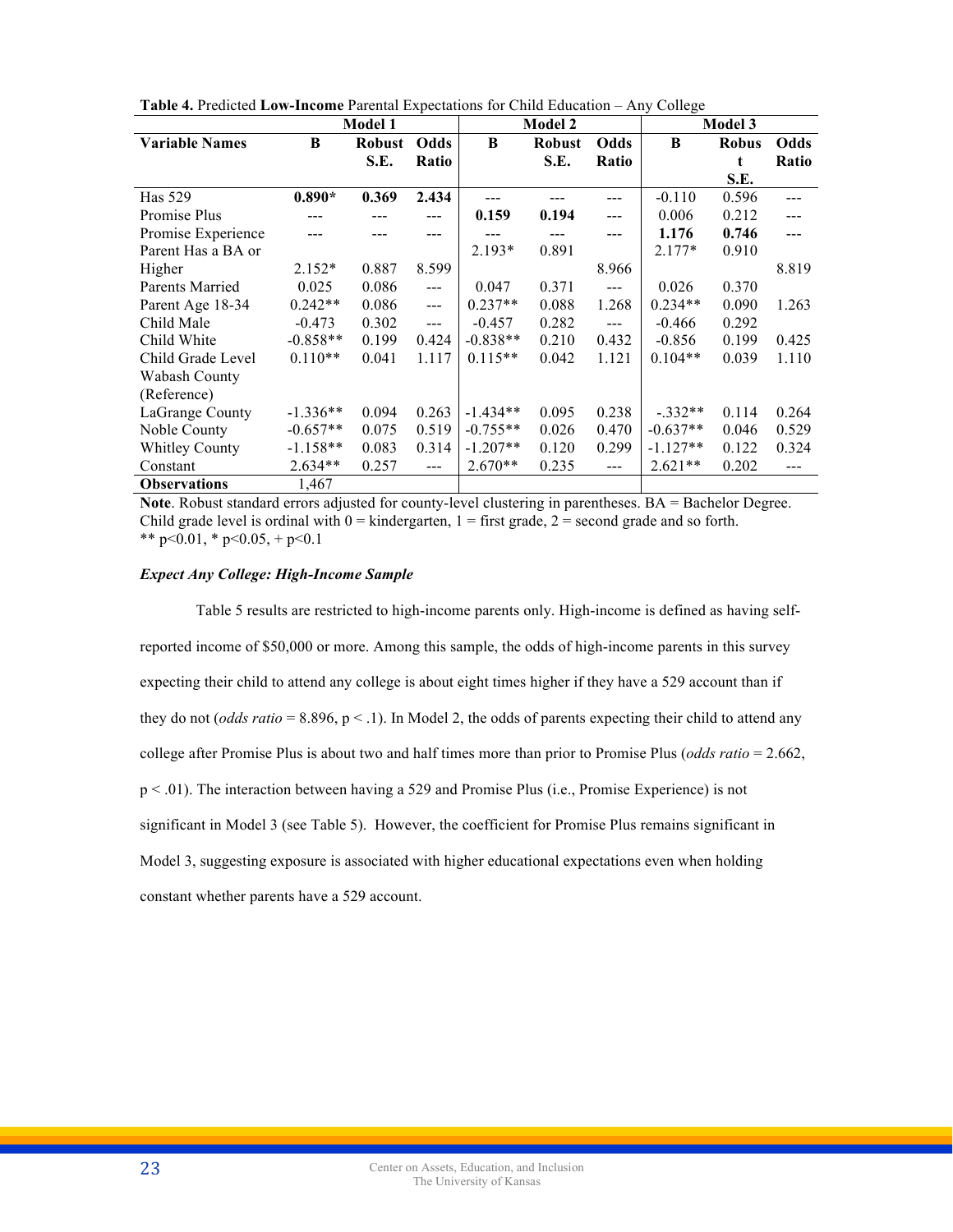**Table 4.** Predicted **Low-Income** Parental Expectations for Child Education – Any College

| | Model 1 | | | Model 2 | | | Model 3 | | |
|---|---|---|---|---|---|---|---|---|---|
| **Variable Names** | **B** | **Robust S.E.** | **Odds Ratio** | **B** | **Robust S.E.** | **Odds Ratio** | **B** | **Robust S.E.** | **Odds Ratio** |
| Has 529 | **0.890*** | **0.369** | **2.434** | --- | --- | --- | -0.110 | 0.596 | --- |
| Promise Plus | --- | --- | --- | **0.159** | **0.194** | --- | 0.006 | 0.212 | --- |
| Promise Experience | --- | --- | --- | --- | --- | --- | **1.176** | **0.746** | --- |
| Parent Has a BA or Higher | 2.152* | 0.887 | 8.599 | 2.193* | 0.891 | 8.966 | 2.177* | 0.910 | 8.819 |
| Parents Married | 0.025 | 0.086 | --- | 0.047 | 0.371 | --- | 0.026 | 0.370 | |
| Parent Age 18-34 | 0.242** | 0.086 | --- | 0.237** | 0.088 | 1.268 | 0.234** | 0.090 | 1.263 |
| Child Male | -0.473 | 0.302 | --- | -0.457 | 0.282 | --- | -0.466 | 0.292 | |
| Child White | -0.858** | 0.199 | 0.424 | -0.838** | 0.210 | 0.432 | -0.856 | 0.199 | 0.425 |
| Child Grade Level | 0.110** | 0.041 | 1.117 | 0.115** | 0.042 | 1.121 | 0.104** | 0.039 | 1.110 |
| Wabash County (Reference) | | | | | | | | | |
| LaGrange County | -1.336** | 0.094 | 0.263 | -1.434** | 0.095 | 0.238 | -.332** | 0.114 | 0.264 |
| Noble County | -0.657** | 0.075 | 0.519 | -0.755** | 0.026 | 0.470 | -0.637** | 0.046 | 0.529 |
| Whitley County | -1.158** | 0.083 | 0.314 | -1.207** | 0.120 | 0.299 | -1.127** | 0.122 | 0.324 |
| Constant | 2.634** | 0.257 | --- | 2.670** | 0.235 | --- | 2.621** | 0.202 | --- |
| **Observations** | 1,467 | | | | | | | | |

**Note**. Robust standard errors adjusted for county-level clustering in parentheses. BA = Bachelor Degree. Child grade level is ordinal with 0 = kindergarten, 1 = first grade, 2 = second grade and so forth.
** p<0.01, * p<0.05, + p<0.1

***Expect Any College: High-Income Sample***

Table 5 results are restricted to high-income parents only. High-income is defined as having self-reported income of $50,000 or more. Among this sample, the odds of high-income parents in this survey expecting their child to attend any college is about eight times higher if they have a 529 account than if they do not (*odds ratio* = 8.896, $p < .1$). In Model 2, the odds of parents expecting their child to attend any college after Promise Plus is about two and half times more than prior to Promise Plus (*odds ratio* = 2.662, $p < .01$). The interaction between having a 529 and Promise Plus (i.e., Promise Experience) is not significant in Model 3 (see Table 5). However, the coefficient for Promise Plus remains significant in Model 3, suggesting exposure is associated with higher educational expectations even when holding constant whether parents have a 529 account.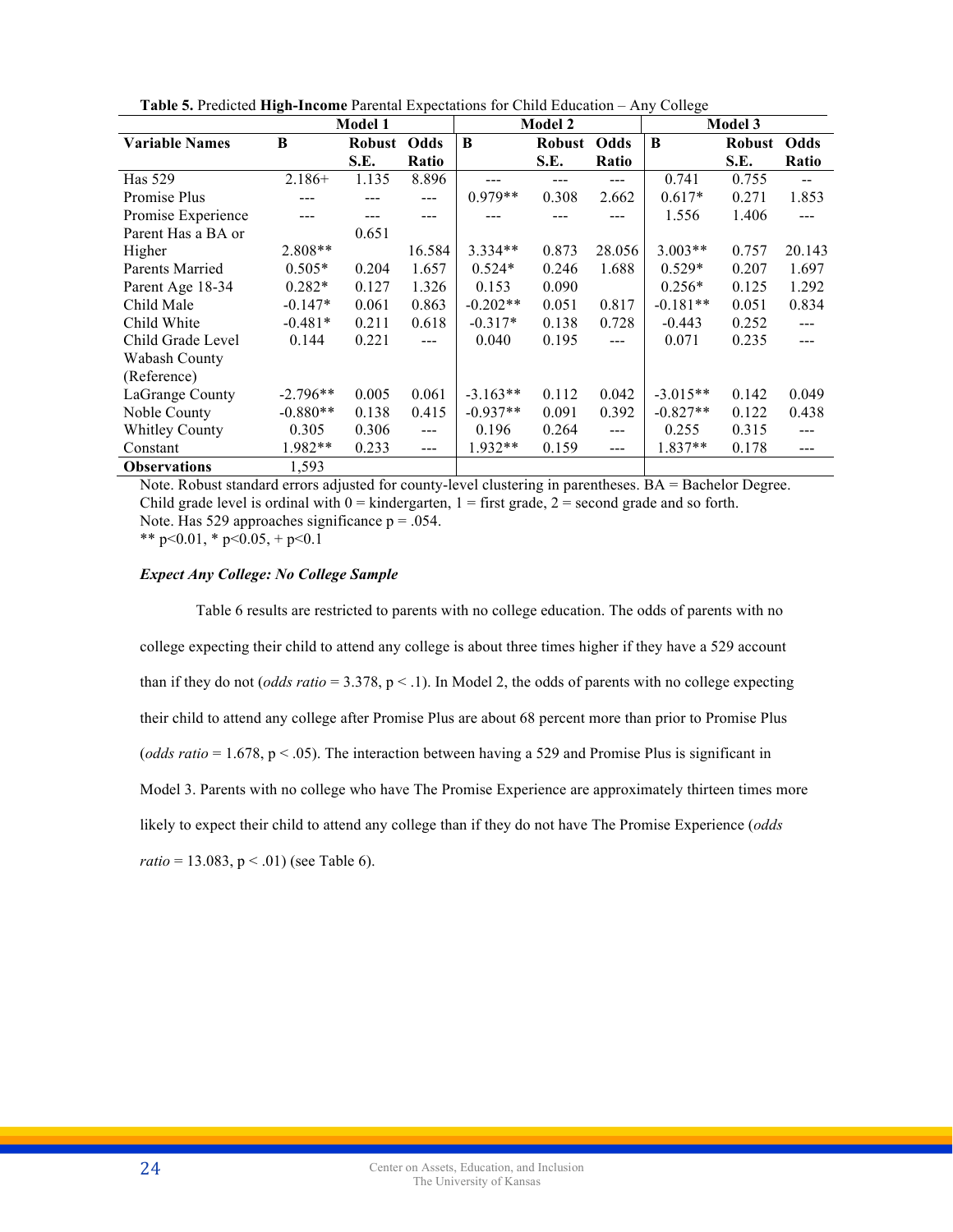**Table 5.** Predicted **High-Income** Parental Expectations for Child Education – Any College

| | Model 1 | | | Model 2 | | | Model 3 | | |
|---|---|---|---|---|---|---|---|---|---|
| **Variable Names** | **B** | **Robust S.E.** | **Odds Ratio** | **B** | **Robust S.E.** | **Odds Ratio** | **B** | **Robust S.E.** | **Odds Ratio** |
| Has 529 | 2.186+ | 1.135 | 8.896 | --- | --- | --- | 0.741 | 0.755 | -- |
| Promise Plus | --- | --- | --- | 0.979** | 0.308 | 2.662 | 0.617* | 0.271 | 1.853 |
| Promise Experience | --- | --- | --- | --- | --- | --- | 1.556 | 1.406 | --- |
| Parent Has a BA or Higher | 2.808** | 0.651 | 16.584 | 3.334** | 0.873 | 28.056 | 3.003** | 0.757 | 20.143 |
| Parents Married | 0.505* | 0.204 | 1.657 | 0.524* | 0.246 | 1.688 | 0.529* | 0.207 | 1.697 |
| Parent Age 18-34 | 0.282* | 0.127 | 1.326 | 0.153 | 0.090 | | 0.256* | 0.125 | 1.292 |
| Child Male | -0.147* | 0.061 | 0.863 | -0.202** | 0.051 | 0.817 | -0.181** | 0.051 | 0.834 |
| Child White | -0.481* | 0.211 | 0.618 | -0.317* | 0.138 | 0.728 | -0.443 | 0.252 | --- |
| Child Grade Level | 0.144 | 0.221 | --- | 0.040 | 0.195 | --- | 0.071 | 0.235 | --- |
| Wabash County (Reference) | | | | | | | | | |
| LaGrange County | -2.796** | 0.005 | 0.061 | -3.163** | 0.112 | 0.042 | -3.015** | 0.142 | 0.049 |
| Noble County | -0.880** | 0.138 | 0.415 | -0.937** | 0.091 | 0.392 | -0.827** | 0.122 | 0.438 |
| Whitley County | 0.305 | 0.306 | --- | 0.196 | 0.264 | --- | 0.255 | 0.315 | --- |
| Constant | 1.982** | 0.233 | --- | 1.932** | 0.159 | --- | 1.837** | 0.178 | --- |
| **Observations** | 1,593 | | | | | | | | |

Note. Robust standard errors adjusted for county-level clustering in parentheses. BA = Bachelor Degree. Child grade level is ordinal with 0 = kindergarten, 1 = first grade, 2 = second grade and so forth.
Note. Has 529 approaches significance p = .054.
** p<0.01, * p<0.05, + p<0.1

### *Expect Any College: No College Sample*

Table 6 results are restricted to parents with no college education. The odds of parents with no college expecting their child to attend any college is about three times higher if they have a 529 account than if they do not (*odds ratio* = 3.378, $p < .1$). In Model 2, the odds of parents with no college expecting their child to attend any college after Promise Plus are about 68 percent more than prior to Promise Plus (*odds ratio* = 1.678, $p < .05$). The interaction between having a 529 and Promise Plus is significant in Model 3. Parents with no college who have The Promise Experience are approximately thirteen times more likely to expect their child to attend any college than if they do not have The Promise Experience (*odds ratio* = 13.083, $p < .01$) (see Table 6).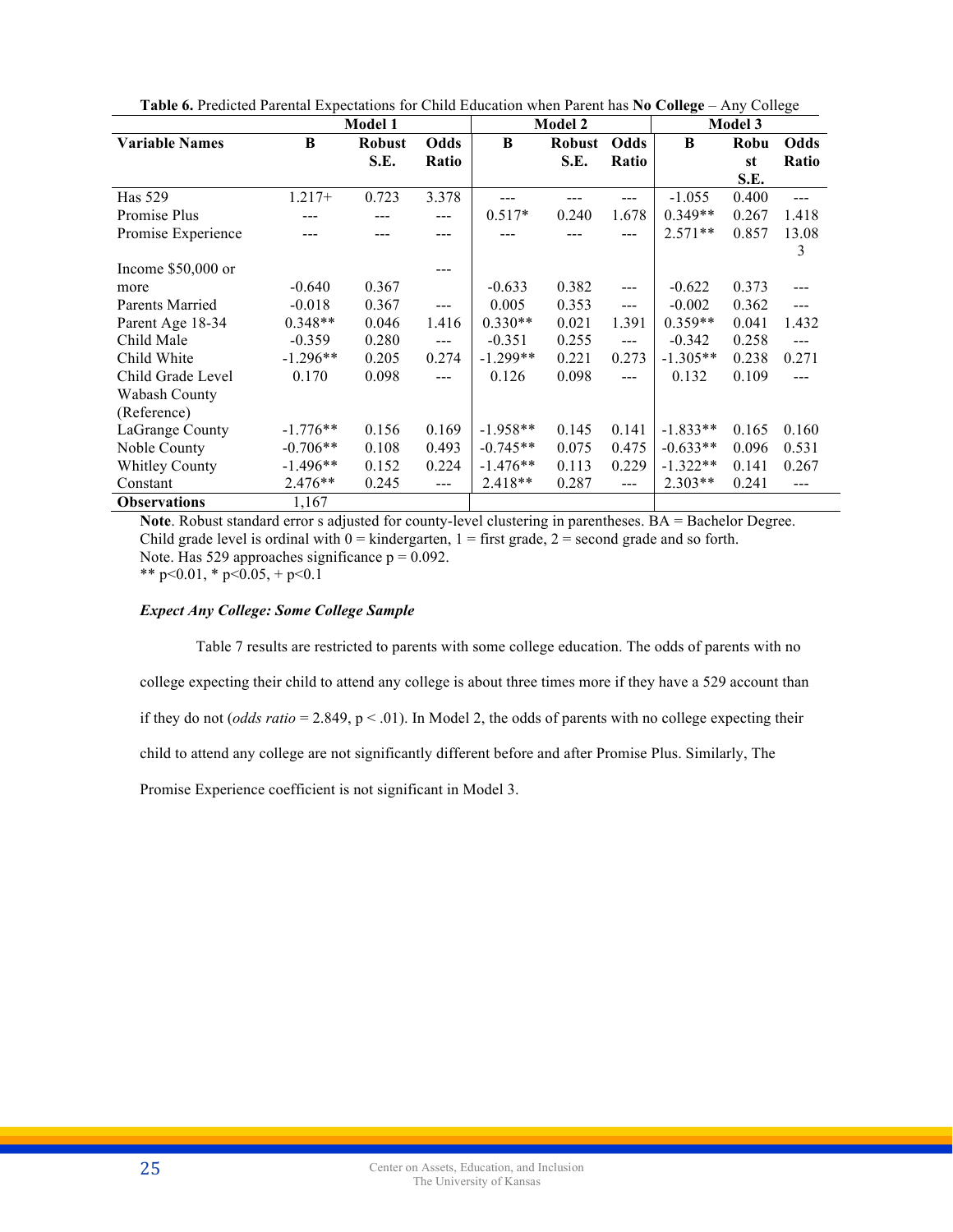**Table 6.** Predicted Parental Expectations for Child Education when Parent has **No College** – Any College

| | Model 1 | | | Model 2 | | | Model 3 | | |
|---|---|---|---|---|---|---|---|---|---|
| **Variable Names** | **B** | **Robust S.E.** | **Odds Ratio** | **B** | **Robust S.E.** | **Odds Ratio** | **B** | **Robust S.E.** | **Odds Ratio** |
| Has 529 | 1.217+ | 0.723 | 3.378 | --- | --- | --- | -1.055 | 0.400 | --- |
| Promise Plus | --- | --- | --- | 0.517* | 0.240 | 1.678 | 0.349** | 0.267 | 1.418 |
| Promise Experience | --- | --- | --- | --- | --- | --- | 2.571** | 0.857 | 13.083 |
| Income $50,000 or more | -0.640 | 0.367 | --- | -0.633 | 0.382 | --- | -0.622 | 0.373 | --- |
| Parents Married | -0.018 | 0.367 | --- | 0.005 | 0.353 | --- | -0.002 | 0.362 | --- |
| Parent Age 18-34 | 0.348** | 0.046 | 1.416 | 0.330** | 0.021 | 1.391 | 0.359** | 0.041 | 1.432 |
| Child Male | -0.359 | 0.280 | --- | -0.351 | 0.255 | --- | -0.342 | 0.258 | --- |
| Child White | -1.296** | 0.205 | 0.274 | -1.299** | 0.221 | 0.273 | -1.305** | 0.238 | 0.271 |
| Child Grade Level | 0.170 | 0.098 | --- | 0.126 | 0.098 | --- | 0.132 | 0.109 | --- |
| Wabash County (Reference) | | | | | | | | | |
| LaGrange County | -1.776** | 0.156 | 0.169 | -1.958** | 0.145 | 0.141 | -1.833** | 0.165 | 0.160 |
| Noble County | -0.706** | 0.108 | 0.493 | -0.745** | 0.075 | 0.475 | -0.633** | 0.096 | 0.531 |
| Whitley County | -1.496** | 0.152 | 0.224 | -1.476** | 0.113 | 0.229 | -1.322** | 0.141 | 0.267 |
| Constant | 2.476** | 0.245 | --- | 2.418** | 0.287 | --- | 2.303** | 0.241 | --- |
| **Observations** | 1,167 | | | | | | | | |

**Note**. Robust standard error s adjusted for county-level clustering in parentheses. BA = Bachelor Degree. Child grade level is ordinal with 0 = kindergarten, 1 = first grade, 2 = second grade and so forth.
Note. Has 529 approaches significance p = 0.092.
** p<0.01, * p<0.05, + p<0.1

***Expect Any College: Some College Sample***

Table 7 results are restricted to parents with some college education. The odds of parents with no college expecting their child to attend any college is about three times more if they have a 529 account than if they do not (*odds ratio* = 2.849, p < .01). In Model 2, the odds of parents with no college expecting their child to attend any college are not significantly different before and after Promise Plus. Similarly, The Promise Experience coefficient is not significant in Model 3.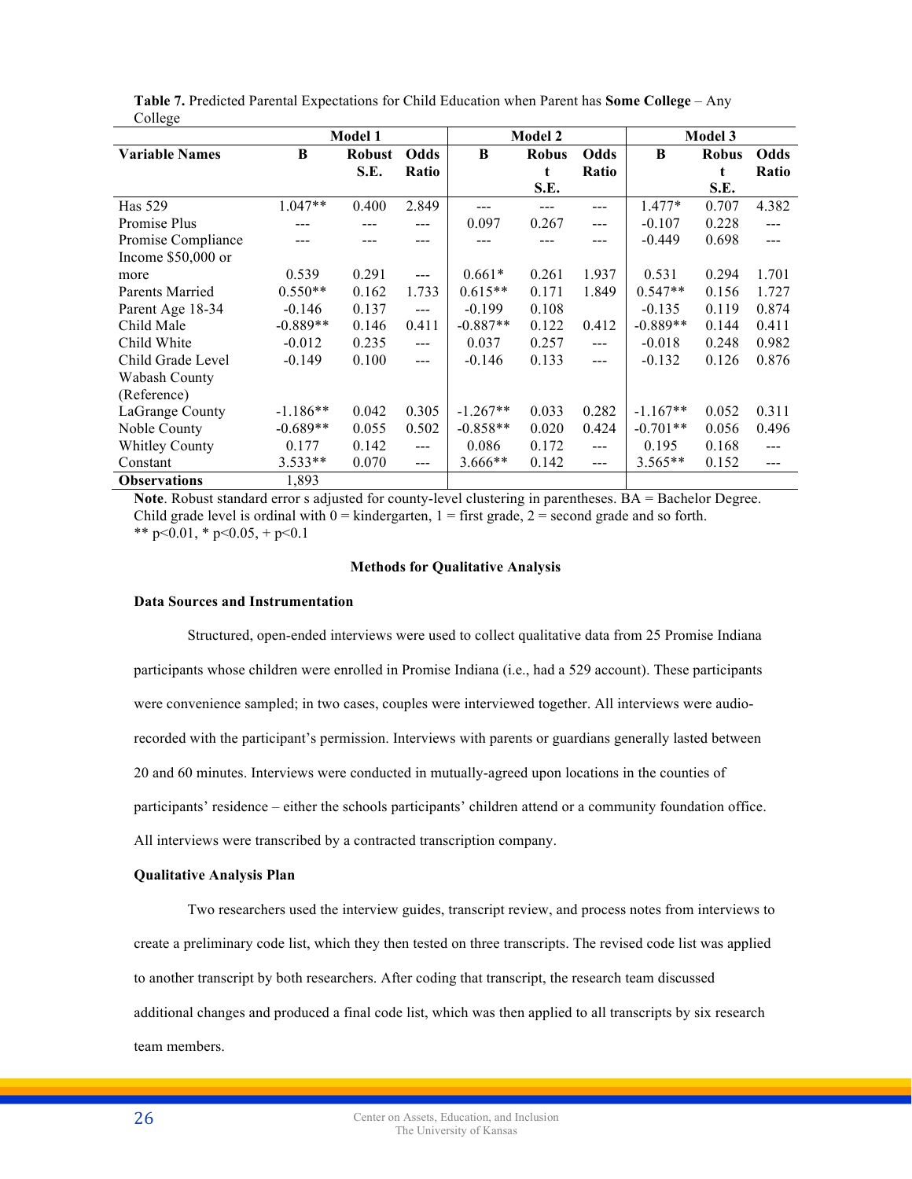**Table 7.** Predicted Parental Expectations for Child Education when Parent has **Some College** – Any College

| | Model 1 | | | Model 2 | | | Model 3 | | |
|---|---|---|---|---|---|---|---|---|---|
| **Variable Names** | **B** | **Robust S.E.** | **Odds Ratio** | **B** | **Robust S.E.** | **Odds Ratio** | **B** | **Robust S.E.** | **Odds Ratio** |
| Has 529 | 1.047** | 0.400 | 2.849 | --- | --- | --- | 1.477* | 0.707 | 4.382 |
| Promise Plus | --- | --- | --- | 0.097 | 0.267 | --- | -0.107 | 0.228 | --- |
| Promise Compliance | --- | --- | --- | --- | --- | --- | -0.449 | 0.698 | --- |
| Income $50,000 or more | 0.539 | 0.291 | --- | 0.661* | 0.261 | 1.937 | 0.531 | 0.294 | 1.701 |
| Parents Married | 0.550** | 0.162 | 1.733 | 0.615** | 0.171 | 1.849 | 0.547** | 0.156 | 1.727 |
| Parent Age 18-34 | -0.146 | 0.137 | --- | -0.199 | 0.108 | --- | -0.135 | 0.119 | 0.874 |
| Child Male | -0.889** | 0.146 | 0.411 | -0.887** | 0.122 | 0.412 | -0.889** | 0.144 | 0.411 |
| Child White | -0.012 | 0.235 | --- | 0.037 | 0.257 | --- | -0.018 | 0.248 | 0.982 |
| Child Grade Level | -0.149 | 0.100 | --- | -0.146 | 0.133 | --- | -0.132 | 0.126 | 0.876 |
| Wabash County (Reference) | | | | | | | | | |
| LaGrange County | -1.186** | 0.042 | 0.305 | -1.267** | 0.033 | 0.282 | -1.167** | 0.052 | 0.311 |
| Noble County | -0.689** | 0.055 | 0.502 | -0.858** | 0.020 | 0.424 | -0.701** | 0.056 | 0.496 |
| Whitley County | 0.177 | 0.142 | --- | 0.086 | 0.172 | --- | 0.195 | 0.168 | --- |
| Constant | 3.533** | 0.070 | --- | 3.666** | 0.142 | --- | 3.565** | 0.152 | --- |
| **Observations** | 1,893 | | | | | | | | |

**Note**. Robust standard error s adjusted for county-level clustering in parentheses. BA = Bachelor Degree. Child grade level is ordinal with 0 = kindergarten, 1 = first grade, 2 = second grade and so forth.
** p<0.01, * p<0.05, + p<0.1

## Methods for Qualitative Analysis

### Data Sources and Instrumentation

Structured, open-ended interviews were used to collect qualitative data from 25 Promise Indiana participants whose children were enrolled in Promise Indiana (i.e., had a 529 account). These participants were convenience sampled; in two cases, couples were interviewed together. All interviews were audio-recorded with the participant's permission. Interviews with parents or guardians generally lasted between 20 and 60 minutes. Interviews were conducted in mutually-agreed upon locations in the counties of participants' residence – either the schools participants' children attend or a community foundation office. All interviews were transcribed by a contracted transcription company.

### Qualitative Analysis Plan

Two researchers used the interview guides, transcript review, and process notes from interviews to create a preliminary code list, which they then tested on three transcripts. The revised code list was applied to another transcript by both researchers. After coding that transcript, the research team discussed additional changes and produced a final code list, which was then applied to all transcripts by six research team members.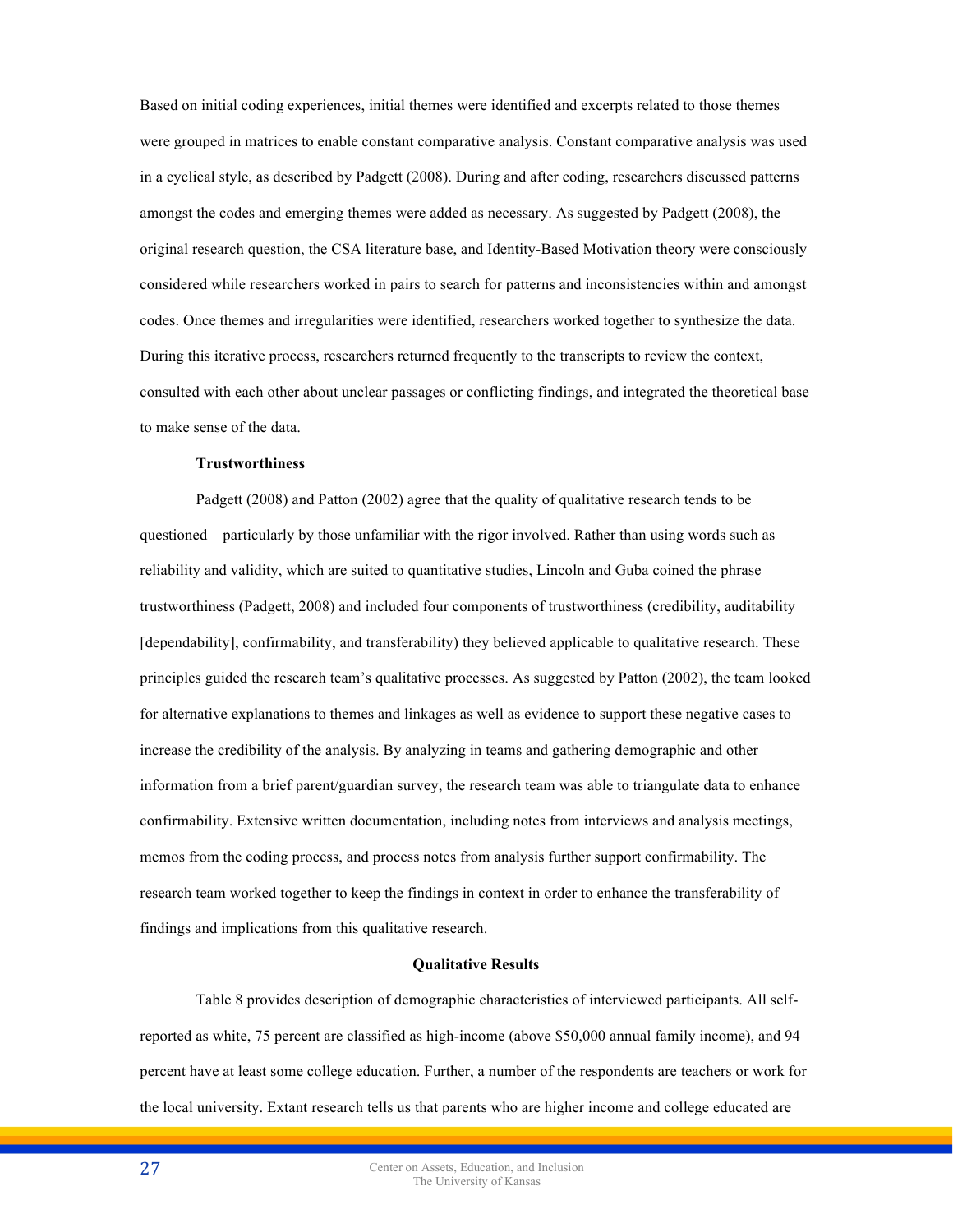Based on initial coding experiences, initial themes were identified and excerpts related to those themes were grouped in matrices to enable constant comparative analysis. Constant comparative analysis was used in a cyclical style, as described by Padgett (2008). During and after coding, researchers discussed patterns amongst the codes and emerging themes were added as necessary. As suggested by Padgett (2008), the original research question, the CSA literature base, and Identity-Based Motivation theory were consciously considered while researchers worked in pairs to search for patterns and inconsistencies within and amongst codes. Once themes and irregularities were identified, researchers worked together to synthesize the data. During this iterative process, researchers returned frequently to the transcripts to review the context, consulted with each other about unclear passages or conflicting findings, and integrated the theoretical base to make sense of the data.

#### Trustworthiness

Padgett (2008) and Patton (2002) agree that the quality of qualitative research tends to be questioned—particularly by those unfamiliar with the rigor involved. Rather than using words such as reliability and validity, which are suited to quantitative studies, Lincoln and Guba coined the phrase trustworthiness (Padgett, 2008) and included four components of trustworthiness (credibility, auditability [dependability], confirmability, and transferability) they believed applicable to qualitative research. These principles guided the research team's qualitative processes. As suggested by Patton (2002), the team looked for alternative explanations to themes and linkages as well as evidence to support these negative cases to increase the credibility of the analysis. By analyzing in teams and gathering demographic and other information from a brief parent/guardian survey, the research team was able to triangulate data to enhance confirmability. Extensive written documentation, including notes from interviews and analysis meetings, memos from the coding process, and process notes from analysis further support confirmability. The research team worked together to keep the findings in context in order to enhance the transferability of findings and implications from this qualitative research.

### Qualitative Results

Table 8 provides description of demographic characteristics of interviewed participants. All self-reported as white, 75 percent are classified as high-income (above $50,000 annual family income), and 94 percent have at least some college education. Further, a number of the respondents are teachers or work for the local university. Extant research tells us that parents who are higher income and college educated are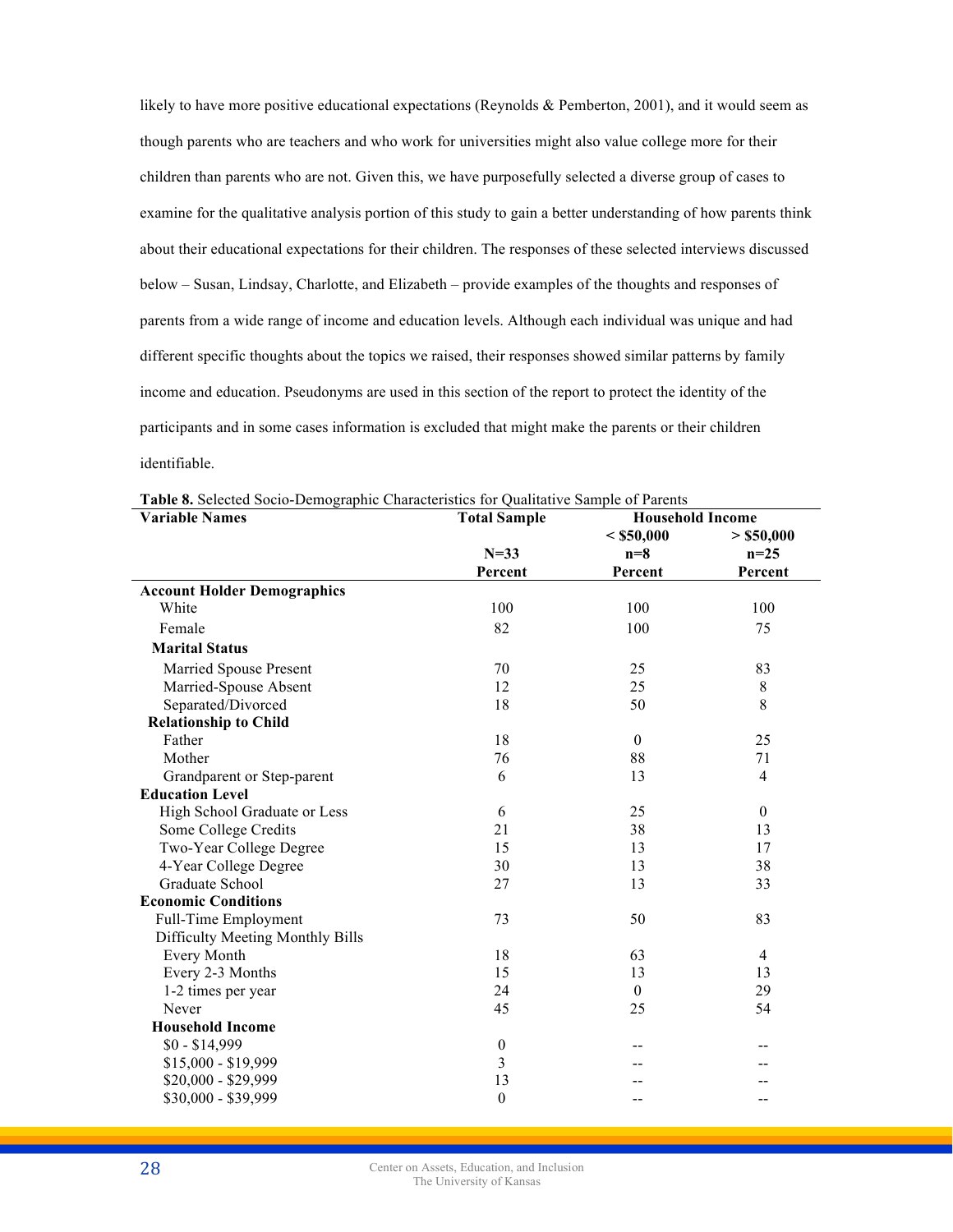likely to have more positive educational expectations (Reynolds & Pemberton, 2001), and it would seem as though parents who are teachers and who work for universities might also value college more for their children than parents who are not. Given this, we have purposefully selected a diverse group of cases to examine for the qualitative analysis portion of this study to gain a better understanding of how parents think about their educational expectations for their children. The responses of these selected interviews discussed below – Susan, Lindsay, Charlotte, and Elizabeth – provide examples of the thoughts and responses of parents from a wide range of income and education levels. Although each individual was unique and had different specific thoughts about the topics we raised, their responses showed similar patterns by family income and education. Pseudonyms are used in this section of the report to protect the identity of the participants and in some cases information is excluded that might make the parents or their children identifiable.

**Table 8.** Selected Socio-Demographic Characteristics for Qualitative Sample of Parents

| Variable Names | Total Sample | Household Income | |
|---|---|---|---|
| | | < $50,000 | > $50,000 |
| | N=33 | n=8 | n=25 |
| | Percent | Percent | Percent |
| **Account Holder Demographics** | | | |
| White | 100 | 100 | 100 |
| Female | 82 | 100 | 75 |
| **Marital Status** | | | |
| Married Spouse Present | 70 | 25 | 83 |
| Married-Spouse Absent | 12 | 25 | 8 |
| Separated/Divorced | 18 | 50 | 8 |
| **Relationship to Child** | | | |
| Father | 18 | 0 | 25 |
| Mother | 76 | 88 | 71 |
| Grandparent or Step-parent | 6 | 13 | 4 |
| **Education Level** | | | |
| High School Graduate or Less | 6 | 25 | 0 |
| Some College Credits | 21 | 38 | 13 |
| Two-Year College Degree | 15 | 13 | 17 |
| 4-Year College Degree | 30 | 13 | 38 |
| Graduate School | 27 | 13 | 33 |
| **Economic Conditions** | | | |
| Full-Time Employment | 73 | 50 | 83 |
| Difficulty Meeting Monthly Bills | | | |
| Every Month | 18 | 63 | 4 |
| Every 2-3 Months | 15 | 13 | 13 |
| 1-2 times per year | 24 | 0 | 29 |
| Never | 45 | 25 | 54 |
| **Household Income** | | | |
| $0 - $14,999 | 0 | -- | -- |
| $15,000 - $19,999 | 3 | -- | -- |
| $20,000 - $29,999 | 13 | -- | -- |
| $30,000 - $39,999 | 0 | -- | -- |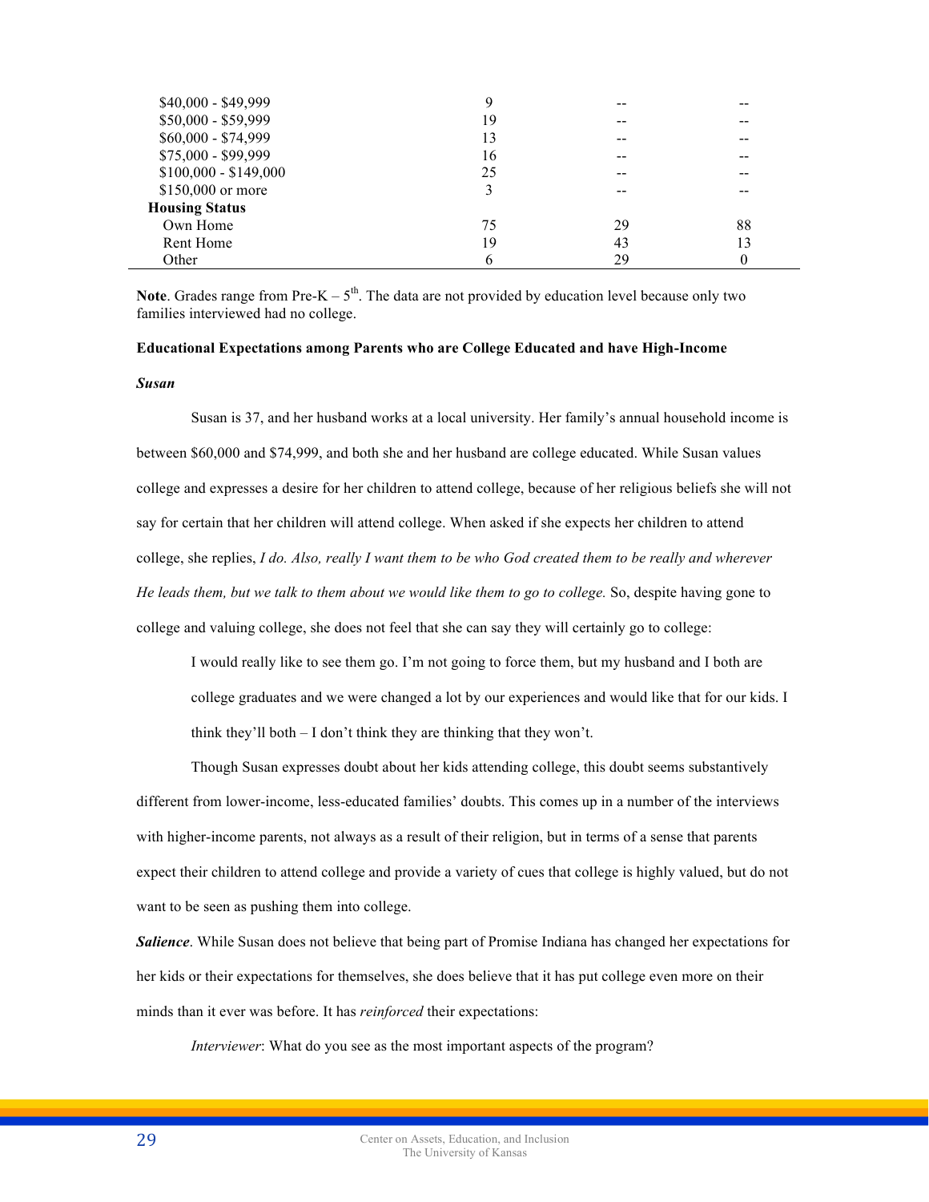| | | | |
|---|---|---|---|
| $40,000 - $49,999 | 9 | -- | -- |
| $50,000 - $59,999 | 19 | -- | -- |
| $60,000 - $74,999 | 13 | -- | -- |
| $75,000 - $99,999 | 16 | -- | -- |
| $100,000 - $149,000 | 25 | -- | -- |
| $150,000 or more | 3 | -- | -- |
| **Housing Status** | | | |
| Own Home | 75 | 29 | 88 |
| Rent Home | 19 | 43 | 13 |
| Other | 6 | 29 | 0 |

**Note**. Grades range from Pre-K – 5th. The data are not provided by education level because only two families interviewed had no college.

**Educational Expectations among Parents who are College Educated and have High-Income**

***Susan***

Susan is 37, and her husband works at a local university. Her family's annual household income is between $60,000 and $74,999, and both she and her husband are college educated. While Susan values college and expresses a desire for her children to attend college, because of her religious beliefs she will not say for certain that her children will attend college. When asked if she expects her children to attend college, she replies, *I do. Also, really I want them to be who God created them to be really and wherever He leads them, but we talk to them about we would like them to go to college.* So, despite having gone to college and valuing college, she does not feel that she can say they will certainly go to college:

> I would really like to see them go. I'm not going to force them, but my husband and I both are college graduates and we were changed a lot by our experiences and would like that for our kids. I think they'll both – I don't think they are thinking that they won't.

Though Susan expresses doubt about her kids attending college, this doubt seems substantively different from lower-income, less-educated families' doubts. This comes up in a number of the interviews with higher-income parents, not always as a result of their religion, but in terms of a sense that parents expect their children to attend college and provide a variety of cues that college is highly valued, but do not want to be seen as pushing them into college.

***Salience***. While Susan does not believe that being part of Promise Indiana has changed her expectations for her kids or their expectations for themselves, she does believe that it has put college even more on their minds than it ever was before. It has *reinforced* their expectations:

> *Interviewer*: What do you see as the most important aspects of the program?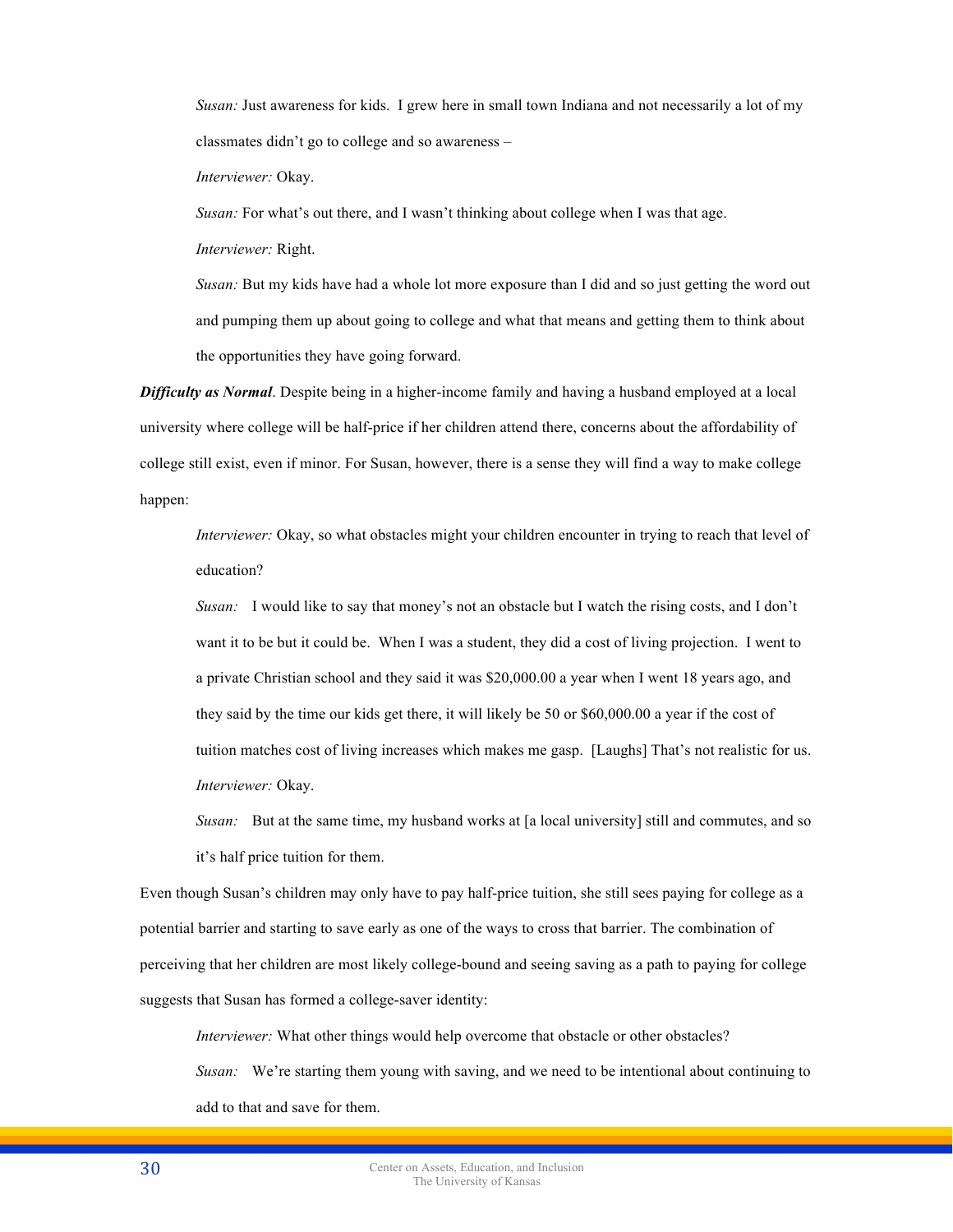*Susan:* Just awareness for kids. I grew here in small town Indiana and not necessarily a lot of my classmates didn't go to college and so awareness –

*Interviewer:* Okay.

*Susan:* For what's out there, and I wasn't thinking about college when I was that age.

*Interviewer:* Right.

*Susan:* But my kids have had a whole lot more exposure than I did and so just getting the word out and pumping them up about going to college and what that means and getting them to think about the opportunities they have going forward.

***Difficulty as Normal***. Despite being in a higher-income family and having a husband employed at a local university where college will be half-price if her children attend there, concerns about the affordability of college still exist, even if minor. For Susan, however, there is a sense they will find a way to make college happen:

*Interviewer:* Okay, so what obstacles might your children encounter in trying to reach that level of education?

*Susan:* I would like to say that money's not an obstacle but I watch the rising costs, and I don't want it to be but it could be. When I was a student, they did a cost of living projection. I went to a private Christian school and they said it was $20,000.00 a year when I went 18 years ago, and they said by the time our kids get there, it will likely be 50 or $60,000.00 a year if the cost of tuition matches cost of living increases which makes me gasp. [Laughs] That's not realistic for us.

*Interviewer:* Okay.

*Susan:* But at the same time, my husband works at [a local university] still and commutes, and so it's half price tuition for them.

Even though Susan's children may only have to pay half-price tuition, she still sees paying for college as a potential barrier and starting to save early as one of the ways to cross that barrier. The combination of perceiving that her children are most likely college-bound and seeing saving as a path to paying for college suggests that Susan has formed a college-saver identity:

*Interviewer:* What other things would help overcome that obstacle or other obstacles?

*Susan:* We're starting them young with saving, and we need to be intentional about continuing to add to that and save for them.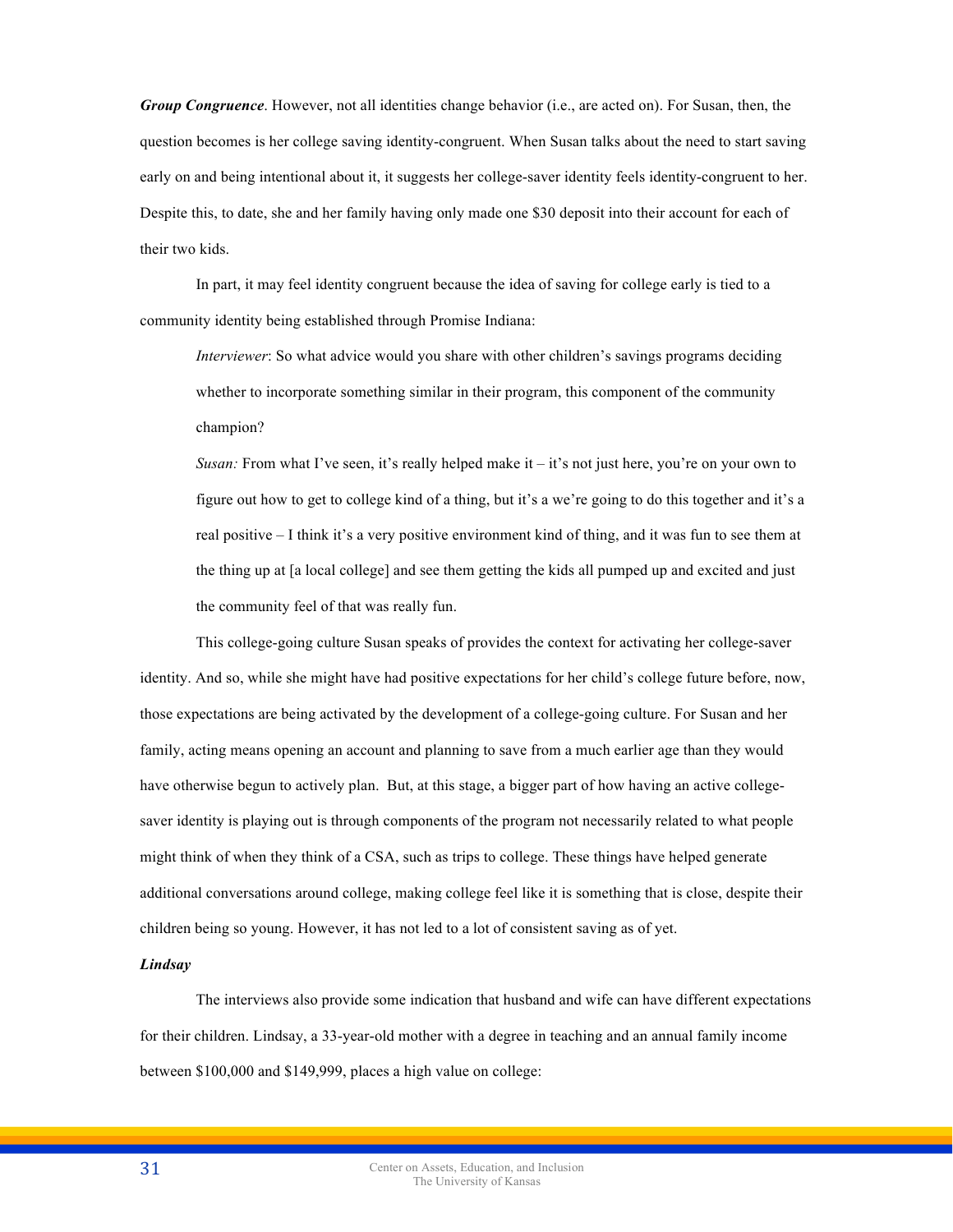***Group Congruence***. However, not all identities change behavior (i.e., are acted on). For Susan, then, the question becomes is her college saving identity-congruent. When Susan talks about the need to start saving early on and being intentional about it, it suggests her college-saver identity feels identity-congruent to her. Despite this, to date, she and her family having only made one $30 deposit into their account for each of their two kids.

In part, it may feel identity congruent because the idea of saving for college early is tied to a community identity being established through Promise Indiana:

> *Interviewer*: So what advice would you share with other children's savings programs deciding whether to incorporate something similar in their program, this component of the community champion?
>
> *Susan:* From what I've seen, it's really helped make it – it's not just here, you're on your own to figure out how to get to college kind of a thing, but it's a we're going to do this together and it's a real positive – I think it's a very positive environment kind of thing, and it was fun to see them at the thing up at [a local college] and see them getting the kids all pumped up and excited and just the community feel of that was really fun.

This college-going culture Susan speaks of provides the context for activating her college-saver identity. And so, while she might have had positive expectations for her child's college future before, now, those expectations are being activated by the development of a college-going culture. For Susan and her family, acting means opening an account and planning to save from a much earlier age than they would have otherwise begun to actively plan. But, at this stage, a bigger part of how having an active college-saver identity is playing out is through components of the program not necessarily related to what people might think of when they think of a CSA, such as trips to college. These things have helped generate additional conversations around college, making college feel like it is something that is close, despite their children being so young. However, it has not led to a lot of consistent saving as of yet.

***Lindsay***

The interviews also provide some indication that husband and wife can have different expectations for their children. Lindsay, a 33-year-old mother with a degree in teaching and an annual family income between $100,000 and $149,999, places a high value on college: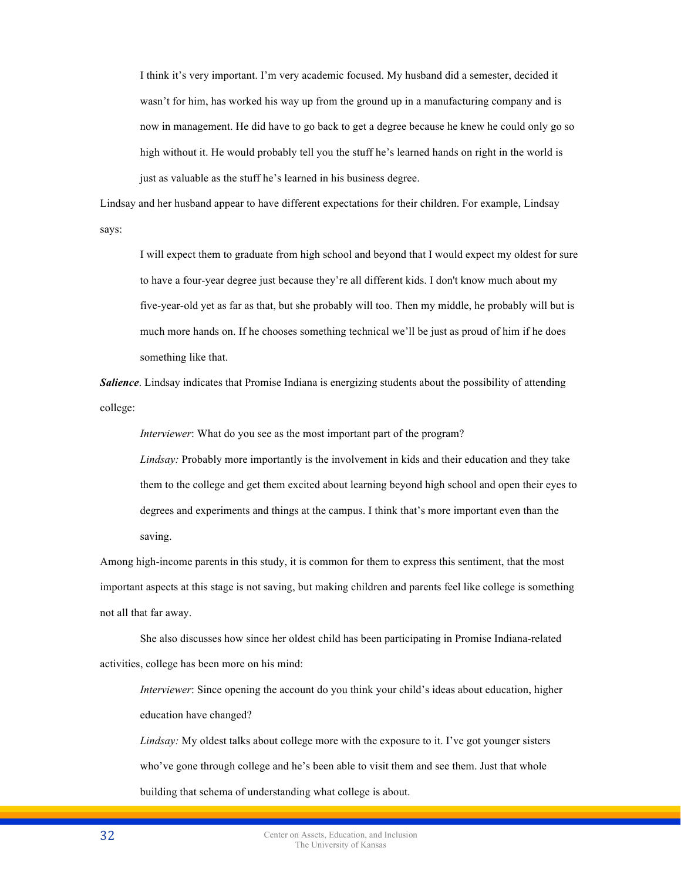> I think it's very important. I'm very academic focused. My husband did a semester, decided it wasn't for him, has worked his way up from the ground up in a manufacturing company and is now in management. He did have to go back to get a degree because he knew he could only go so high without it. He would probably tell you the stuff he's learned hands on right in the world is just as valuable as the stuff he's learned in his business degree.

Lindsay and her husband appear to have different expectations for their children. For example, Lindsay says:

> I will expect them to graduate from high school and beyond that I would expect my oldest for sure to have a four-year degree just because they're all different kids. I don't know much about my five-year-old yet as far as that, but she probably will too. Then my middle, he probably will but is much more hands on. If he chooses something technical we'll be just as proud of him if he does something like that.

***Salience***. Lindsay indicates that Promise Indiana is energizing students about the possibility of attending college:

> *Interviewer*: What do you see as the most important part of the program?
>
> *Lindsay:* Probably more importantly is the involvement in kids and their education and they take them to the college and get them excited about learning beyond high school and open their eyes to degrees and experiments and things at the campus. I think that's more important even than the saving.

Among high-income parents in this study, it is common for them to express this sentiment, that the most important aspects at this stage is not saving, but making children and parents feel like college is something not all that far away.

She also discusses how since her oldest child has been participating in Promise Indiana-related activities, college has been more on his mind:

> *Interviewer*: Since opening the account do you think your child's ideas about education, higher education have changed?
>
> *Lindsay:* My oldest talks about college more with the exposure to it. I've got younger sisters who've gone through college and he's been able to visit them and see them. Just that whole building that schema of understanding what college is about.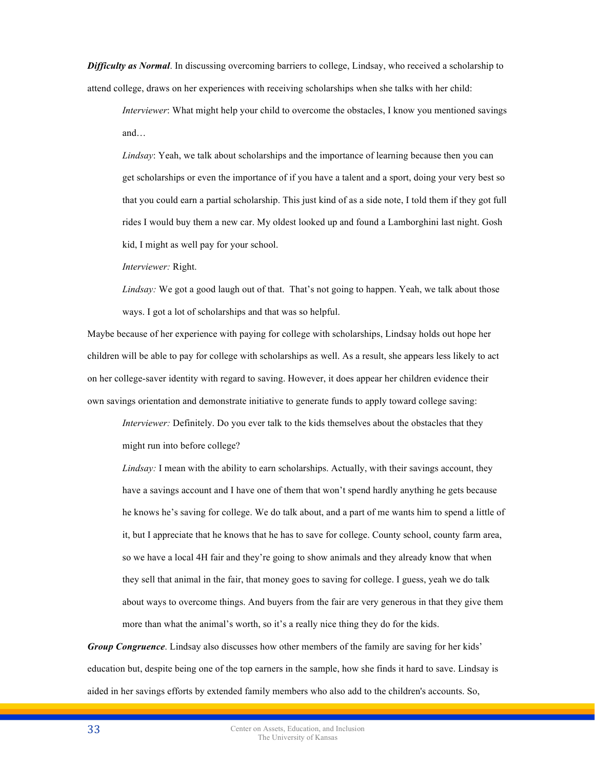***Difficulty as Normal***. In discussing overcoming barriers to college, Lindsay, who received a scholarship to attend college, draws on her experiences with receiving scholarships when she talks with her child:

> *Interviewer*: What might help your child to overcome the obstacles, I know you mentioned savings and…
>
> *Lindsay*: Yeah, we talk about scholarships and the importance of learning because then you can get scholarships or even the importance of if you have a talent and a sport, doing your very best so that you could earn a partial scholarship. This just kind of as a side note, I told them if they got full rides I would buy them a new car. My oldest looked up and found a Lamborghini last night. Gosh kid, I might as well pay for your school.
>
> *Interviewer:* Right.
>
> *Lindsay:* We got a good laugh out of that. That's not going to happen. Yeah, we talk about those ways. I got a lot of scholarships and that was so helpful.

Maybe because of her experience with paying for college with scholarships, Lindsay holds out hope her children will be able to pay for college with scholarships as well. As a result, she appears less likely to act on her college-saver identity with regard to saving. However, it does appear her children evidence their own savings orientation and demonstrate initiative to generate funds to apply toward college saving:

> *Interviewer:* Definitely. Do you ever talk to the kids themselves about the obstacles that they might run into before college?
>
> *Lindsay:* I mean with the ability to earn scholarships. Actually, with their savings account, they have a savings account and I have one of them that won't spend hardly anything he gets because he knows he's saving for college. We do talk about, and a part of me wants him to spend a little of it, but I appreciate that he knows that he has to save for college. County school, county farm area, so we have a local 4H fair and they're going to show animals and they already know that when they sell that animal in the fair, that money goes to saving for college. I guess, yeah we do talk about ways to overcome things. And buyers from the fair are very generous in that they give them more than what the animal's worth, so it's a really nice thing they do for the kids.

***Group Congruence***. Lindsay also discusses how other members of the family are saving for her kids' education but, despite being one of the top earners in the sample, how she finds it hard to save. Lindsay is aided in her savings efforts by extended family members who also add to the children's accounts. So,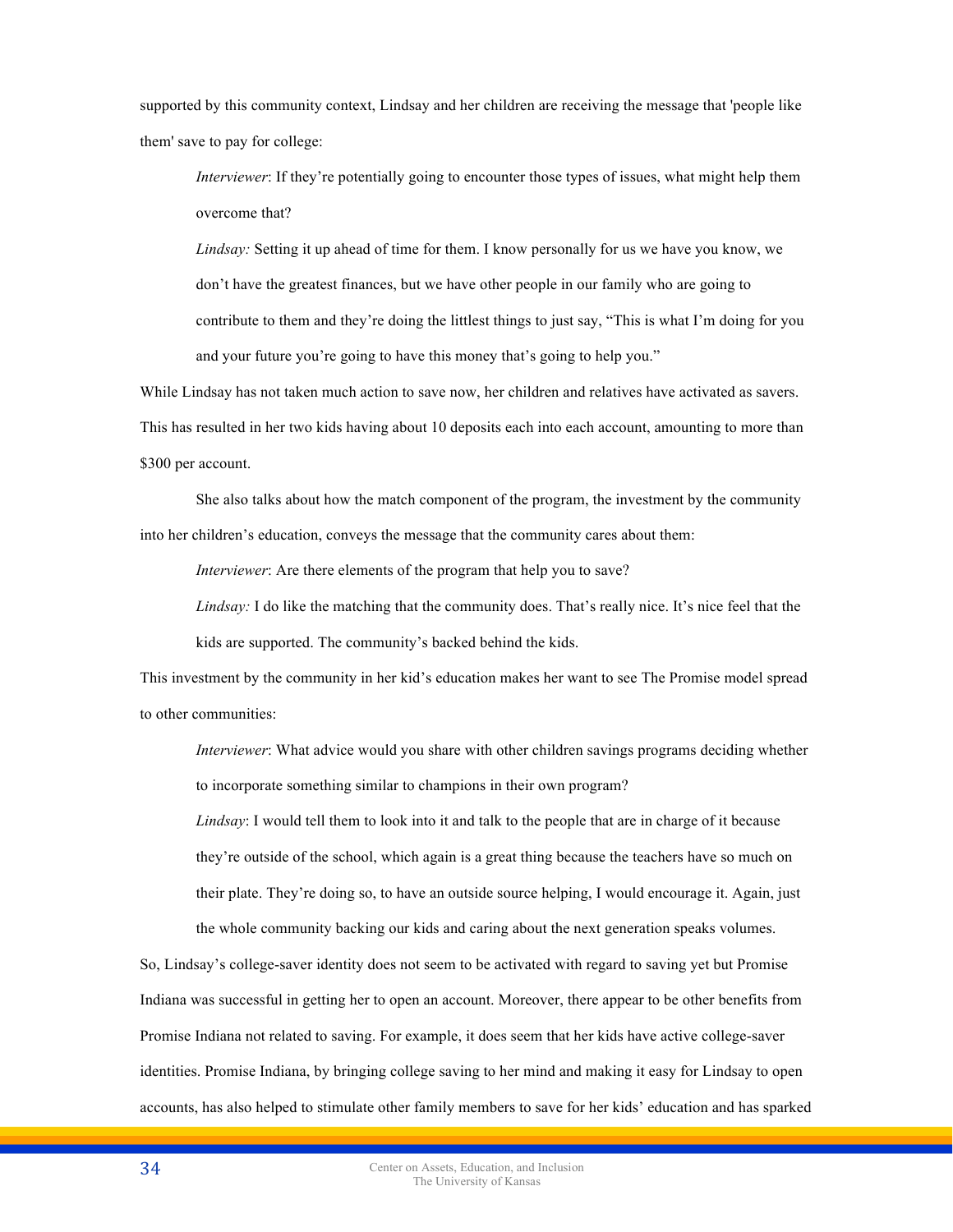supported by this community context, Lindsay and her children are receiving the message that 'people like them' save to pay for college:

> *Interviewer*: If they're potentially going to encounter those types of issues, what might help them overcome that?
>
> *Lindsay:* Setting it up ahead of time for them. I know personally for us we have you know, we don't have the greatest finances, but we have other people in our family who are going to contribute to them and they're doing the littlest things to just say, "This is what I'm doing for you and your future you're going to have this money that's going to help you."

While Lindsay has not taken much action to save now, her children and relatives have activated as savers. This has resulted in her two kids having about 10 deposits each into each account, amounting to more than $300 per account.

She also talks about how the match component of the program, the investment by the community into her children's education, conveys the message that the community cares about them:

> *Interviewer*: Are there elements of the program that help you to save?
>
> *Lindsay:* I do like the matching that the community does. That's really nice. It's nice feel that the kids are supported. The community's backed behind the kids.

This investment by the community in her kid's education makes her want to see The Promise model spread to other communities:

> *Interviewer*: What advice would you share with other children savings programs deciding whether to incorporate something similar to champions in their own program?
>
> *Lindsay*: I would tell them to look into it and talk to the people that are in charge of it because they're outside of the school, which again is a great thing because the teachers have so much on their plate. They're doing so, to have an outside source helping, I would encourage it. Again, just the whole community backing our kids and caring about the next generation speaks volumes.

So, Lindsay's college-saver identity does not seem to be activated with regard to saving yet but Promise Indiana was successful in getting her to open an account. Moreover, there appear to be other benefits from Promise Indiana not related to saving. For example, it does seem that her kids have active college-saver identities. Promise Indiana, by bringing college saving to her mind and making it easy for Lindsay to open accounts, has also helped to stimulate other family members to save for her kids' education and has sparked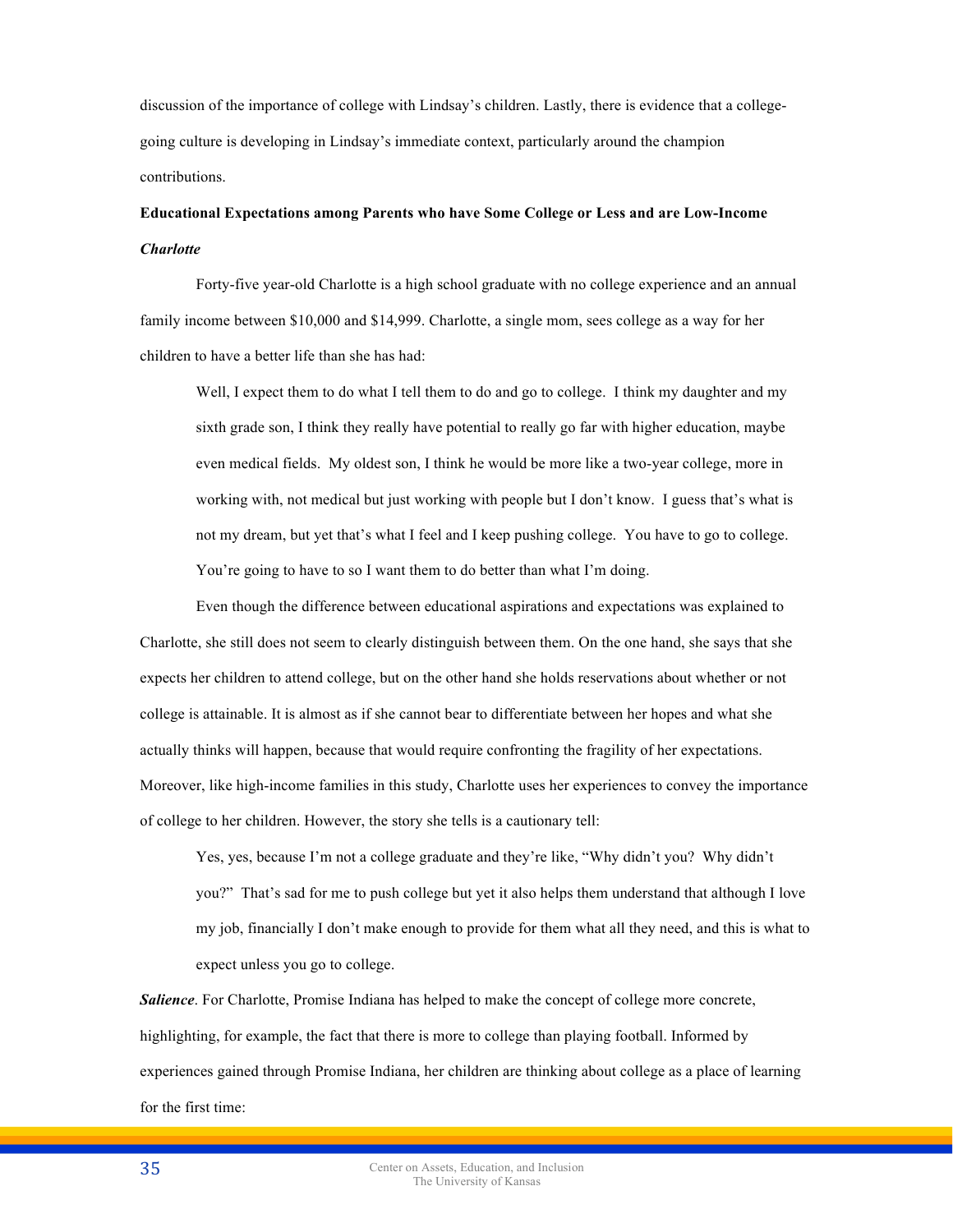discussion of the importance of college with Lindsay's children. Lastly, there is evidence that a college-going culture is developing in Lindsay's immediate context, particularly around the champion contributions.

**Educational Expectations among Parents who have Some College or Less and are Low-Income**

***Charlotte***

Forty-five year-old Charlotte is a high school graduate with no college experience and an annual family income between $10,000 and $14,999. Charlotte, a single mom, sees college as a way for her children to have a better life than she has had:

> Well, I expect them to do what I tell them to do and go to college. I think my daughter and my sixth grade son, I think they really have potential to really go far with higher education, maybe even medical fields. My oldest son, I think he would be more like a two-year college, more in working with, not medical but just working with people but I don't know. I guess that's what is not my dream, but yet that's what I feel and I keep pushing college. You have to go to college. You're going to have to so I want them to do better than what I'm doing.

Even though the difference between educational aspirations and expectations was explained to Charlotte, she still does not seem to clearly distinguish between them. On the one hand, she says that she expects her children to attend college, but on the other hand she holds reservations about whether or not college is attainable. It is almost as if she cannot bear to differentiate between her hopes and what she actually thinks will happen, because that would require confronting the fragility of her expectations. Moreover, like high-income families in this study, Charlotte uses her experiences to convey the importance of college to her children. However, the story she tells is a cautionary tell:

> Yes, yes, because I'm not a college graduate and they're like, "Why didn't you? Why didn't you?" That's sad for me to push college but yet it also helps them understand that although I love my job, financially I don't make enough to provide for them what all they need, and this is what to expect unless you go to college.

***Salience***. For Charlotte, Promise Indiana has helped to make the concept of college more concrete, highlighting, for example, the fact that there is more to college than playing football. Informed by experiences gained through Promise Indiana, her children are thinking about college as a place of learning for the first time: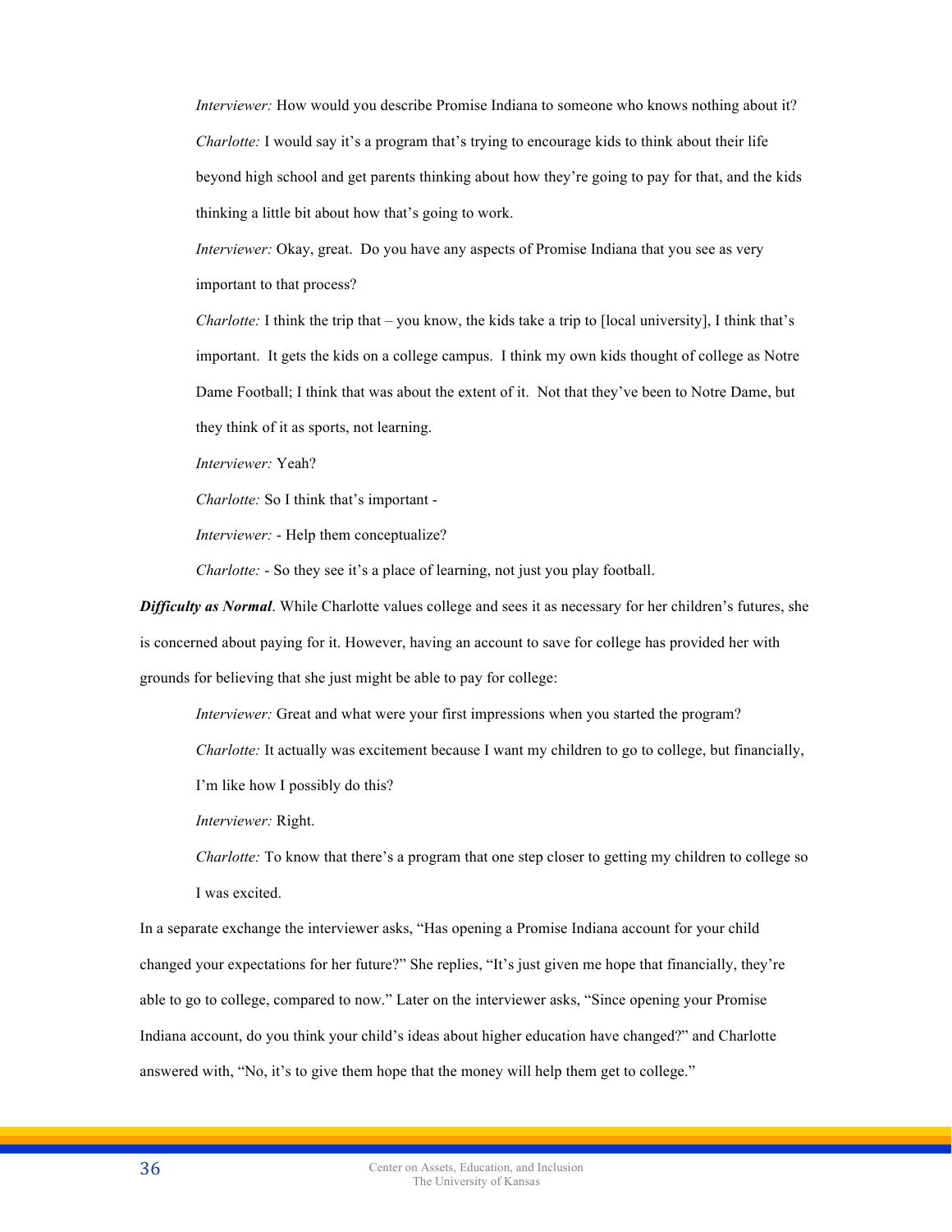*Interviewer:* How would you describe Promise Indiana to someone who knows nothing about it?

*Charlotte:* I would say it's a program that's trying to encourage kids to think about their life beyond high school and get parents thinking about how they're going to pay for that, and the kids thinking a little bit about how that's going to work.

*Interviewer:* Okay, great. Do you have any aspects of Promise Indiana that you see as very important to that process?

*Charlotte:* I think the trip that – you know, the kids take a trip to [local university], I think that's important. It gets the kids on a college campus. I think my own kids thought of college as Notre Dame Football; I think that was about the extent of it. Not that they've been to Notre Dame, but they think of it as sports, not learning.

*Interviewer:* Yeah?

*Charlotte:* So I think that's important -

*Interviewer:* - Help them conceptualize?

*Charlotte:* - So they see it's a place of learning, not just you play football.

***Difficulty as Normal***. While Charlotte values college and sees it as necessary for her children's futures, she is concerned about paying for it. However, having an account to save for college has provided her with grounds for believing that she just might be able to pay for college:

*Interviewer:* Great and what were your first impressions when you started the program?

*Charlotte:* It actually was excitement because I want my children to go to college, but financially, I'm like how I possibly do this?

*Interviewer:* Right.

*Charlotte:* To know that there's a program that one step closer to getting my children to college so I was excited.

In a separate exchange the interviewer asks, "Has opening a Promise Indiana account for your child changed your expectations for her future?" She replies, "It's just given me hope that financially, they're able to go to college, compared to now." Later on the interviewer asks, "Since opening your Promise Indiana account, do you think your child's ideas about higher education have changed?" and Charlotte answered with, "No, it's to give them hope that the money will help them get to college."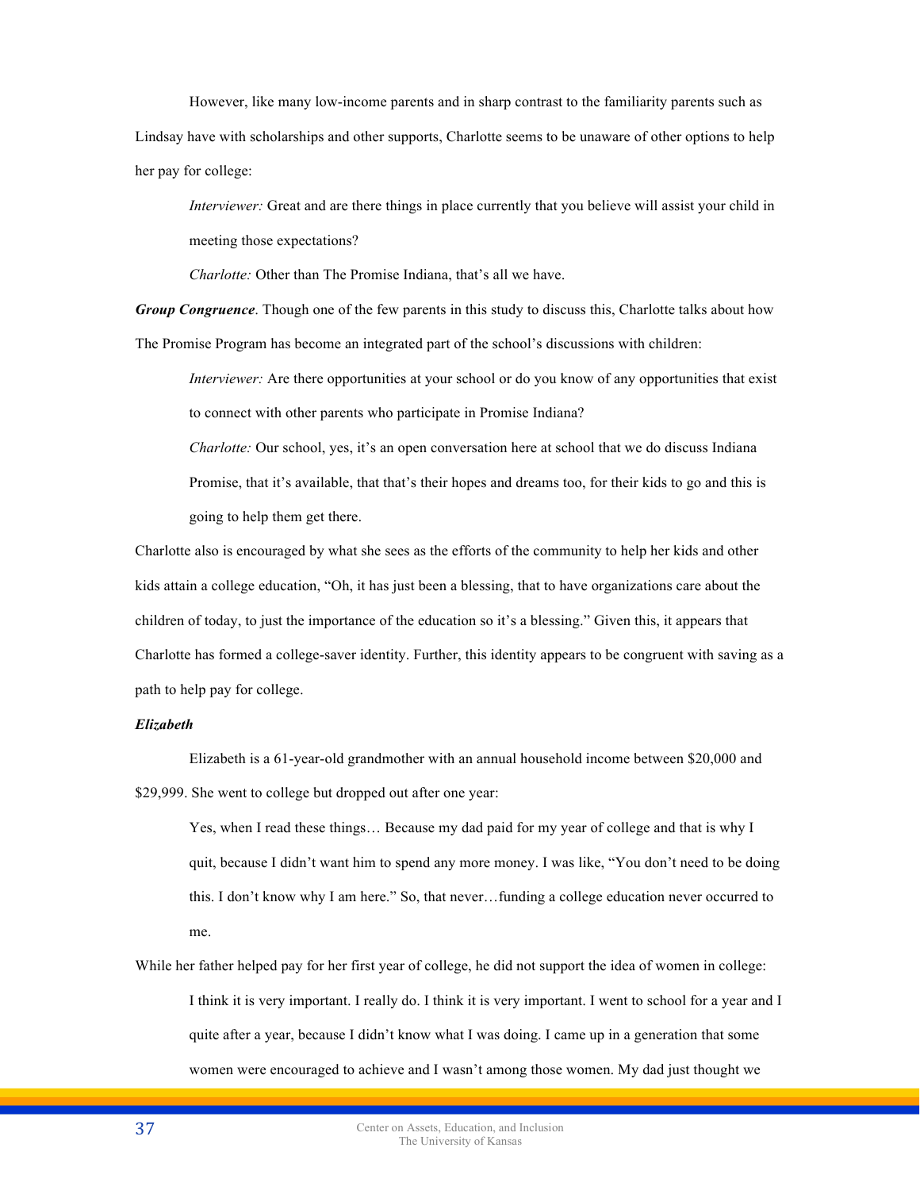However, like many low-income parents and in sharp contrast to the familiarity parents such as Lindsay have with scholarships and other supports, Charlotte seems to be unaware of other options to help her pay for college:

> *Interviewer:* Great and are there things in place currently that you believe will assist your child in meeting those expectations?
>
> *Charlotte:* Other than The Promise Indiana, that's all we have.

***Group Congruence***. Though one of the few parents in this study to discuss this, Charlotte talks about how The Promise Program has become an integrated part of the school's discussions with children:

> *Interviewer:* Are there opportunities at your school or do you know of any opportunities that exist to connect with other parents who participate in Promise Indiana?
>
> *Charlotte:* Our school, yes, it's an open conversation here at school that we do discuss Indiana Promise, that it's available, that that's their hopes and dreams too, for their kids to go and this is going to help them get there.

Charlotte also is encouraged by what she sees as the efforts of the community to help her kids and other kids attain a college education, "Oh, it has just been a blessing, that to have organizations care about the children of today, to just the importance of the education so it's a blessing." Given this, it appears that Charlotte has formed a college-saver identity. Further, this identity appears to be congruent with saving as a path to help pay for college.

***Elizabeth***

Elizabeth is a 61-year-old grandmother with an annual household income between $20,000 and $29,999. She went to college but dropped out after one year:

> Yes, when I read these things… Because my dad paid for my year of college and that is why I quit, because I didn't want him to spend any more money. I was like, "You don't need to be doing this. I don't know why I am here." So, that never…funding a college education never occurred to me.

While her father helped pay for her first year of college, he did not support the idea of women in college:

> I think it is very important. I really do. I think it is very important. I went to school for a year and I quite after a year, because I didn't know what I was doing. I came up in a generation that some women were encouraged to achieve and I wasn't among those women. My dad just thought we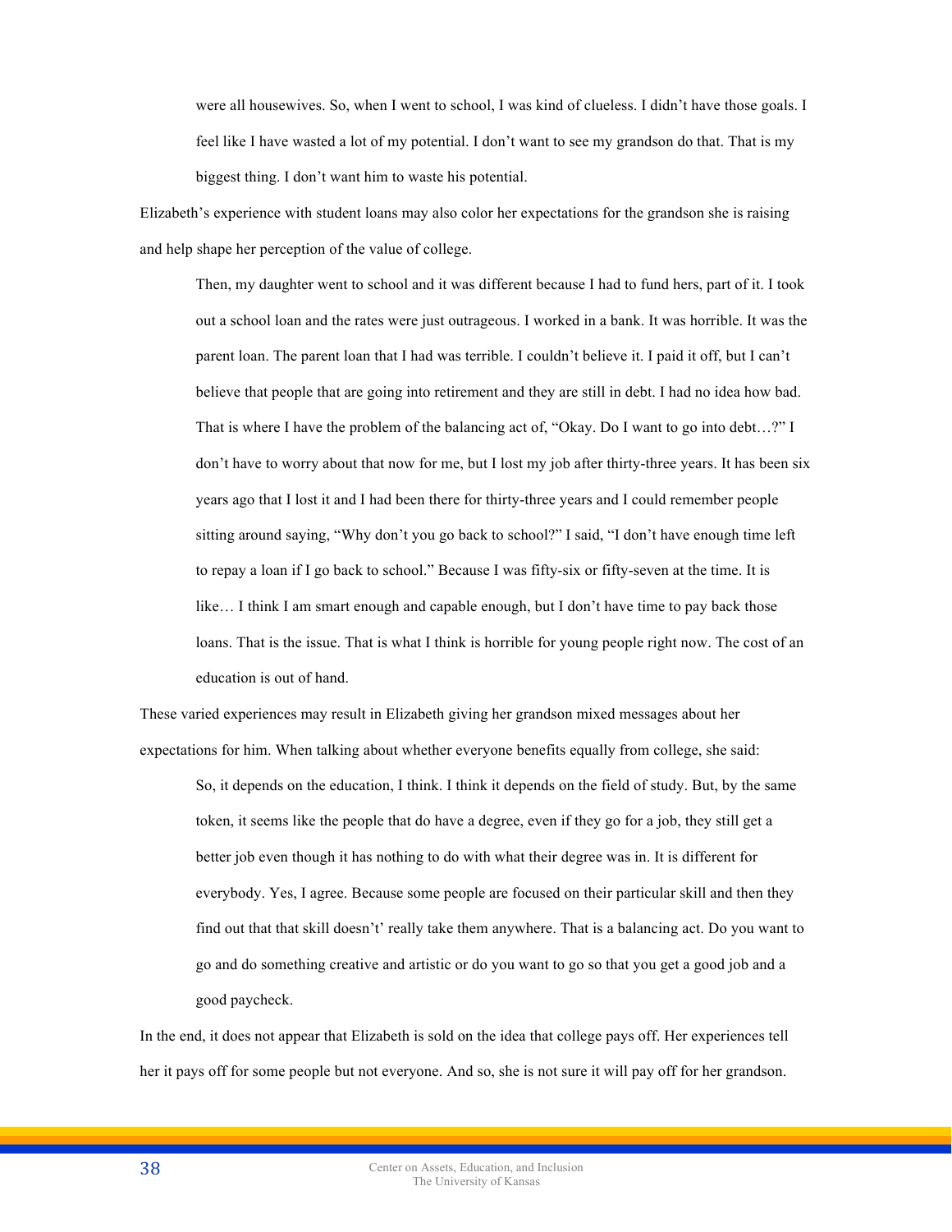> were all housewives. So, when I went to school, I was kind of clueless. I didn't have those goals. I feel like I have wasted a lot of my potential. I don't want to see my grandson do that. That is my biggest thing. I don't want him to waste his potential.

Elizabeth's experience with student loans may also color her expectations for the grandson she is raising and help shape her perception of the value of college.

> Then, my daughter went to school and it was different because I had to fund hers, part of it. I took out a school loan and the rates were just outrageous. I worked in a bank. It was horrible. It was the parent loan. The parent loan that I had was terrible. I couldn't believe it. I paid it off, but I can't believe that people that are going into retirement and they are still in debt. I had no idea how bad. That is where I have the problem of the balancing act of, "Okay. Do I want to go into debt…?" I don't have to worry about that now for me, but I lost my job after thirty-three years. It has been six years ago that I lost it and I had been there for thirty-three years and I could remember people sitting around saying, "Why don't you go back to school?" I said, "I don't have enough time left to repay a loan if I go back to school." Because I was fifty-six or fifty-seven at the time. It is like… I think I am smart enough and capable enough, but I don't have time to pay back those loans. That is the issue. That is what I think is horrible for young people right now. The cost of an education is out of hand.

These varied experiences may result in Elizabeth giving her grandson mixed messages about her expectations for him. When talking about whether everyone benefits equally from college, she said:

> So, it depends on the education, I think. I think it depends on the field of study. But, by the same token, it seems like the people that do have a degree, even if they go for a job, they still get a better job even though it has nothing to do with what their degree was in. It is different for everybody. Yes, I agree. Because some people are focused on their particular skill and then they find out that that skill doesn't' really take them anywhere. That is a balancing act. Do you want to go and do something creative and artistic or do you want to go so that you get a good job and a good paycheck.

In the end, it does not appear that Elizabeth is sold on the idea that college pays off. Her experiences tell her it pays off for some people but not everyone. And so, she is not sure it will pay off for her grandson.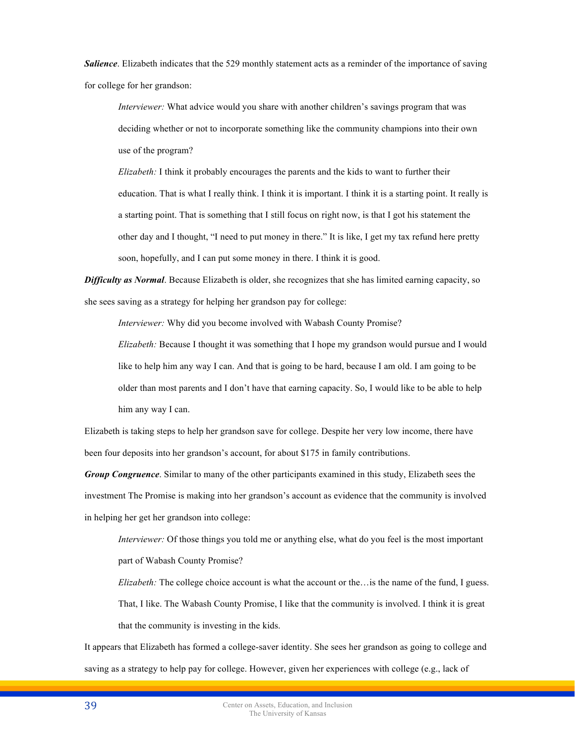***Salience***. Elizabeth indicates that the 529 monthly statement acts as a reminder of the importance of saving for college for her grandson:

> *Interviewer:* What advice would you share with another children's savings program that was deciding whether or not to incorporate something like the community champions into their own use of the program?
>
> *Elizabeth:* I think it probably encourages the parents and the kids to want to further their education. That is what I really think. I think it is important. I think it is a starting point. It really is a starting point. That is something that I still focus on right now, is that I got his statement the other day and I thought, "I need to put money in there." It is like, I get my tax refund here pretty soon, hopefully, and I can put some money in there. I think it is good.

***Difficulty as Normal***. Because Elizabeth is older, she recognizes that she has limited earning capacity, so she sees saving as a strategy for helping her grandson pay for college:

> *Interviewer:* Why did you become involved with Wabash County Promise?
>
> *Elizabeth:* Because I thought it was something that I hope my grandson would pursue and I would like to help him any way I can. And that is going to be hard, because I am old. I am going to be older than most parents and I don't have that earning capacity. So, I would like to be able to help him any way I can.

Elizabeth is taking steps to help her grandson save for college. Despite her very low income, there have been four deposits into her grandson's account, for about $175 in family contributions.

***Group Congruence***. Similar to many of the other participants examined in this study, Elizabeth sees the investment The Promise is making into her grandson's account as evidence that the community is involved in helping her get her grandson into college:

> *Interviewer:* Of those things you told me or anything else, what do you feel is the most important part of Wabash County Promise?
>
> *Elizabeth:* The college choice account is what the account or the…is the name of the fund, I guess. That, I like. The Wabash County Promise, I like that the community is involved. I think it is great that the community is investing in the kids.

It appears that Elizabeth has formed a college-saver identity. She sees her grandson as going to college and saving as a strategy to help pay for college. However, given her experiences with college (e.g., lack of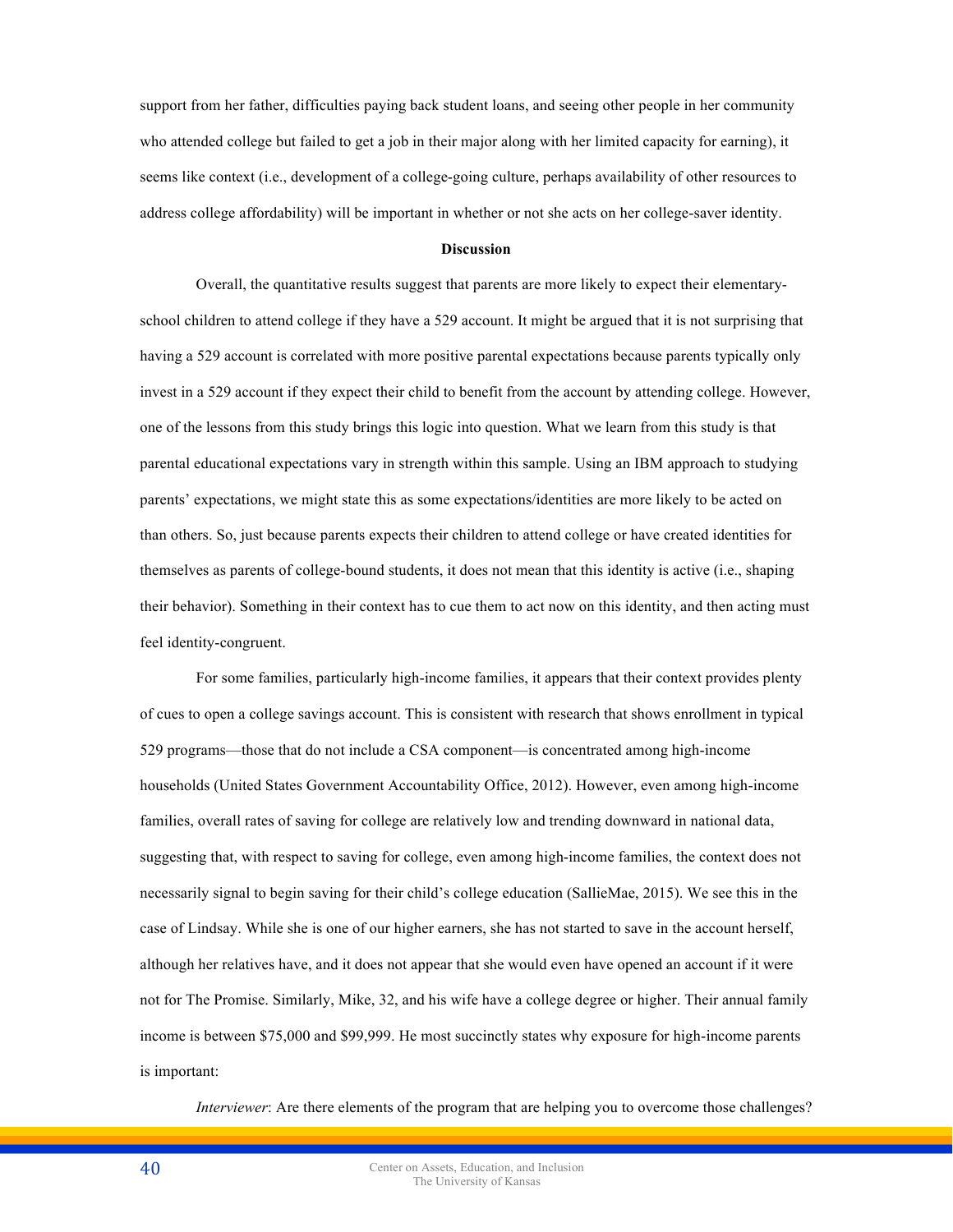support from her father, difficulties paying back student loans, and seeing other people in her community who attended college but failed to get a job in their major along with her limited capacity for earning), it seems like context (i.e., development of a college-going culture, perhaps availability of other resources to address college affordability) will be important in whether or not she acts on her college-saver identity.

## Discussion

Overall, the quantitative results suggest that parents are more likely to expect their elementary-school children to attend college if they have a 529 account. It might be argued that it is not surprising that having a 529 account is correlated with more positive parental expectations because parents typically only invest in a 529 account if they expect their child to benefit from the account by attending college. However, one of the lessons from this study brings this logic into question. What we learn from this study is that parental educational expectations vary in strength within this sample. Using an IBM approach to studying parents' expectations, we might state this as some expectations/identities are more likely to be acted on than others. So, just because parents expects their children to attend college or have created identities for themselves as parents of college-bound students, it does not mean that this identity is active (i.e., shaping their behavior). Something in their context has to cue them to act now on this identity, and then acting must feel identity-congruent.

For some families, particularly high-income families, it appears that their context provides plenty of cues to open a college savings account. This is consistent with research that shows enrollment in typical 529 programs—those that do not include a CSA component—is concentrated among high-income households (United States Government Accountability Office, 2012). However, even among high-income families, overall rates of saving for college are relatively low and trending downward in national data, suggesting that, with respect to saving for college, even among high-income families, the context does not necessarily signal to begin saving for their child's college education (SallieMae, 2015). We see this in the case of Lindsay. While she is one of our higher earners, she has not started to save in the account herself, although her relatives have, and it does not appear that she would even have opened an account if it were not for The Promise. Similarly, Mike, 32, and his wife have a college degree or higher. Their annual family income is between $75,000 and $99,999. He most succinctly states why exposure for high-income parents is important:

*Interviewer*: Are there elements of the program that are helping you to overcome those challenges?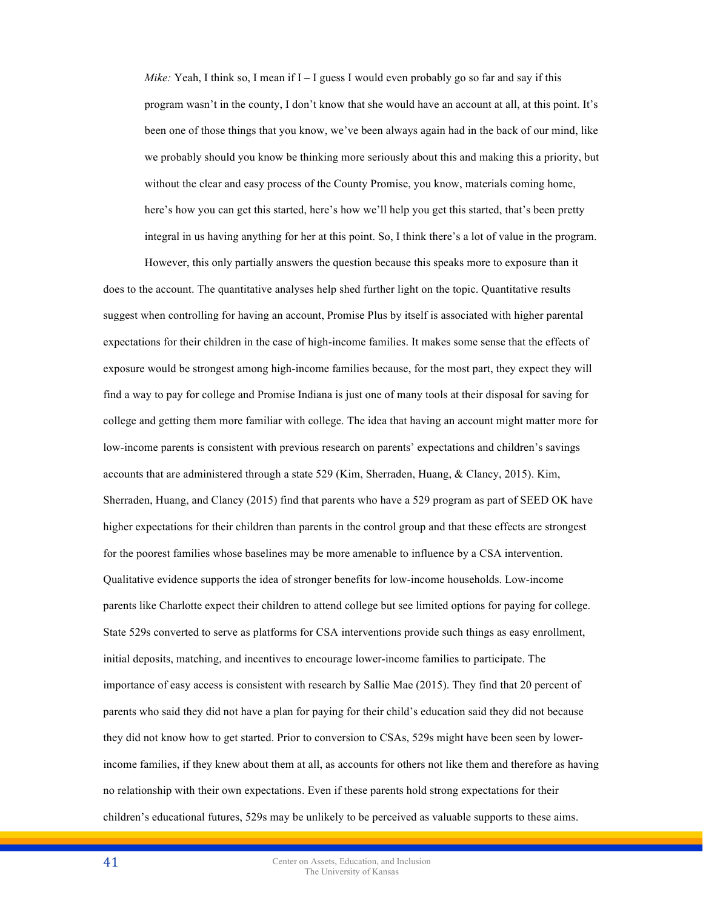*Mike:* Yeah, I think so, I mean if I – I guess I would even probably go so far and say if this program wasn't in the county, I don't know that she would have an account at all, at this point. It's been one of those things that you know, we've been always again had in the back of our mind, like we probably should you know be thinking more seriously about this and making this a priority, but without the clear and easy process of the County Promise, you know, materials coming home, here's how you can get this started, here's how we'll help you get this started, that's been pretty integral in us having anything for her at this point. So, I think there's a lot of value in the program.

However, this only partially answers the question because this speaks more to exposure than it does to the account. The quantitative analyses help shed further light on the topic. Quantitative results suggest when controlling for having an account, Promise Plus by itself is associated with higher parental expectations for their children in the case of high-income families. It makes some sense that the effects of exposure would be strongest among high-income families because, for the most part, they expect they will find a way to pay for college and Promise Indiana is just one of many tools at their disposal for saving for college and getting them more familiar with college. The idea that having an account might matter more for low-income parents is consistent with previous research on parents' expectations and children's savings accounts that are administered through a state 529 (Kim, Sherraden, Huang, & Clancy, 2015). Kim, Sherraden, Huang, and Clancy (2015) find that parents who have a 529 program as part of SEED OK have higher expectations for their children than parents in the control group and that these effects are strongest for the poorest families whose baselines may be more amenable to influence by a CSA intervention. Qualitative evidence supports the idea of stronger benefits for low-income households. Low-income parents like Charlotte expect their children to attend college but see limited options for paying for college. State 529s converted to serve as platforms for CSA interventions provide such things as easy enrollment, initial deposits, matching, and incentives to encourage lower-income families to participate. The importance of easy access is consistent with research by Sallie Mae (2015). They find that 20 percent of parents who said they did not have a plan for paying for their child's education said they did not because they did not know how to get started. Prior to conversion to CSAs, 529s might have been seen by lower-income families, if they knew about them at all, as accounts for others not like them and therefore as having no relationship with their own expectations. Even if these parents hold strong expectations for their children's educational futures, 529s may be unlikely to be perceived as valuable supports to these aims.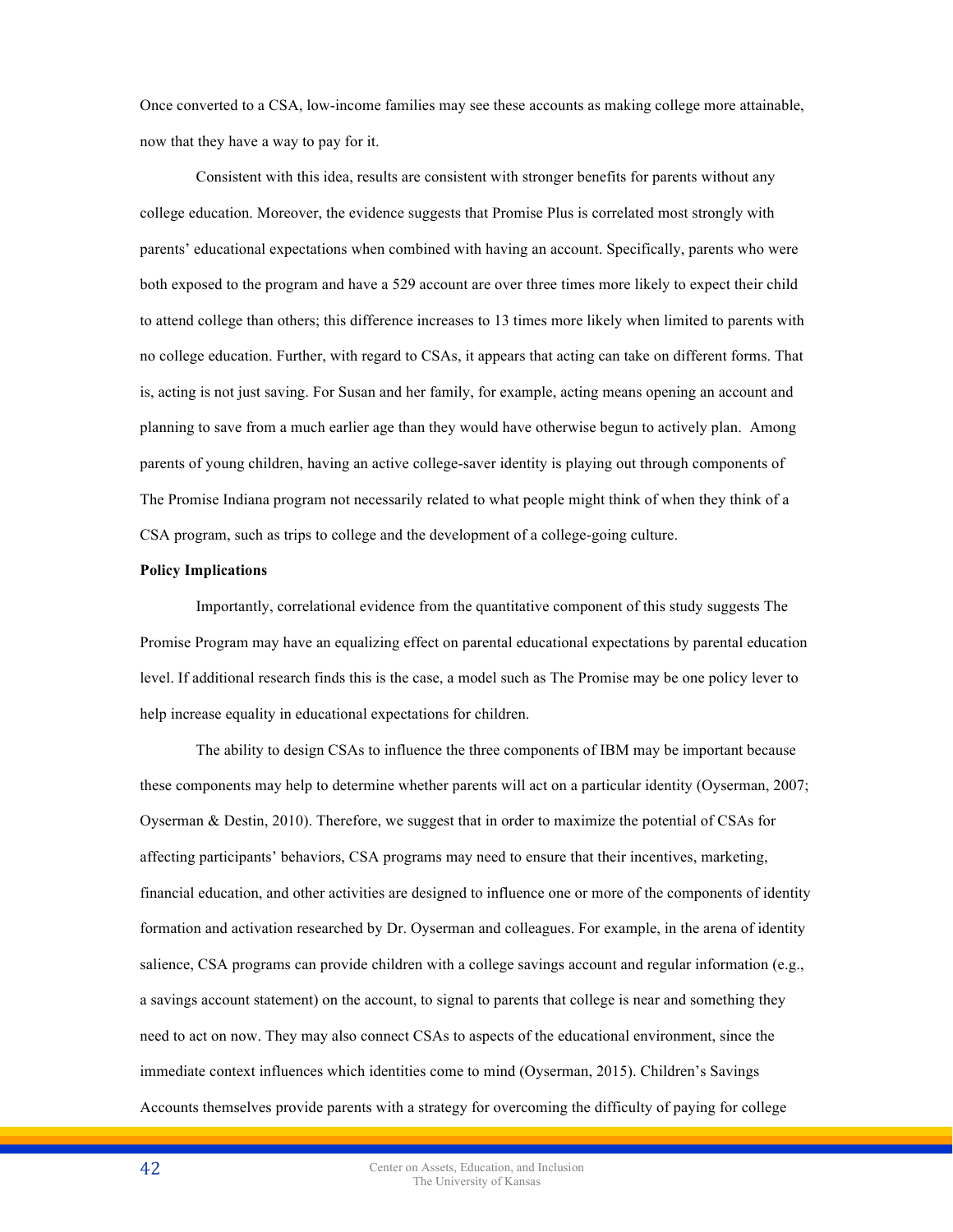Once converted to a CSA, low-income families may see these accounts as making college more attainable, now that they have a way to pay for it.

Consistent with this idea, results are consistent with stronger benefits for parents without any college education. Moreover, the evidence suggests that Promise Plus is correlated most strongly with parents' educational expectations when combined with having an account. Specifically, parents who were both exposed to the program and have a 529 account are over three times more likely to expect their child to attend college than others; this difference increases to 13 times more likely when limited to parents with no college education. Further, with regard to CSAs, it appears that acting can take on different forms. That is, acting is not just saving. For Susan and her family, for example, acting means opening an account and planning to save from a much earlier age than they would have otherwise begun to actively plan. Among parents of young children, having an active college-saver identity is playing out through components of The Promise Indiana program not necessarily related to what people might think of when they think of a CSA program, such as trips to college and the development of a college-going culture.

**Policy Implications**

Importantly, correlational evidence from the quantitative component of this study suggests The Promise Program may have an equalizing effect on parental educational expectations by parental education level. If additional research finds this is the case, a model such as The Promise may be one policy lever to help increase equality in educational expectations for children.

The ability to design CSAs to influence the three components of IBM may be important because these components may help to determine whether parents will act on a particular identity (Oyserman, 2007; Oyserman & Destin, 2010). Therefore, we suggest that in order to maximize the potential of CSAs for affecting participants' behaviors, CSA programs may need to ensure that their incentives, marketing, financial education, and other activities are designed to influence one or more of the components of identity formation and activation researched by Dr. Oyserman and colleagues. For example, in the arena of identity salience, CSA programs can provide children with a college savings account and regular information (e.g., a savings account statement) on the account, to signal to parents that college is near and something they need to act on now. They may also connect CSAs to aspects of the educational environment, since the immediate context influences which identities come to mind (Oyserman, 2015). Children's Savings Accounts themselves provide parents with a strategy for overcoming the difficulty of paying for college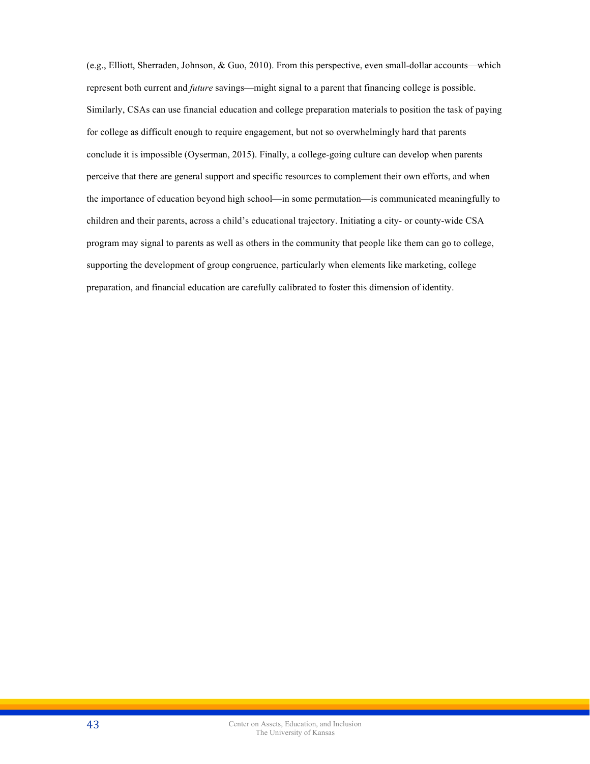(e.g., Elliott, Sherraden, Johnson, & Guo, 2010). From this perspective, even small-dollar accounts—which represent both current and *future* savings—might signal to a parent that financing college is possible. Similarly, CSAs can use financial education and college preparation materials to position the task of paying for college as difficult enough to require engagement, but not so overwhelmingly hard that parents conclude it is impossible (Oyserman, 2015). Finally, a college-going culture can develop when parents perceive that there are general support and specific resources to complement their own efforts, and when the importance of education beyond high school—in some permutation—is communicated meaningfully to children and their parents, across a child's educational trajectory. Initiating a city- or county-wide CSA program may signal to parents as well as others in the community that people like them can go to college, supporting the development of group congruence, particularly when elements like marketing, college preparation, and financial education are carefully calibrated to foster this dimension of identity.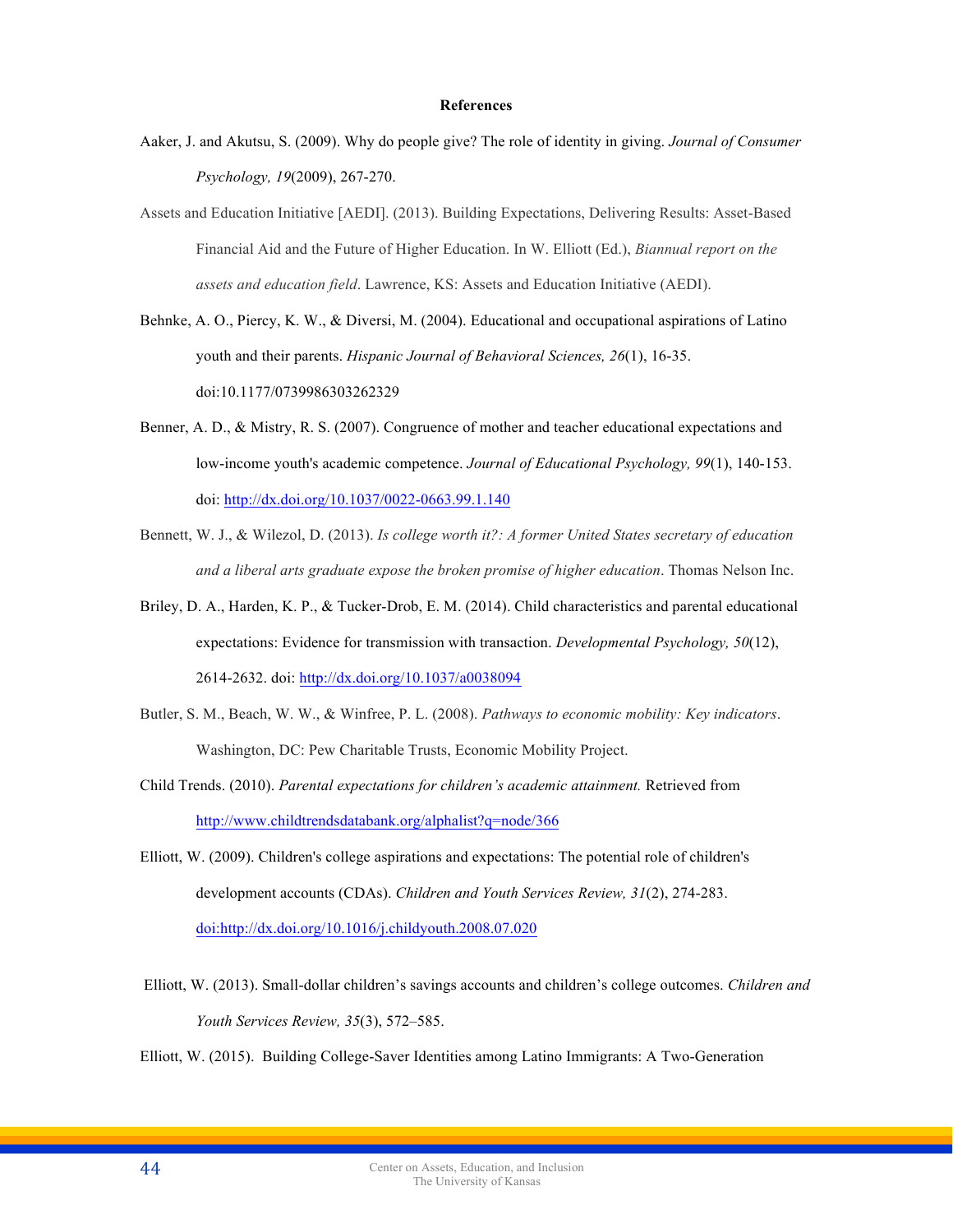## References

Aaker, J. and Akutsu, S. (2009). Why do people give? The role of identity in giving. *Journal of Consumer Psychology, 19*(2009), 267-270.

Assets and Education Initiative [AEDI]. (2013). Building Expectations, Delivering Results: Asset-Based Financial Aid and the Future of Higher Education. In W. Elliott (Ed.), *Biannual report on the assets and education field*. Lawrence, KS: Assets and Education Initiative (AEDI).

Behnke, A. O., Piercy, K. W., & Diversi, M. (2004). Educational and occupational aspirations of Latino youth and their parents. *Hispanic Journal of Behavioral Sciences, 26*(1), 16-35. doi:10.1177/0739986303262329

Benner, A. D., & Mistry, R. S. (2007). Congruence of mother and teacher educational expectations and low-income youth's academic competence. *Journal of Educational Psychology, 99*(1), 140-153. doi: http://dx.doi.org/10.1037/0022-0663.99.1.140

Bennett, W. J., & Wilezol, D. (2013). *Is college worth it?: A former United States secretary of education and a liberal arts graduate expose the broken promise of higher education*. Thomas Nelson Inc.

Briley, D. A., Harden, K. P., & Tucker-Drob, E. M. (2014). Child characteristics and parental educational expectations: Evidence for transmission with transaction. *Developmental Psychology, 50*(12), 2614-2632. doi: http://dx.doi.org/10.1037/a0038094

Butler, S. M., Beach, W. W., & Winfree, P. L. (2008). *Pathways to economic mobility: Key indicators*. Washington, DC: Pew Charitable Trusts, Economic Mobility Project.

Child Trends. (2010). *Parental expectations for children's academic attainment.* Retrieved from http://www.childtrendsdatabank.org/alphalist?q=node/366

Elliott, W. (2009). Children's college aspirations and expectations: The potential role of children's development accounts (CDAs). *Children and Youth Services Review, 31*(2), 274-283. doi:http://dx.doi.org/10.1016/j.childyouth.2008.07.020

Elliott, W. (2013). Small-dollar children's savings accounts and children's college outcomes. *Children and Youth Services Review, 35*(3), 572–585.

Elliott, W. (2015). Building College-Saver Identities among Latino Immigrants: A Two-Generation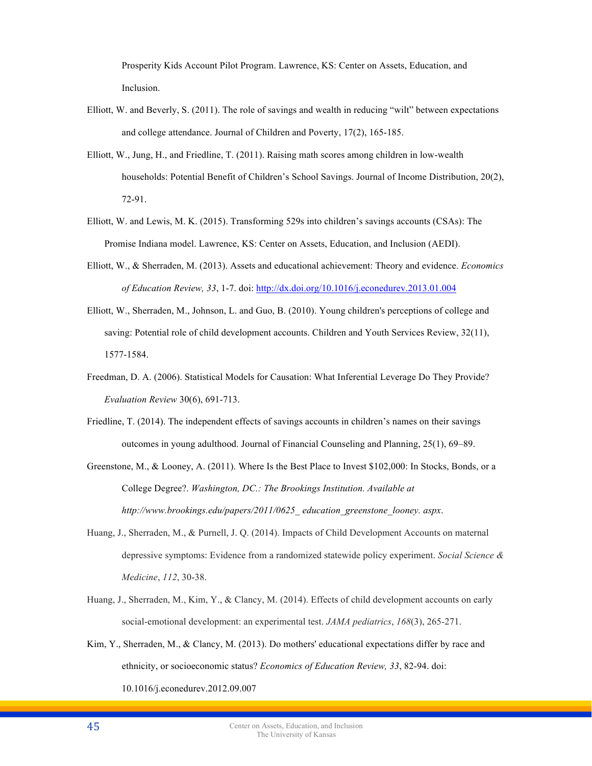Prosperity Kids Account Pilot Program. Lawrence, KS: Center on Assets, Education, and Inclusion.

Elliott, W. and Beverly, S. (2011). The role of savings and wealth in reducing "wilt" between expectations and college attendance. Journal of Children and Poverty, 17(2), 165-185.

Elliott, W., Jung, H., and Friedline, T. (2011). Raising math scores among children in low-wealth households: Potential Benefit of Children's School Savings. Journal of Income Distribution, 20(2), 72-91.

Elliott, W. and Lewis, M. K. (2015). Transforming 529s into children's savings accounts (CSAs): The Promise Indiana model. Lawrence, KS: Center on Assets, Education, and Inclusion (AEDI).

Elliott, W., & Sherraden, M. (2013). Assets and educational achievement: Theory and evidence. *Economics of Education Review, 33*, 1-7. doi: http://dx.doi.org/10.1016/j.econedurev.2013.01.004

Elliott, W., Sherraden, M., Johnson, L. and Guo, B. (2010). Young children's perceptions of college and saving: Potential role of child development accounts. Children and Youth Services Review, 32(11), 1577-1584.

Freedman, D. A. (2006). Statistical Models for Causation: What Inferential Leverage Do They Provide? *Evaluation Review* 30(6), 691-713.

Friedline, T. (2014). The independent effects of savings accounts in children's names on their savings outcomes in young adulthood. Journal of Financial Counseling and Planning, 25(1), 69–89.

Greenstone, M., & Looney, A. (2011). Where Is the Best Place to Invest $102,000: In Stocks, Bonds, or a College Degree?. *Washington, DC.: The Brookings Institution. Available at http://www.brookings.edu/papers/2011/0625_ education_greenstone_looney. aspx*.

Huang, J., Sherraden, M., & Purnell, J. Q. (2014). Impacts of Child Development Accounts on maternal depressive symptoms: Evidence from a randomized statewide policy experiment. *Social Science & Medicine*, *112*, 30-38.

Huang, J., Sherraden, M., Kim, Y., & Clancy, M. (2014). Effects of child development accounts on early social-emotional development: an experimental test. *JAMA pediatrics*, *168*(3), 265-271.

Kim, Y., Sherraden, M., & Clancy, M. (2013). Do mothers' educational expectations differ by race and ethnicity, or socioeconomic status? *Economics of Education Review, 33*, 82-94. doi: 10.1016/j.econedurev.2012.09.007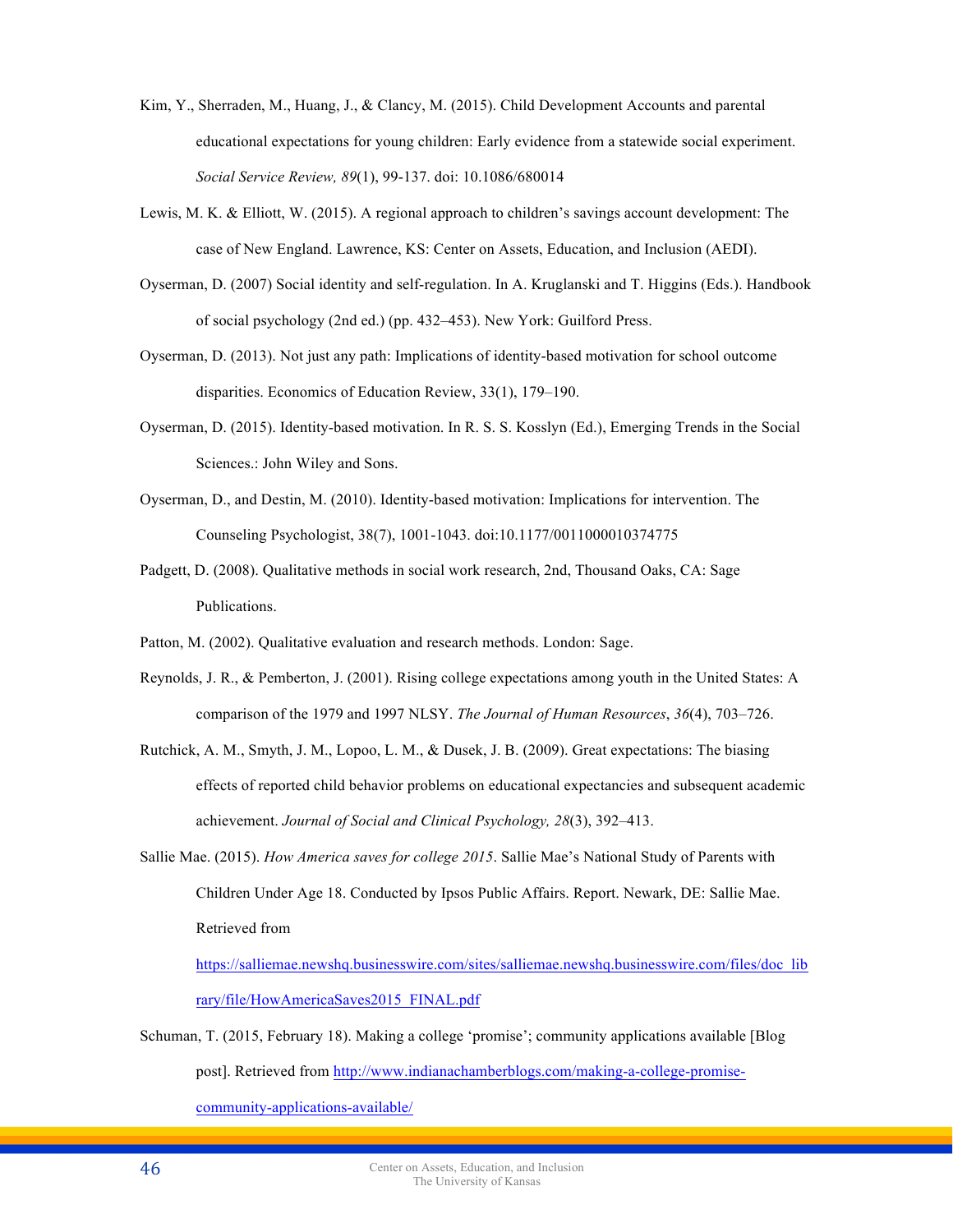Kim, Y., Sherraden, M., Huang, J., & Clancy, M. (2015). Child Development Accounts and parental educational expectations for young children: Early evidence from a statewide social experiment. *Social Service Review, 89*(1), 99-137. doi: 10.1086/680014

Lewis, M. K. & Elliott, W. (2015). A regional approach to children's savings account development: The case of New England. Lawrence, KS: Center on Assets, Education, and Inclusion (AEDI).

Oyserman, D. (2007) Social identity and self-regulation. In A. Kruglanski and T. Higgins (Eds.). Handbook of social psychology (2nd ed.) (pp. 432–453). New York: Guilford Press.

Oyserman, D. (2013). Not just any path: Implications of identity-based motivation for school outcome disparities. Economics of Education Review, 33(1), 179–190.

Oyserman, D. (2015). Identity-based motivation. In R. S. S. Kosslyn (Ed.), Emerging Trends in the Social Sciences.: John Wiley and Sons.

Oyserman, D., and Destin, M. (2010). Identity-based motivation: Implications for intervention. The Counseling Psychologist, 38(7), 1001-1043. doi:10.1177/0011000010374775

Padgett, D. (2008). Qualitative methods in social work research, 2nd, Thousand Oaks, CA: Sage Publications.

Patton, M. (2002). Qualitative evaluation and research methods. London: Sage.

Reynolds, J. R., & Pemberton, J. (2001). Rising college expectations among youth in the United States: A comparison of the 1979 and 1997 NLSY. *The Journal of Human Resources*, *36*(4), 703–726.

Rutchick, A. M., Smyth, J. M., Lopoo, L. M., & Dusek, J. B. (2009). Great expectations: The biasing effects of reported child behavior problems on educational expectancies and subsequent academic achievement. *Journal of Social and Clinical Psychology, 28*(3), 392–413.

Sallie Mae. (2015). *How America saves for college 2015*. Sallie Mae's National Study of Parents with Children Under Age 18. Conducted by Ipsos Public Affairs. Report. Newark, DE: Sallie Mae. Retrieved from https://salliemae.newshq.businesswire.com/sites/salliemae.newshq.businesswire.com/files/doc_library/file/HowAmericaSaves2015_FINAL.pdf

Schuman, T. (2015, February 18). Making a college 'promise'; community applications available [Blog post]. Retrieved from http://www.indianachamberblogs.com/making-a-college-promise-community-applications-available/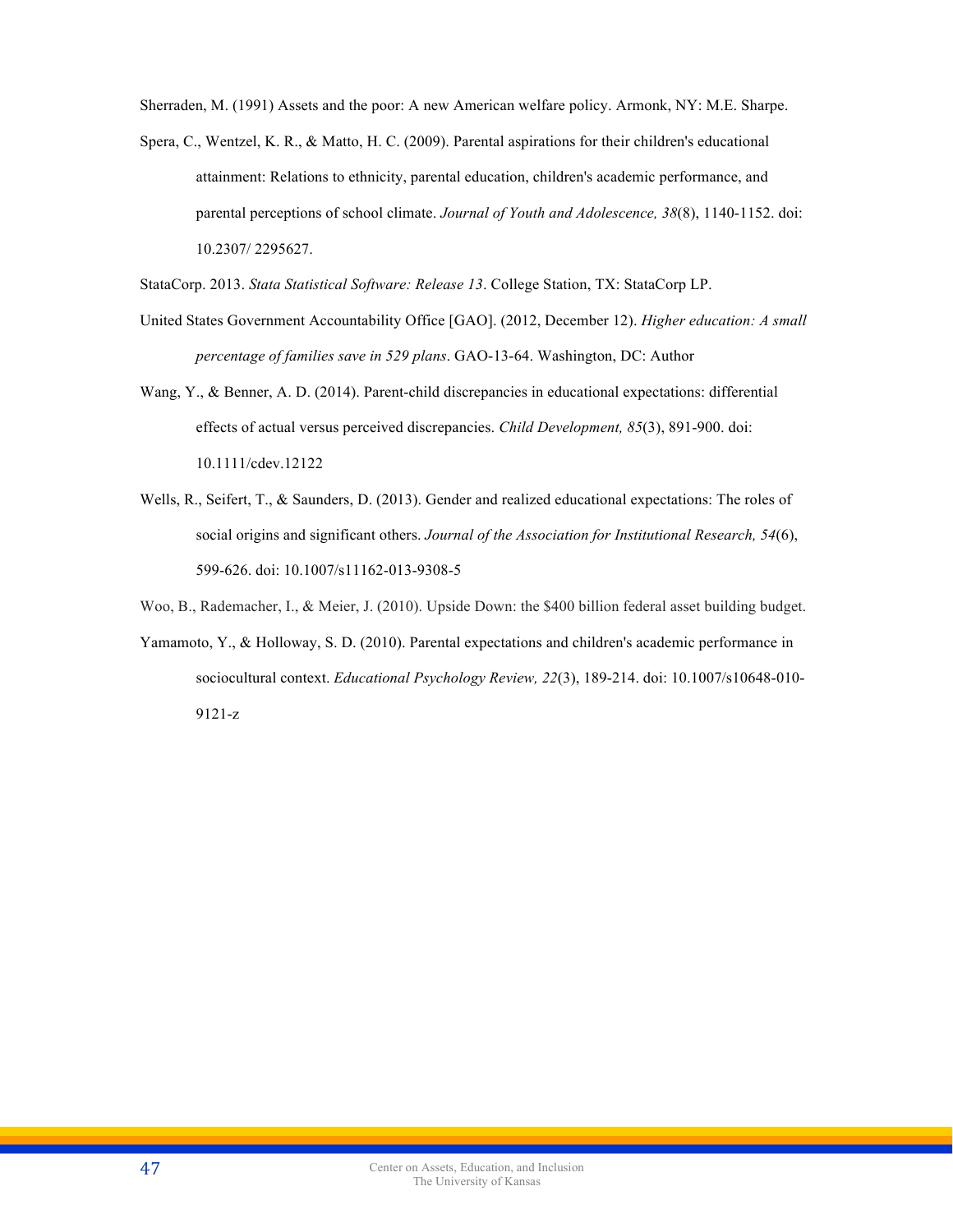Sherraden, M. (1991) Assets and the poor: A new American welfare policy. Armonk, NY: M.E. Sharpe.

Spera, C., Wentzel, K. R., & Matto, H. C. (2009). Parental aspirations for their children's educational attainment: Relations to ethnicity, parental education, children's academic performance, and parental perceptions of school climate. *Journal of Youth and Adolescence, 38*(8), 1140-1152. doi: 10.2307/ 2295627.

StataCorp. 2013. *Stata Statistical Software: Release 13*. College Station, TX: StataCorp LP.

United States Government Accountability Office [GAO]. (2012, December 12). *Higher education: A small percentage of families save in 529 plans*. GAO-13-64. Washington, DC: Author

Wang, Y., & Benner, A. D. (2014). Parent-child discrepancies in educational expectations: differential effects of actual versus perceived discrepancies. *Child Development, 85*(3), 891-900. doi: 10.1111/cdev.12122

Wells, R., Seifert, T., & Saunders, D. (2013). Gender and realized educational expectations: The roles of social origins and significant others. *Journal of the Association for Institutional Research, 54*(6), 599-626. doi: 10.1007/s11162-013-9308-5

Woo, B., Rademacher, I., & Meier, J. (2010). Upside Down: the $400 billion federal asset building budget.

Yamamoto, Y., & Holloway, S. D. (2010). Parental expectations and children's academic performance in sociocultural context. *Educational Psychology Review, 22*(3), 189-214. doi: 10.1007/s10648-010-9121-z